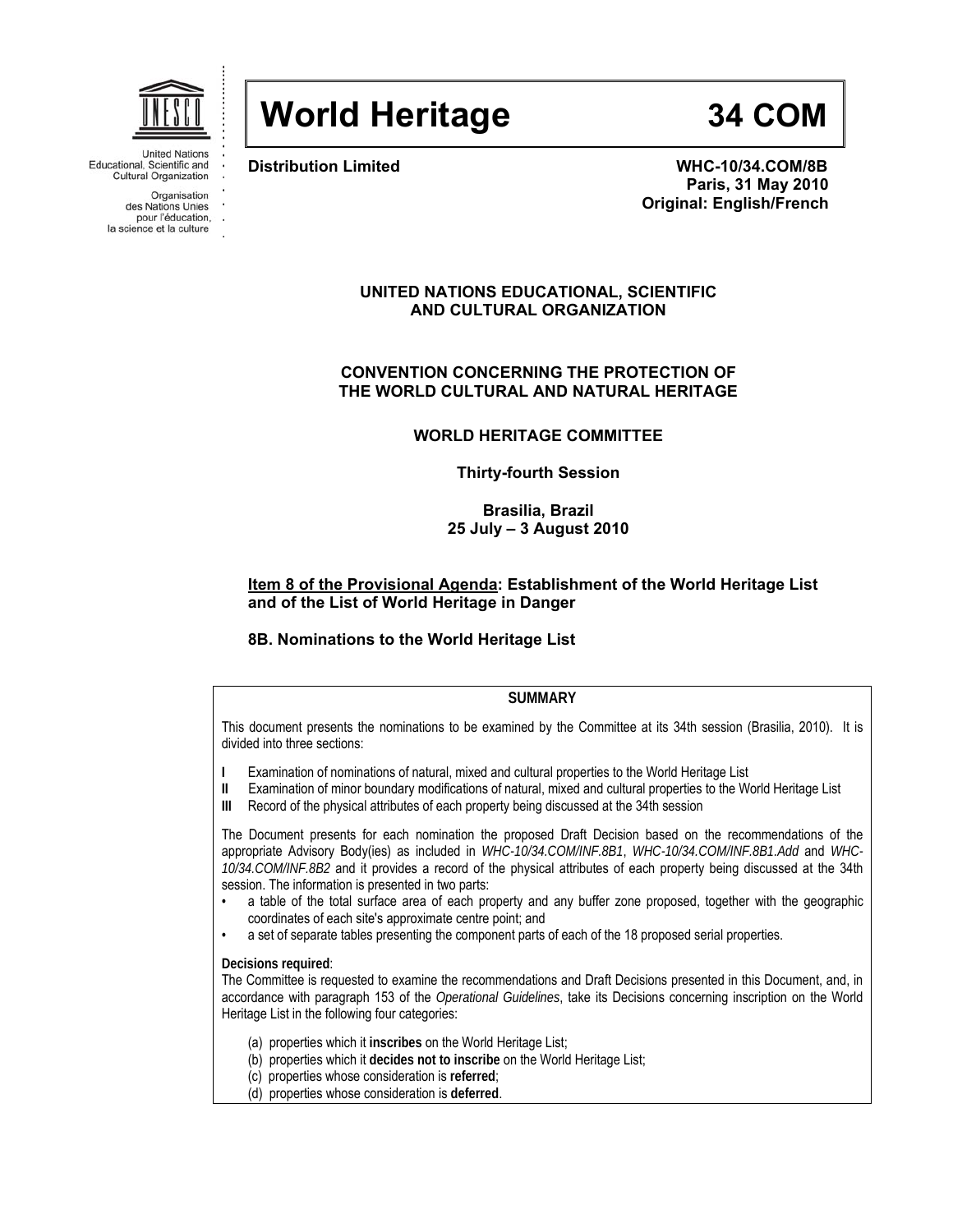United Nations Educational, Scientific and Cultural Organization

Organisation des Nations Unies pour l'éducation, la science et la culture

# World Heritage 34 COM

**Distribution Limited**

**WHC-10/34.COM/8B**
**Paris, 31 May 2010**
**Original: English/French**

**UNITED NATIONS EDUCATIONAL, SCIENTIFIC AND CULTURAL ORGANIZATION**

**CONVENTION CONCERNING THE PROTECTION OF THE WORLD CULTURAL AND NATURAL HERITAGE**

**WORLD HERITAGE COMMITTEE**

**Thirty-fourth Session**

**Brasilia, Brazil**
**25 July – 3 August 2010**

**Item 8 of the Provisional Agenda: Establishment of the World Heritage List and of the List of World Heritage in Danger**

**8B. Nominations to the World Heritage List**

**SUMMARY**

This document presents the nominations to be examined by the Committee at its 34th session (Brasilia, 2010). It is divided into three sections:

- **I** Examination of nominations of natural, mixed and cultural properties to the World Heritage List
- **II** Examination of minor boundary modifications of natural, mixed and cultural properties to the World Heritage List
- **III** Record of the physical attributes of each property being discussed at the 34th session

The Document presents for each nomination the proposed Draft Decision based on the recommendations of the appropriate Advisory Body(ies) as included in *WHC-10/34.COM/INF.8B1*, *WHC-10/34.COM/INF.8B1.Add* and *WHC-10/34.COM/INF.8B2* and it provides a record of the physical attributes of each property being discussed at the 34th session. The information is presented in two parts:

- a table of the total surface area of each property and any buffer zone proposed, together with the geographic coordinates of each site's approximate centre point; and
- a set of separate tables presenting the component parts of each of the 18 proposed serial properties.

**Decisions required**:
The Committee is requested to examine the recommendations and Draft Decisions presented in this Document, and, in accordance with paragraph 153 of the *Operational Guidelines*, take its Decisions concerning inscription on the World Heritage List in the following four categories:

(a) properties which it **inscribes** on the World Heritage List;
(b) properties which it **decides not to inscribe** on the World Heritage List;
(c) properties whose consideration is **referred**;
(d) properties whose consideration is **deferred**.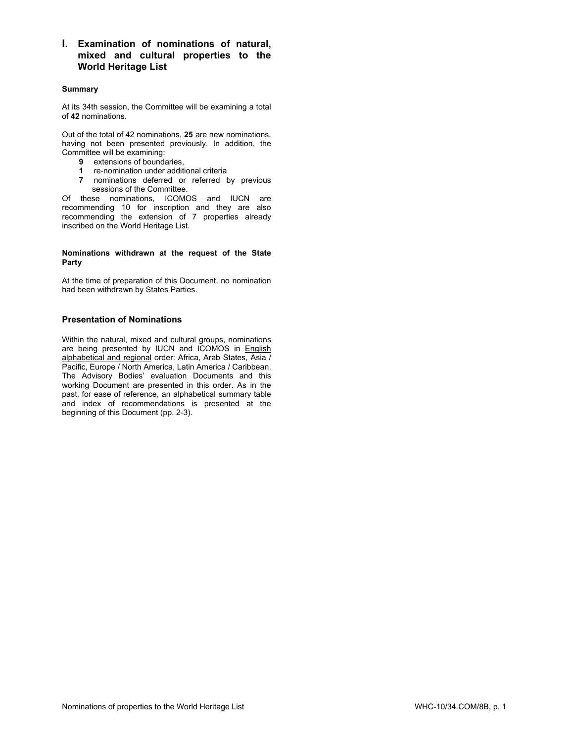# I. Examination of nominations of natural, mixed and cultural properties to the World Heritage List

### Summary

At its 34th session, the Committee will be examining a total of **42** nominations.

Out of the total of 42 nominations, **25** are new nominations, having not been presented previously. In addition, the Committee will be examining:

- **9** extensions of boundaries,
- **1** re-nomination under additional criteria
- **7** nominations deferred or referred by previous sessions of the Committee.

Of these nominations, ICOMOS and IUCN are recommending 10 for inscription and they are also recommending the extension of 7 properties already inscribed on the World Heritage List.

### Nominations withdrawn at the request of the State Party

At the time of preparation of this Document, no nomination had been withdrawn by States Parties.

## Presentation of Nominations

Within the natural, mixed and cultural groups, nominations are being presented by IUCN and ICOMOS in English alphabetical and regional order: Africa, Arab States, Asia / Pacific, Europe / North America, Latin America / Caribbean. The Advisory Bodies' evaluation Documents and this working Document are presented in this order. As in the past, for ease of reference, an alphabetical summary table and index of recommendations is presented at the beginning of this Document (pp. 2-3).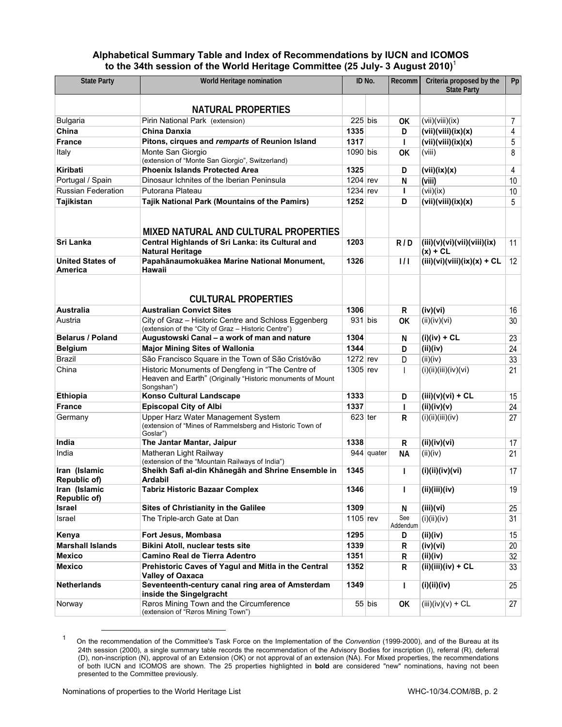**Alphabetical Summary Table and Index of Recommendations by IUCN and ICOMOS to the 34th session of the World Heritage Committee (25 July- 3 August 2010)**[1]

| State Party | World Heritage nomination | ID No. | | Recomm | Criteria proposed by the State Party | Pp |
|---|---|---|---|---|---|---|
| | **NATURAL PROPERTIES** | | | | | |
| Bulgaria | Pirin National Park (extension) | 225 | bis | OK | (vii)(viii)(ix) | 7 |
| **China** | **China Danxia** | **1335** | | D | **(vii)(viii)(ix)(x)** | 4 |
| **France** | **Pitons, cirques and *remparts* of Reunion Island** | **1317** | | I | **(vii)(viii)(ix)(x)** | 5 |
| Italy | Monte San Giorgio (extension of "Monte San Giorgio", Switzerland) | 1090 | bis | OK | (viii) | 8 |
| **Kiribati** | **Phoenix Islands Protected Area** | **1325** | | D | **(vii)(ix)(x)** | 4 |
| Portugal / Spain | Dinosaur Ichnites of the Iberian Peninsula | 1204 | rev | N | **(viii)** | 10 |
| Russian Federation | Putorana Plateau | 1234 | rev | I | (vii)(ix) | 10 |
| **Tajikistan** | **Tajik National Park (Mountains of the Pamirs)** | **1252** | | D | **(vii)(viii)(ix)(x)** | 5 |
| | **MIXED NATURAL AND CULTURAL PROPERTIES** | | | | | |
| **Sri Lanka** | **Central Highlands of Sri Lanka: its Cultural and Natural Heritage** | **1203** | | R / D | **(iii)(v)(vi)(vii)(viii)(ix)(x) + CL** | 11 |
| **United States of America** | **Papahānaumokuākea Marine National Monument, Hawaii** | **1326** | | I / I | **(iii)(vi)(viii)(ix)(x) + CL** | 12 |
| | **CULTURAL PROPERTIES** | | | | | |
| **Australia** | **Australian Convict Sites** | **1306** | | R | **(iv)(vi)** | 16 |
| Austria | City of Graz – Historic Centre and Schloss Eggenberg (extension of the "City of Graz – Historic Centre") | 931 | bis | OK | (ii)(iv)(vi) | 30 |
| **Belarus / Poland** | **Augustowski Canal – a work of man and nature** | **1304** | | N | **(i)(iv) + CL** | 23 |
| **Belgium** | **Major Mining Sites of Wallonia** | **1344** | | D | **(ii)(iv)** | 24 |
| Brazil | São Francisco Square in the Town of São Cristóvão | 1272 | rev | D | (ii)(iv) | 33 |
| China | Historic Monuments of Dengfeng in "The Centre of Heaven and Earth" (Originally "Historic monuments of Mount Songshan") | 1305 | rev | I | (i)(ii)(iii)(iv)(vi) | 21 |
| **Ethiopia** | **Konso Cultural Landscape** | **1333** | | D | **(iii)(v)(vi) + CL** | 15 |
| **France** | **Episcopal City of Albi** | **1337** | | I | **(ii)(iv)(v)** | 24 |
| Germany | Upper Harz Water Management System (extension of "Mines of Rammelsberg and Historic Town of Goslar") | 623 | ter | R | (i)(ii)(iii)(iv) | 27 |
| **India** | **The Jantar Mantar, Jaipur** | **1338** | | R | **(ii)(iv)(vi)** | 17 |
| India | Matheran Light Railway (extension of the "Mountain Railways of India") | 944 | quater | NA | (ii)(iv) | 21 |
| **Iran (Islamic Republic of)** | **Sheikh Safi al-din Khānegāh and Shrine Ensemble in Ardabil** | **1345** | | I | **(i)(ii)(iv)(vi)** | 17 |
| **Iran (Islamic Republic of)** | **Tabriz Historic Bazaar Complex** | **1346** | | I | **(ii)(iii)(iv)** | 19 |
| **Israel** | **Sites of Christianity in the Galilee** | **1309** | | N | **(iii)(vi)** | 25 |
| Israel | The Triple-arch Gate at Dan | 1105 | rev | See Addendum | (i)(ii)(iv) | 31 |
| **Kenya** | **Fort Jesus, Mombasa** | **1295** | | D | **(ii)(iv)** | 15 |
| **Marshall Islands** | **Bikini Atoll, nuclear tests site** | **1339** | | R | **(iv)(vi)** | 20 |
| **Mexico** | **Camino Real de Tierra Adentro** | **1351** | | R | **(ii)(iv)** | 32 |
| **Mexico** | **Prehistoric Caves of Yagul and Mitla in the Central Valley of Oaxaca** | **1352** | | R | **(ii)(iii)(iv) + CL** | 33 |
| **Netherlands** | **Seventeenth-century canal ring area of Amsterdam inside the Singelgracht** | **1349** | | I | **(i)(ii)(iv)** | 25 |
| Norway | Røros Mining Town and the Circumference (extension of "Røros Mining Town") | 55 | bis | OK | (iii)(iv)(v) + CL | 27 |

[1] On the recommendation of the Committee's Task Force on the Implementation of the *Convention* (1999-2000), and of the Bureau at its 24th session (2000), a single summary table records the recommendation of the Advisory Bodies for inscription (I), referral (R), deferral (D), non-inscription (N), approval of an Extension (OK) or not approval of an extension (NA). For Mixed properties, the recommendations of both IUCN and ICOMOS are shown. The 25 properties highlighted in **bold** are considered "new" nominations, having not been presented to the Committee previously.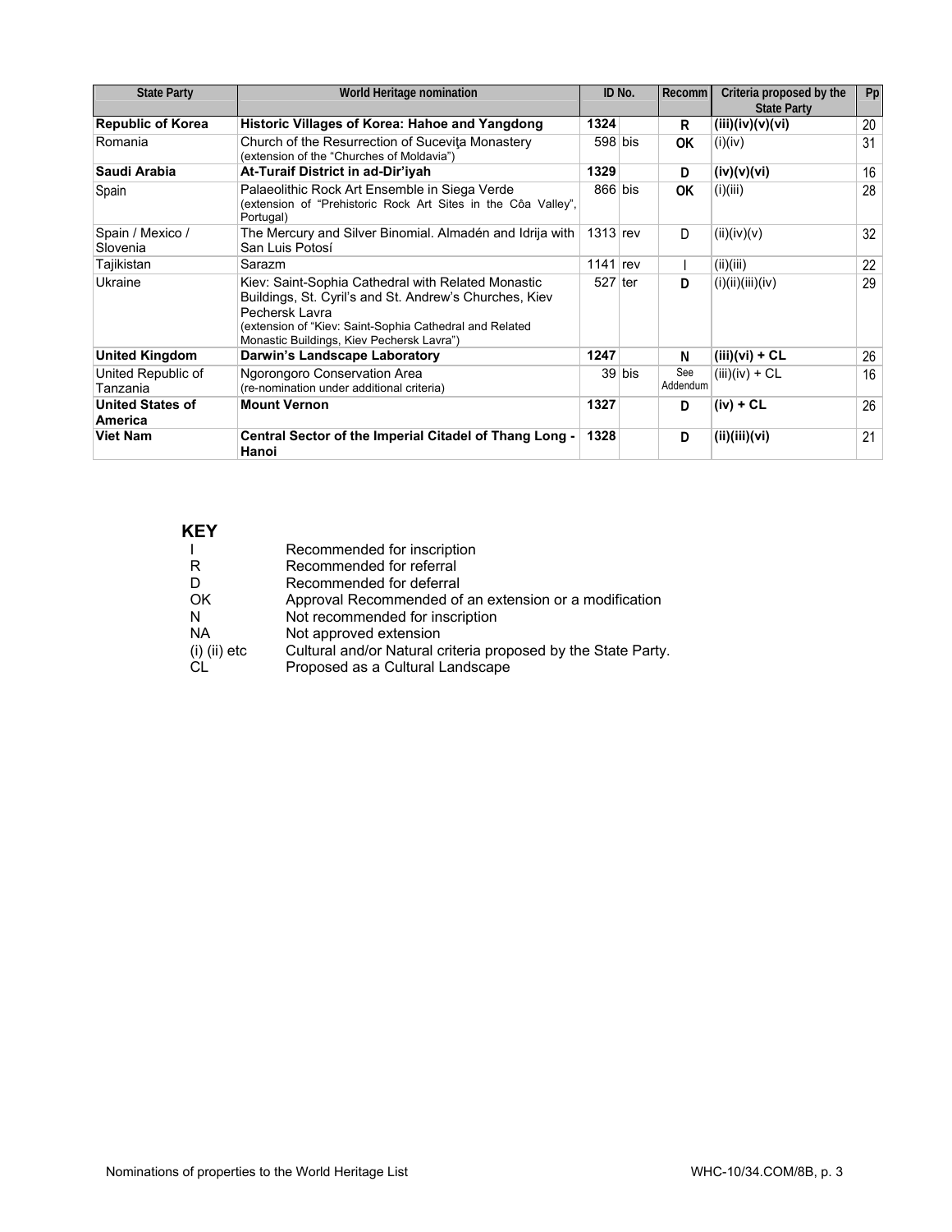| State Party | World Heritage nomination | ID No. | | Recomm | Criteria proposed by the State Party | Pp |
|---|---|---|---|---|---|---|
| **Republic of Korea** | **Historic Villages of Korea: Hahoe and Yangdong** | **1324** | | **R** | **(iii)(iv)(v)(vi)** | 20 |
| Romania | Church of the Resurrection of Suceviţa Monastery (extension of the "Churches of Moldavia") | 598 | bis | **OK** | (i)(iv) | 31 |
| **Saudi Arabia** | **At-Turaif District in ad-Dir'iyah** | **1329** | | **D** | **(iv)(v)(vi)** | 16 |
| Spain | Palaeolithic Rock Art Ensemble in Siega Verde (extension of "Prehistoric Rock Art Sites in the Côa Valley", Portugal) | 866 | bis | **OK** | (i)(iii) | 28 |
| Spain / Mexico / Slovenia | The Mercury and Silver Binomial. Almadén and Idrija with San Luis Potosí | 1313 | rev | D | (ii)(iv)(v) | 32 |
| Tajikistan | Sarazm | 1141 | rev | I | (ii)(iii) | 22 |
| Ukraine | Kiev: Saint-Sophia Cathedral with Related Monastic Buildings, St. Cyril's and St. Andrew's Churches, Kiev Pechersk Lavra (extension of "Kiev: Saint-Sophia Cathedral and Related Monastic Buildings, Kiev Pechersk Lavra") | 527 | ter | **D** | (i)(ii)(iii)(iv) | 29 |
| **United Kingdom** | **Darwin's Landscape Laboratory** | **1247** | | **N** | **(iii)(vi) + CL** | 26 |
| United Republic of Tanzania | Ngorongoro Conservation Area (re-nomination under additional criteria) | 39 | bis | See Addendum | (iii)(iv) + CL | 16 |
| **United States of America** | **Mount Vernon** | **1327** | | **D** | **(iv) + CL** | 26 |
| **Viet Nam** | **Central Sector of the Imperial Citadel of Thang Long - Hanoi** | **1328** | | **D** | **(ii)(iii)(vi)** | 21 |

**KEY**

| | |
|---|---|
| I | Recommended for inscription |
| R | Recommended for referral |
| D | Recommended for deferral |
| OK | Approval Recommended of an extension or a modification |
| N | Not recommended for inscription |
| NA | Not approved extension |
| (i) (ii) etc | Cultural and/or Natural criteria proposed by the State Party. |
| CL | Proposed as a Cultural Landscape |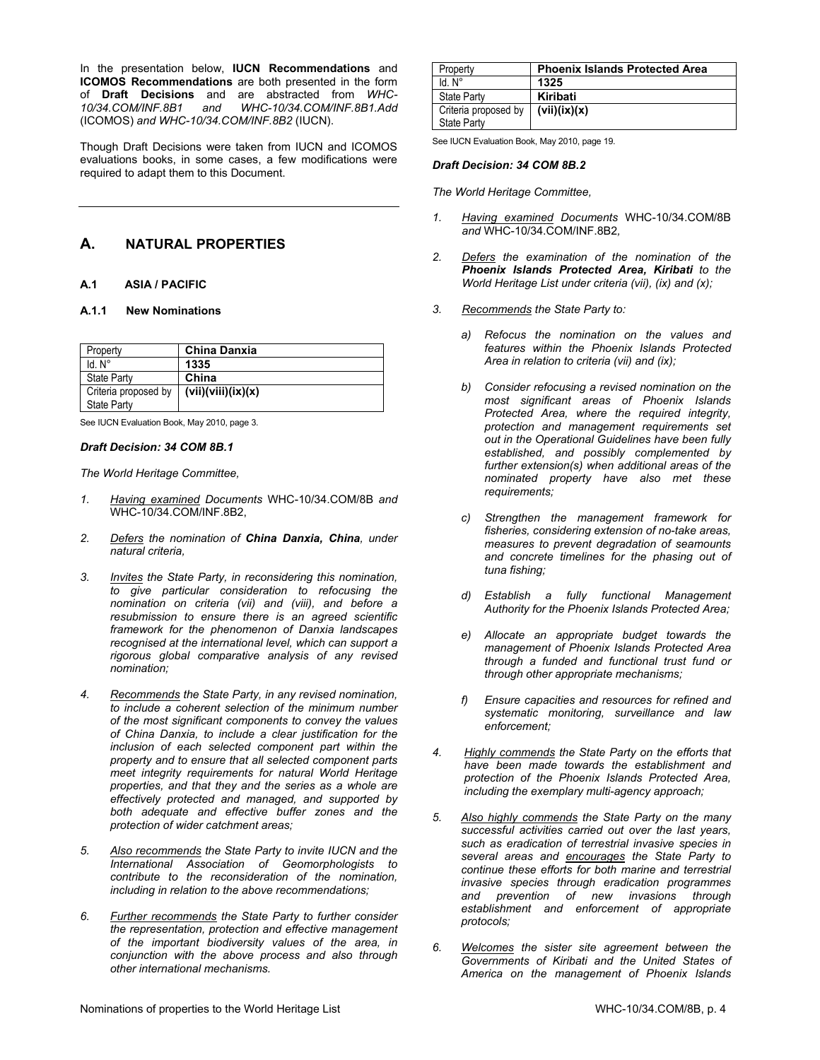In the presentation below, **IUCN Recommendations** and **ICOMOS Recommendations** are both presented in the form of **Draft Decisions** and are abstracted from *WHC-10/34.COM/INF.8B1 and WHC-10/34.COM/INF.8B1.Add* (ICOMOS) *and WHC-10/34.COM/INF.8B2* (IUCN).

Though Draft Decisions were taken from IUCN and ICOMOS evaluations books, in some cases, a few modifications were required to adapt them to this Document.

## A. NATURAL PROPERTIES

### A.1 ASIA / PACIFIC

#### A.1.1 New Nominations

| Property | **China Danxia** |
|---|---|
| Id. N° | **1335** |
| State Party | **China** |
| Criteria proposed by State Party | **(vii)(viii)(ix)(x)** |

See IUCN Evaluation Book, May 2010, page 3.

***Draft Decision: 34 COM 8B.1***

*The World Heritage Committee,*

1. *Having examined Documents* WHC-10/34.COM/8B *and* WHC-10/34.COM/INF.8B2,
2. *Defers the nomination of **China Danxia, China**, under natural criteria,*
3. *Invites the State Party, in reconsidering this nomination, to give particular consideration to refocusing the nomination on criteria (vii) and (viii), and before a resubmission to ensure there is an agreed scientific framework for the phenomenon of Danxia landscapes recognised at the international level, which can support a rigorous global comparative analysis of any revised nomination;*
4. *Recommends the State Party, in any revised nomination, to include a coherent selection of the minimum number of the most significant components to convey the values of China Danxia, to include a clear justification for the inclusion of each selected component part within the property and to ensure that all selected component parts meet integrity requirements for natural World Heritage properties, and that they and the series as a whole are effectively protected and managed, and supported by both adequate and effective buffer zones and the protection of wider catchment areas;*
5. *Also recommends the State Party to invite IUCN and the International Association of Geomorphologists to contribute to the reconsideration of the nomination, including in relation to the above recommendations;*
6. *Further recommends the State Party to further consider the representation, protection and effective management of the important biodiversity values of the area, in conjunction with the above process and also through other international mechanisms.*

| Property | **Phoenix Islands Protected Area** |
|---|---|
| Id. N° | **1325** |
| State Party | **Kiribati** |
| Criteria proposed by State Party | **(vii)(ix)(x)** |

See IUCN Evaluation Book, May 2010, page 19.

***Draft Decision: 34 COM 8B.2***

*The World Heritage Committee,*

1. *Having examined Documents* WHC-10/34.COM/8B *and* WHC-10/34.COM/INF.8B2*,*
2. *Defers the examination of the nomination of the **Phoenix Islands Protected Area, Kiribati** to the World Heritage List under criteria (vii), (ix) and (x);*
3. *Recommends the State Party to:*
   a) *Refocus the nomination on the values and features within the Phoenix Islands Protected Area in relation to criteria (vii) and (ix);*
   b) *Consider refocusing a revised nomination on the most significant areas of Phoenix Islands Protected Area, where the required integrity, protection and management requirements set out in the Operational Guidelines have been fully established, and possibly complemented by further extension(s) when additional areas of the nominated property have also met these requirements;*
   c) *Strengthen the management framework for fisheries, considering extension of no-take areas, measures to prevent degradation of seamounts and concrete timelines for the phasing out of tuna fishing;*
   d) *Establish a fully functional Management Authority for the Phoenix Islands Protected Area;*
   e) *Allocate an appropriate budget towards the management of Phoenix Islands Protected Area through a funded and functional trust fund or through other appropriate mechanisms;*
   f) *Ensure capacities and resources for refined and systematic monitoring, surveillance and law enforcement;*
4. *Highly commends the State Party on the efforts that have been made towards the establishment and protection of the Phoenix Islands Protected Area, including the exemplary multi-agency approach;*
5. *Also highly commends the State Party on the many successful activities carried out over the last years, such as eradication of terrestrial invasive species in several areas and encourages the State Party to continue these efforts for both marine and terrestrial invasive species through eradication programmes and prevention of new invasions through establishment and enforcement of appropriate protocols;*
6. *Welcomes the sister site agreement between the Governments of Kiribati and the United States of America on the management of Phoenix Islands*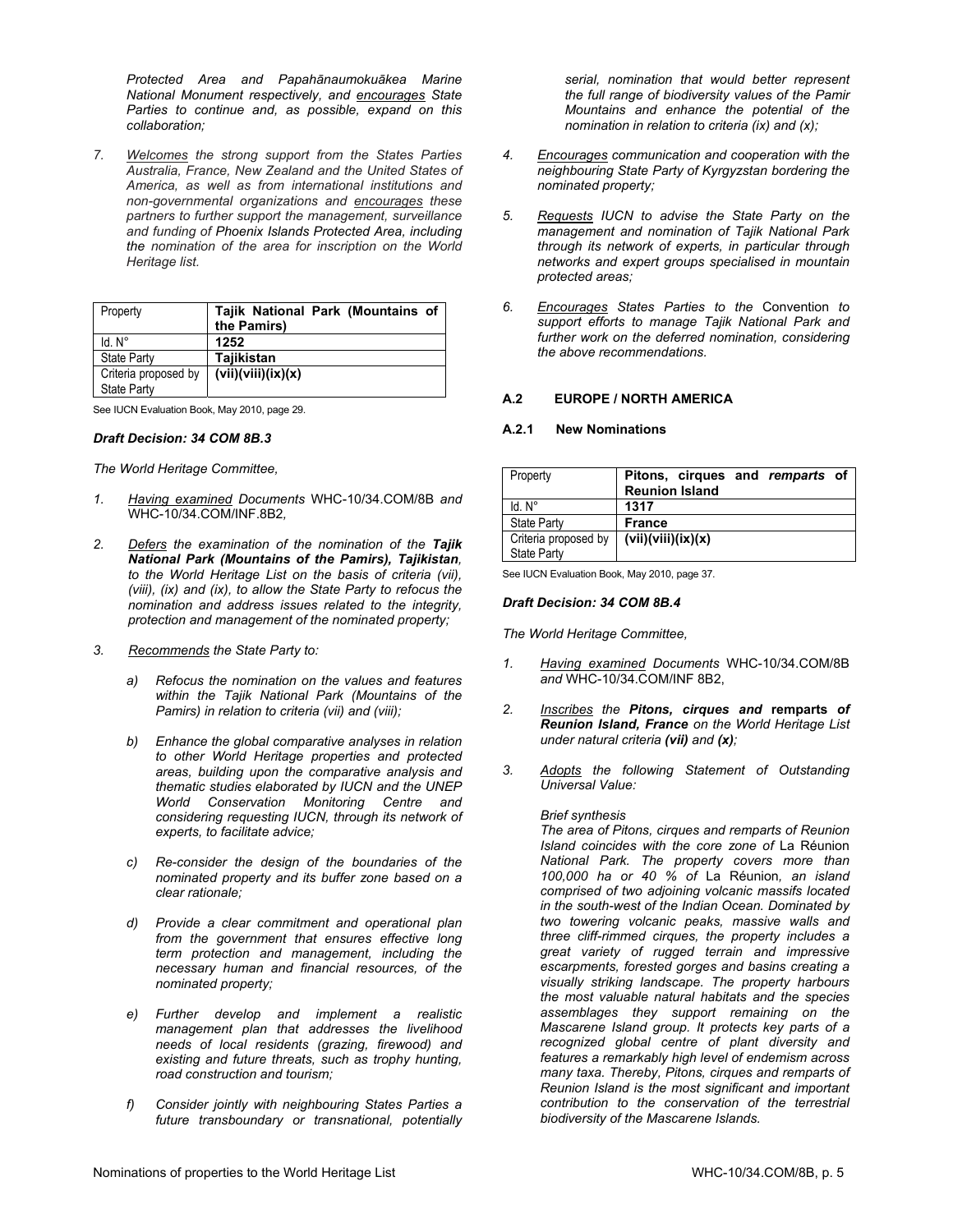*Protected Area and Papahānaumokuākea Marine National Monument respectively, and encourages State Parties to continue and, as possible, expand on this collaboration;*

7. *Welcomes the strong support from the States Parties Australia, France, New Zealand and the United States of America, as well as from international institutions and non-governmental organizations and encourages these partners to further support the management, surveillance and funding of Phoenix Islands Protected Area, including the nomination of the area for inscription on the World Heritage list.*

| Property | **Tajik National Park (Mountains of the Pamirs)** |
|---|---|
| Id. N° | **1252** |
| State Party | **Tajikistan** |
| Criteria proposed by State Party | **(vii)(viii)(ix)(x)** |

See IUCN Evaluation Book, May 2010, page 29.

***Draft Decision: 34 COM 8B.3***

*The World Heritage Committee,*

1. *Having examined Documents* WHC-10/34.COM/8B *and* WHC-10/34.COM/INF.8B2*,*

2. *Defers the examination of the nomination of the **Tajik National Park (Mountains of the Pamirs), Tajikistan**, to the World Heritage List on the basis of criteria (vii), (viii), (ix) and (ix), to allow the State Party to refocus the nomination and address issues related to the integrity, protection and management of the nominated property;*

3. *Recommends the State Party to:*

   a) *Refocus the nomination on the values and features within the Tajik National Park (Mountains of the Pamirs) in relation to criteria (vii) and (viii);*

   b) *Enhance the global comparative analyses in relation to other World Heritage properties and protected areas, building upon the comparative analysis and thematic studies elaborated by IUCN and the UNEP World Conservation Monitoring Centre and considering requesting IUCN, through its network of experts, to facilitate advice;*

   c) *Re-consider the design of the boundaries of the nominated property and its buffer zone based on a clear rationale;*

   d) *Provide a clear commitment and operational plan from the government that ensures effective long term protection and management, including the necessary human and financial resources, of the nominated property;*

   e) *Further develop and implement a realistic management plan that addresses the livelihood needs of local residents (grazing, firewood) and existing and future threats, such as trophy hunting, road construction and tourism;*

   f) *Consider jointly with neighbouring States Parties a future transboundary or transnational, potentially serial, nomination that would better represent the full range of biodiversity values of the Pamir Mountains and enhance the potential of the nomination in relation to criteria (ix) and (x);*

4. *Encourages communication and cooperation with the neighbouring State Party of Kyrgyzstan bordering the nominated property;*

5. *Requests IUCN to advise the State Party on the management and nomination of Tajik National Park through its network of experts, in particular through networks and expert groups specialised in mountain protected areas;*

6. *Encourages States Parties to the* Convention *to support efforts to manage Tajik National Park and further work on the deferred nomination, considering the above recommendations.*

### A.2 EUROPE / NORTH AMERICA

#### A.2.1 New Nominations

| Property | **Pitons, cirques and *remparts* of Reunion Island** |
|---|---|
| Id. N° | **1317** |
| State Party | **France** |
| Criteria proposed by State Party | **(vii)(viii)(ix)(x)** |

See IUCN Evaluation Book, May 2010, page 37.

***Draft Decision: 34 COM 8B.4***

*The World Heritage Committee,*

1. *Having examined Documents* WHC-10/34.COM/8B *and* WHC-10/34.COM/INF 8B2,

2. *Inscribes the **Pitons, cirques and** **remparts** **of Reunion Island, France** on the World Heritage List under natural criteria **(vii)** and **(x)**;*

3. *Adopts the following Statement of Outstanding Universal Value:*

   *Brief synthesis*

   *The area of Pitons, cirques and remparts of Reunion Island coincides with the core zone of* La Réunion *National Park. The property covers more than 100,000 ha or 40 % of* La Réunion*, an island comprised of two adjoining volcanic massifs located in the south-west of the Indian Ocean. Dominated by two towering volcanic peaks, massive walls and three cliff-rimmed cirques, the property includes a great variety of rugged terrain and impressive escarpments, forested gorges and basins creating a visually striking landscape. The property harbours the most valuable natural habitats and the species assemblages they support remaining on the Mascarene Island group. It protects key parts of a recognized global centre of plant diversity and features a remarkably high level of endemism across many taxa. Thereby, Pitons, cirques and remparts of Reunion Island is the most significant and important contribution to the conservation of the terrestrial biodiversity of the Mascarene Islands.*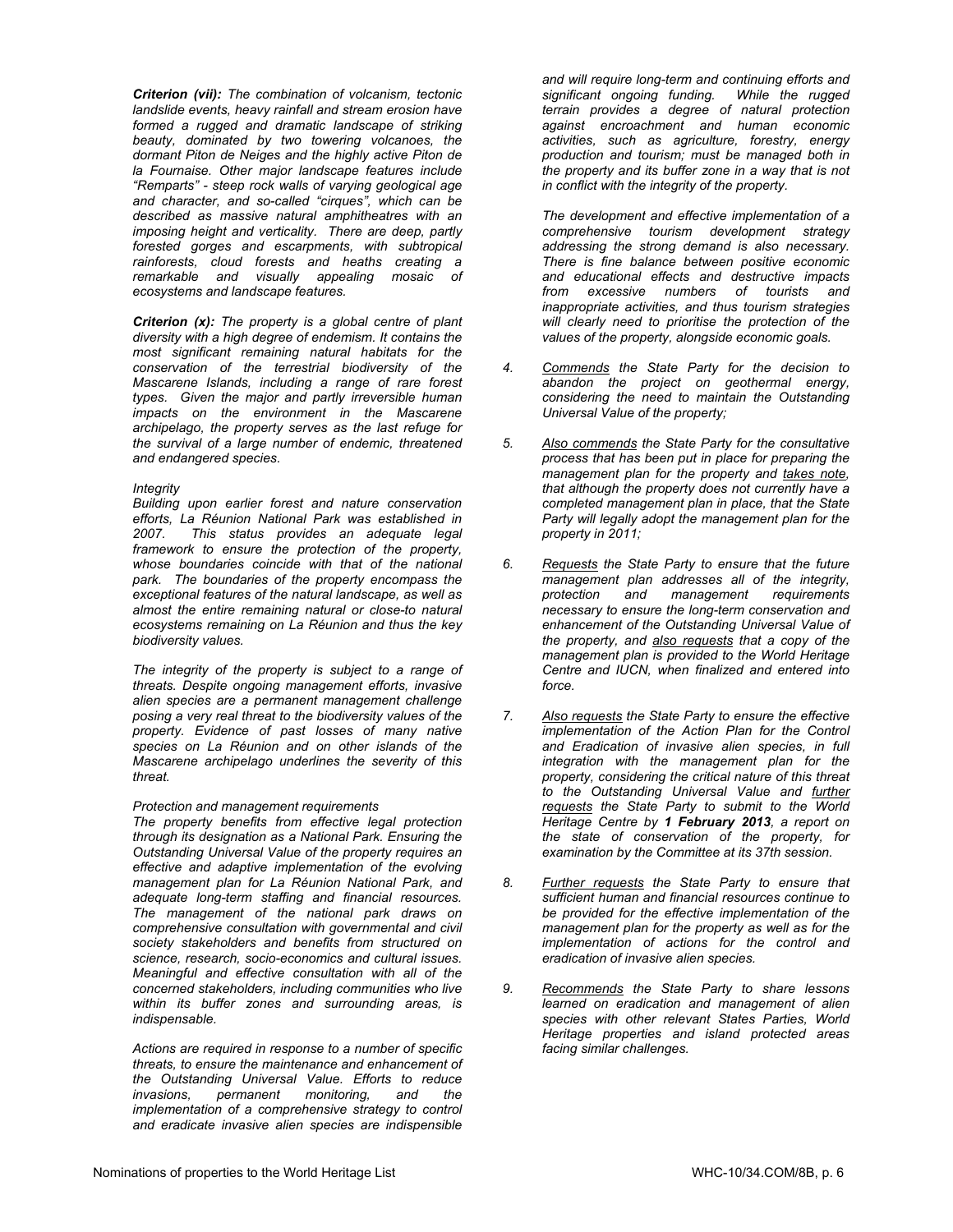***Criterion (vii):*** *The combination of volcanism, tectonic landslide events, heavy rainfall and stream erosion have formed a rugged and dramatic landscape of striking beauty, dominated by two towering volcanoes, the dormant Piton de Neiges and the highly active Piton de la Fournaise. Other major landscape features include "Remparts" - steep rock walls of varying geological age and character, and so-called "cirques", which can be described as massive natural amphitheatres with an imposing height and verticality. There are deep, partly forested gorges and escarpments, with subtropical rainforests, cloud forests and heaths creating a remarkable and visually appealing mosaic of ecosystems and landscape features.*

***Criterion (x):*** *The property is a global centre of plant diversity with a high degree of endemism. It contains the most significant remaining natural habitats for the conservation of the terrestrial biodiversity of the Mascarene Islands, including a range of rare forest types. Given the major and partly irreversible human impacts on the environment in the Mascarene archipelago, the property serves as the last refuge for the survival of a large number of endemic, threatened and endangered species.*

*Integrity*

*Building upon earlier forest and nature conservation efforts, La Réunion National Park was established in 2007. This status provides an adequate legal framework to ensure the protection of the property, whose boundaries coincide with that of the national park. The boundaries of the property encompass the exceptional features of the natural landscape, as well as almost the entire remaining natural or close-to natural ecosystems remaining on La Réunion and thus the key biodiversity values.*

*The integrity of the property is subject to a range of threats. Despite ongoing management efforts, invasive alien species are a permanent management challenge posing a very real threat to the biodiversity values of the property. Evidence of past losses of many native species on La Réunion and on other islands of the Mascarene archipelago underlines the severity of this threat.*

*Protection and management requirements*

*The property benefits from effective legal protection through its designation as a National Park. Ensuring the Outstanding Universal Value of the property requires an effective and adaptive implementation of the evolving management plan for La Réunion National Park, and adequate long-term staffing and financial resources. The management of the national park draws on comprehensive consultation with governmental and civil society stakeholders and benefits from structured on science, research, socio-economics and cultural issues. Meaningful and effective consultation with all of the concerned stakeholders, including communities who live within its buffer zones and surrounding areas, is indispensable.*

*Actions are required in response to a number of specific threats, to ensure the maintenance and enhancement of the Outstanding Universal Value. Efforts to reduce invasions, permanent monitoring, and the implementation of a comprehensive strategy to control and eradicate invasive alien species are indispensable and will require long-term and continuing efforts and significant ongoing funding. While the rugged terrain provides a degree of natural protection against encroachment and human economic activities, such as agriculture, forestry, energy production and tourism; must be managed both in the property and its buffer zone in a way that is not in conflict with the integrity of the property.*

*The development and effective implementation of a comprehensive tourism development strategy addressing the strong demand is also necessary. There is fine balance between positive economic and educational effects and destructive impacts from excessive numbers of tourists and inappropriate activities, and thus tourism strategies will clearly need to prioritise the protection of the values of the property, alongside economic goals.*

4. *Commends the State Party for the decision to abandon the project on geothermal energy, considering the need to maintain the Outstanding Universal Value of the property;*

5. *Also commends the State Party for the consultative process that has been put in place for preparing the management plan for the property and takes note, that although the property does not currently have a completed management plan in place, that the State Party will legally adopt the management plan for the property in 2011;*

6. *Requests the State Party to ensure that the future management plan addresses all of the integrity, protection and management requirements necessary to ensure the long-term conservation and enhancement of the Outstanding Universal Value of the property, and also requests that a copy of the management plan is provided to the World Heritage Centre and IUCN, when finalized and entered into force.*

7. *Also requests the State Party to ensure the effective implementation of the Action Plan for the Control and Eradication of invasive alien species, in full integration with the management plan for the property, considering the critical nature of this threat to the Outstanding Universal Value and further requests the State Party to submit to the World Heritage Centre by **1 February 2013**, a report on the state of conservation of the property, for examination by the Committee at its 37th session.*

8. *Further requests the State Party to ensure that sufficient human and financial resources continue to be provided for the effective implementation of the management plan for the property as well as for the implementation of actions for the control and eradication of invasive alien species.*

9. *Recommends the State Party to share lessons learned on eradication and management of alien species with other relevant States Parties, World Heritage properties and island protected areas facing similar challenges.*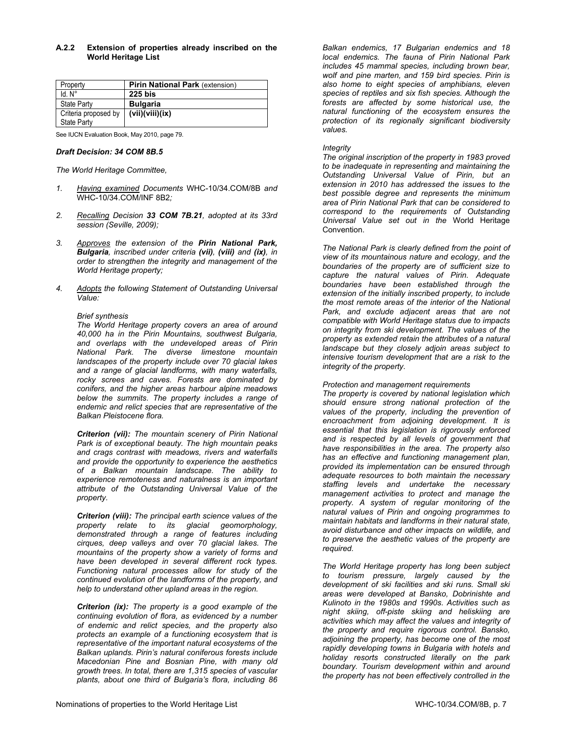### A.2.2 Extension of properties already inscribed on the World Heritage List

| Property | **Pirin National Park** (extension) |
|---|---|
| Id. N° | **225 bis** |
| State Party | **Bulgaria** |
| Criteria proposed by State Party | **(vii)(viii)(ix)** |

See IUCN Evaluation Book, May 2010, page 79.

***Draft Decision: 34 COM 8B.5***

*The World Heritage Committee,*

1. *Having examined Documents* WHC-10/34.COM/8B *and* WHC-10/34.COM/INF 8B2*;*

2. *Recalling Decision **33 COM 7B.21**, adopted at its 33rd session (Seville, 2009);*

3. *Approves the extension of the **Pirin National Park, Bulgaria**, inscribed under criteria **(vii)**, **(viii)** and **(ix)**, in order to strengthen the integrity and management of the World Heritage property;*

4. *Adopts the following Statement of Outstanding Universal Value:*

   *Brief synthesis*

   *The World Heritage property covers an area of around 40,000 ha in the Pirin Mountains, southwest Bulgaria, and overlaps with the undeveloped areas of Pirin National Park. The diverse limestone mountain landscapes of the property include over 70 glacial lakes and a range of glacial landforms, with many waterfalls, rocky screes and caves. Forests are dominated by conifers, and the higher areas harbour alpine meadows below the summits. The property includes a range of endemic and relict species that are representative of the Balkan Pleistocene flora.*

   ***Criterion (vii):** The mountain scenery of Pirin National Park is of exceptional beauty. The high mountain peaks and crags contrast with meadows, rivers and waterfalls and provide the opportunity to experience the aesthetics of a Balkan mountain landscape. The ability to experience remoteness and naturalness is an important attribute of the Outstanding Universal Value of the property.*

   ***Criterion (viii):** The principal earth science values of the property relate to its glacial geomorphology, demonstrated through a range of features including cirques, deep valleys and over 70 glacial lakes. The mountains of the property show a variety of forms and have been developed in several different rock types. Functioning natural processes allow for study of the continued evolution of the landforms of the property, and help to understand other upland areas in the region.*

   ***Criterion (ix):** The property is a good example of the continuing evolution of flora, as evidenced by a number of endemic and relict species, and the property also protects an example of a functioning ecosystem that is representative of the important natural ecosystems of the Balkan uplands. Pirin's natural coniferous forests include Macedonian Pine and Bosnian Pine, with many old growth trees. In total, there are 1,315 species of vascular plants, about one third of Bulgaria's flora, including 86 Balkan endemics, 17 Bulgarian endemics and 18 local endemics. The fauna of Pirin National Park includes 45 mammal species, including brown bear, wolf and pine marten, and 159 bird species. Pirin is also home to eight species of amphibians, eleven species of reptiles and six fish species. Although the forests are affected by some historical use, the natural functioning of the ecosystem ensures the protection of its regionally significant biodiversity values.*

   *Integrity*

   *The original inscription of the property in 1983 proved to be inadequate in representing and maintaining the Outstanding Universal Value of Pirin, but an extension in 2010 has addressed the issues to the best possible degree and represents the minimum area of Pirin National Park that can be considered to correspond to the requirements of Outstanding Universal Value set out in the* World Heritage Convention.

   *The National Park is clearly defined from the point of view of its mountainous nature and ecology, and the boundaries of the property are of sufficient size to capture the natural values of Pirin. Adequate boundaries have been established through the extension of the initially inscribed property, to include the most remote areas of the interior of the National Park, and exclude adjacent areas that are not compatible with World Heritage status due to impacts on integrity from ski development. The values of the property as extended retain the attributes of a natural landscape but they closely adjoin areas subject to intensive tourism development that are a risk to the integrity of the property.*

   *Protection and management requirements*

   *The property is covered by national legislation which should ensure strong national protection of the values of the property, including the prevention of encroachment from adjoining development. It is essential that this legislation is rigorously enforced and is respected by all levels of government that have responsibilities in the area. The property also has an effective and functioning management plan, provided its implementation can be ensured through adequate resources to both maintain the necessary staffing levels and undertake the necessary management activities to protect and manage the property. A system of regular monitoring of the natural values of Pirin and ongoing programmes to maintain habitats and landforms in their natural state, avoid disturbance and other impacts on wildlife, and to preserve the aesthetic values of the property are required.*

   *The World Heritage property has long been subject to tourism pressure, largely caused by the development of ski facilities and ski runs. Small ski areas were developed at Bansko, Dobrinishte and Kulinoto in the 1980s and 1990s. Activities such as night skiing, off-piste skiing and heliskiing are activities which may affect the values and integrity of the property and require rigorous control. Bansko, adjoining the property, has become one of the most rapidly developing towns in Bulgaria with hotels and holiday resorts constructed literally on the park boundary. Tourism development within and around the property has not been effectively controlled in the*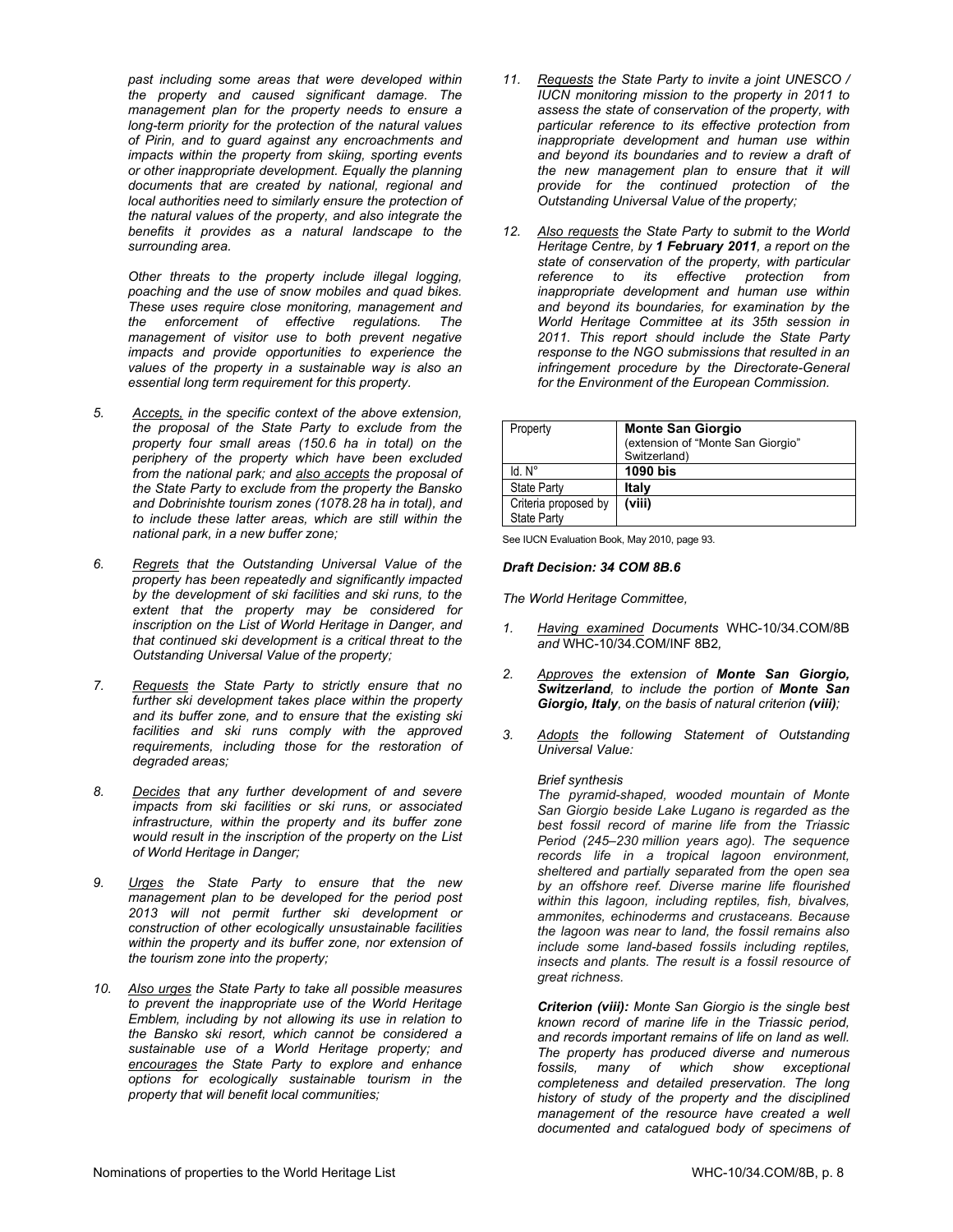*past including some areas that were developed within the property and caused significant damage. The management plan for the property needs to ensure a long-term priority for the protection of the natural values of Pirin, and to guard against any encroachments and impacts within the property from skiing, sporting events or other inappropriate development. Equally the planning documents that are created by national, regional and local authorities need to similarly ensure the protection of the natural values of the property, and also integrate the benefits it provides as a natural landscape to the surrounding area.*

*Other threats to the property include illegal logging, poaching and the use of snow mobiles and quad bikes. These uses require close monitoring, management and the enforcement of effective regulations. The management of visitor use to both prevent negative impacts and provide opportunities to experience the values of the property in a sustainable way is also an essential long term requirement for this property.*

5. *Accepts, in the specific context of the above extension, the proposal of the State Party to exclude from the property four small areas (150.6 ha in total) on the periphery of the property which have been excluded from the national park; and also accepts the proposal of the State Party to exclude from the property the Bansko and Dobrinishte tourism zones (1078.28 ha in total), and to include these latter areas, which are still within the national park, in a new buffer zone;*

6. *Regrets that the Outstanding Universal Value of the property has been repeatedly and significantly impacted by the development of ski facilities and ski runs, to the extent that the property may be considered for inscription on the List of World Heritage in Danger, and that continued ski development is a critical threat to the Outstanding Universal Value of the property;*

7. *Requests the State Party to strictly ensure that no further ski development takes place within the property and its buffer zone, and to ensure that the existing ski facilities and ski runs comply with the approved requirements, including those for the restoration of degraded areas;*

8. *Decides that any further development of and severe impacts from ski facilities or ski runs, or associated infrastructure, within the property and its buffer zone would result in the inscription of the property on the List of World Heritage in Danger;*

9. *Urges the State Party to ensure that the new management plan to be developed for the period post 2013 will not permit further ski development or construction of other ecologically unsustainable facilities within the property and its buffer zone, nor extension of the tourism zone into the property;*

10. *Also urges the State Party to take all possible measures to prevent the inappropriate use of the World Heritage Emblem, including by not allowing its use in relation to the Bansko ski resort, which cannot be considered a sustainable use of a World Heritage property; and encourages the State Party to explore and enhance options for ecologically sustainable tourism in the property that will benefit local communities;*

11. *Requests the State Party to invite a joint UNESCO / IUCN monitoring mission to the property in 2011 to assess the state of conservation of the property, with particular reference to its effective protection from inappropriate development and human use within and beyond its boundaries and to review a draft of the new management plan to ensure that it will provide for the continued protection of the Outstanding Universal Value of the property;*

12. *Also requests the State Party to submit to the World Heritage Centre, by **1 February 2011**, a report on the state of conservation of the property, with particular reference to its effective protection from inappropriate development and human use within and beyond its boundaries, for examination by the World Heritage Committee at its 35th session in 2011. This report should include the State Party response to the NGO submissions that resulted in an infringement procedure by the Directorate-General for the Environment of the European Commission.*

| Property | **Monte San Giorgio** (extension of "Monte San Giorgio" Switzerland) |
|---|---|
| Id. N° | **1090 bis** |
| State Party | **Italy** |
| Criteria proposed by State Party | **(viii)** |

See IUCN Evaluation Book, May 2010, page 93.

***Draft Decision: 34 COM 8B.6***

*The World Heritage Committee,*

1. *Having examined Documents* WHC-10/34.COM/8B *and* WHC-10/34.COM/INF 8B2*,*

2. *Approves the extension of **Monte San Giorgio, Switzerland**, to include the portion of **Monte San Giorgio, Italy**, on the basis of natural criterion **(viii)**;*

3. *Adopts the following Statement of Outstanding Universal Value:*

   *Brief synthesis*
   *The pyramid-shaped, wooded mountain of Monte San Giorgio beside Lake Lugano is regarded as the best fossil record of marine life from the Triassic Period (245–230 million years ago). The sequence records life in a tropical lagoon environment, sheltered and partially separated from the open sea by an offshore reef. Diverse marine life flourished within this lagoon, including reptiles, fish, bivalves, ammonites, echinoderms and crustaceans. Because the lagoon was near to land, the fossil remains also include some land-based fossils including reptiles, insects and plants. The result is a fossil resource of great richness.*

   ***Criterion (viii):** Monte San Giorgio is the single best known record of marine life in the Triassic period, and records important remains of life on land as well. The property has produced diverse and numerous fossils, many of which show exceptional completeness and detailed preservation. The long history of study of the property and the disciplined management of the resource have created a well documented and catalogued body of specimens of*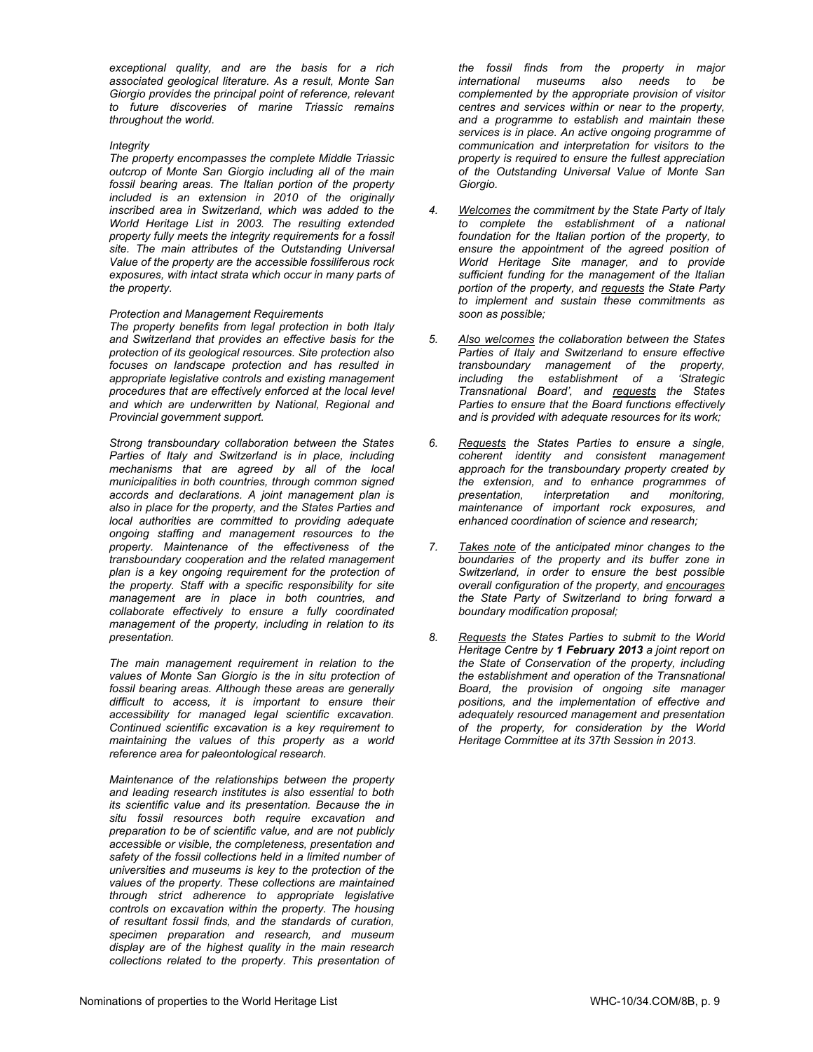*exceptional quality, and are the basis for a rich associated geological literature. As a result, Monte San Giorgio provides the principal point of reference, relevant to future discoveries of marine Triassic remains throughout the world.*

*Integrity*

*The property encompasses the complete Middle Triassic outcrop of Monte San Giorgio including all of the main fossil bearing areas. The Italian portion of the property included is an extension in 2010 of the originally inscribed area in Switzerland, which was added to the World Heritage List in 2003. The resulting extended property fully meets the integrity requirements for a fossil site. The main attributes of the Outstanding Universal Value of the property are the accessible fossiliferous rock exposures, with intact strata which occur in many parts of the property.*

*Protection and Management Requirements*

*The property benefits from legal protection in both Italy and Switzerland that provides an effective basis for the protection of its geological resources. Site protection also focuses on landscape protection and has resulted in appropriate legislative controls and existing management procedures that are effectively enforced at the local level and which are underwritten by National, Regional and Provincial government support.*

*Strong transboundary collaboration between the States Parties of Italy and Switzerland is in place, including mechanisms that are agreed by all of the local municipalities in both countries, through common signed accords and declarations. A joint management plan is also in place for the property, and the States Parties and local authorities are committed to providing adequate ongoing staffing and management resources to the property. Maintenance of the effectiveness of the transboundary cooperation and the related management plan is a key ongoing requirement for the protection of the property. Staff with a specific responsibility for site management are in place in both countries, and collaborate effectively to ensure a fully coordinated management of the property, including in relation to its presentation.*

*The main management requirement in relation to the values of Monte San Giorgio is the in situ protection of fossil bearing areas. Although these areas are generally difficult to access, it is important to ensure their accessibility for managed legal scientific excavation. Continued scientific excavation is a key requirement to maintaining the values of this property as a world reference area for paleontological research.*

*Maintenance of the relationships between the property and leading research institutes is also essential to both its scientific value and its presentation. Because the in situ fossil resources both require excavation and preparation to be of scientific value, and are not publicly accessible or visible, the completeness, presentation and safety of the fossil collections held in a limited number of universities and museums is key to the protection of the values of the property. These collections are maintained through strict adherence to appropriate legislative controls on excavation within the property. The housing of resultant fossil finds, and the standards of curation, specimen preparation and research, and museum display are of the highest quality in the main research collections related to the property. This presentation of the fossil finds from the property in major international museums also needs to be complemented by the appropriate provision of visitor centres and services within or near to the property, and a programme to establish and maintain these services is in place. An active ongoing programme of communication and interpretation for visitors to the property is required to ensure the fullest appreciation of the Outstanding Universal Value of Monte San Giorgio.*

4. *Welcomes the commitment by the State Party of Italy to complete the establishment of a national foundation for the Italian portion of the property, to ensure the appointment of the agreed position of World Heritage Site manager, and to provide sufficient funding for the management of the Italian portion of the property, and requests the State Party to implement and sustain these commitments as soon as possible;*

5. *Also welcomes the collaboration between the States Parties of Italy and Switzerland to ensure effective transboundary management of the property, including the establishment of a 'Strategic Transnational Board', and requests the States Parties to ensure that the Board functions effectively and is provided with adequate resources for its work;*

6. *Requests the States Parties to ensure a single, coherent identity and consistent management approach for the transboundary property created by the extension, and to enhance programmes of presentation, interpretation and monitoring, maintenance of important rock exposures, and enhanced coordination of science and research;*

7. *Takes note of the anticipated minor changes to the boundaries of the property and its buffer zone in Switzerland, in order to ensure the best possible overall configuration of the property, and encourages the State Party of Switzerland to bring forward a boundary modification proposal;*

8. *Requests the States Parties to submit to the World Heritage Centre by **1 February 2013** a joint report on the State of Conservation of the property, including the establishment and operation of the Transnational Board, the provision of ongoing site manager positions, and the implementation of effective and adequately resourced management and presentation of the property, for consideration by the World Heritage Committee at its 37th Session in 2013.*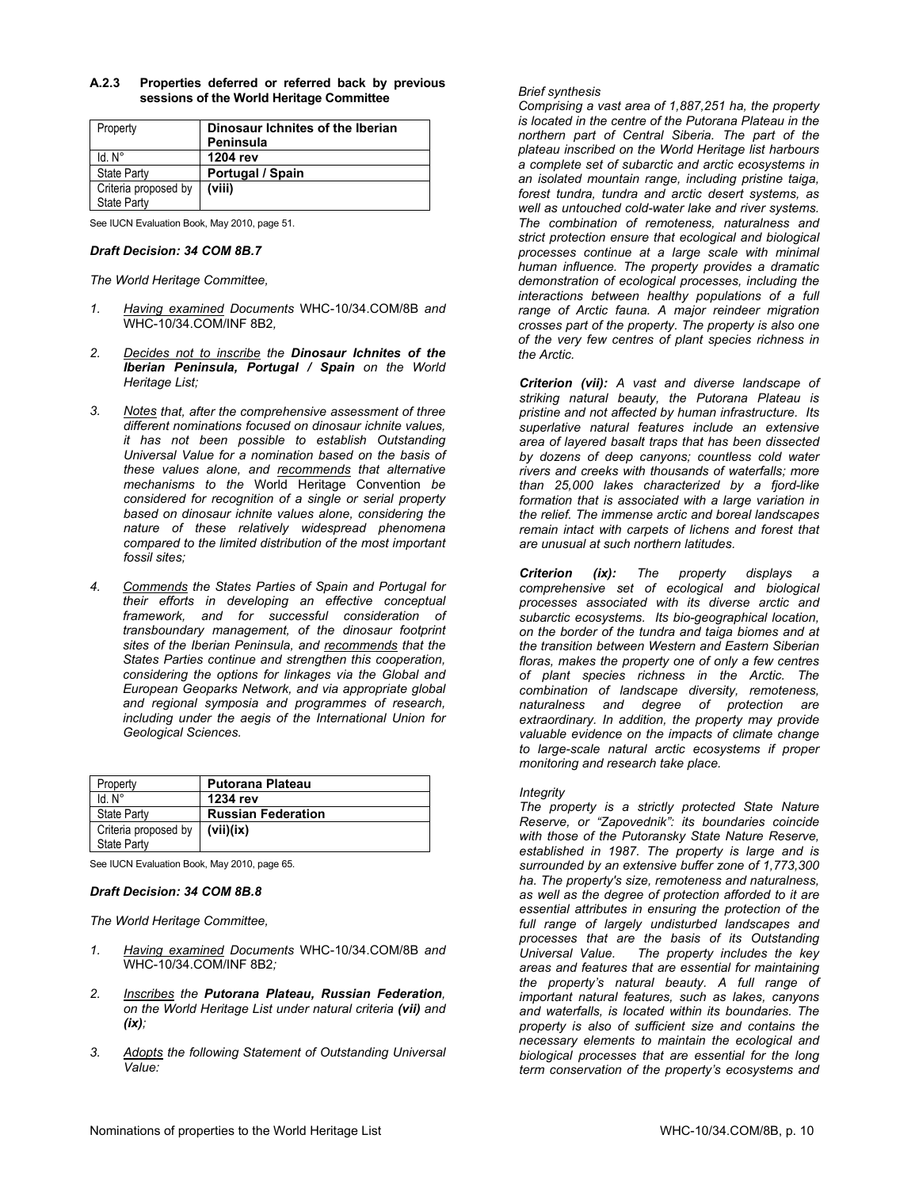### A.2.3 Properties deferred or referred back by previous sessions of the World Heritage Committee

| Property | Dinosaur Ichnites of the Iberian Peninsula |
|---|---|
| Id. N° | **1204 rev** |
| State Party | **Portugal / Spain** |
| Criteria proposed by State Party | **(viii)** |

See IUCN Evaluation Book, May 2010, page 51.

***Draft Decision: 34 COM 8B.7***

*The World Heritage Committee,*

1. *Having examined Documents* WHC-10/34.COM/8B *and* WHC-10/34.COM/INF 8B2*,*
2. *Decides not to inscribe the **Dinosaur Ichnites of the Iberian Peninsula, Portugal / Spain** on the World Heritage List;*
3. *Notes that, after the comprehensive assessment of three different nominations focused on dinosaur ichnite values, it has not been possible to establish Outstanding Universal Value for a nomination based on the basis of these values alone, and recommends that alternative mechanisms to the* World Heritage Convention *be considered for recognition of a single or serial property based on dinosaur ichnite values alone, considering the nature of these relatively widespread phenomena compared to the limited distribution of the most important fossil sites;*
4. *Commends the States Parties of Spain and Portugal for their efforts in developing an effective conceptual framework, and for successful consideration of transboundary management, of the dinosaur footprint sites of the Iberian Peninsula, and recommends that the States Parties continue and strengthen this cooperation, considering the options for linkages via the Global and European Geoparks Network, and via appropriate global and regional symposia and programmes of research, including under the aegis of the International Union for Geological Sciences.*

| Property | Putorana Plateau |
|---|---|
| Id. N° | **1234 rev** |
| State Party | **Russian Federation** |
| Criteria proposed by State Party | **(vii)(ix)** |

See IUCN Evaluation Book, May 2010, page 65.

***Draft Decision: 34 COM 8B.8***

*The World Heritage Committee,*

1. *Having examined Documents* WHC-10/34.COM/8B *and* WHC-10/34.COM/INF 8B2*;*
2. *Inscribes the **Putorana Plateau, Russian Federation**, on the World Heritage List under natural criteria **(vii)** and **(ix)**;*
3. *Adopts the following Statement of Outstanding Universal Value:*

*Brief synthesis*

*Comprising a vast area of 1,887,251 ha, the property is located in the centre of the Putorana Plateau in the northern part of Central Siberia. The part of the plateau inscribed on the World Heritage list harbours a complete set of subarctic and arctic ecosystems in an isolated mountain range, including pristine taiga, forest tundra, tundra and arctic desert systems, as well as untouched cold-water lake and river systems. The combination of remoteness, naturalness and strict protection ensure that ecological and biological processes continue at a large scale with minimal human influence. The property provides a dramatic demonstration of ecological processes, including the interactions between healthy populations of a full range of Arctic fauna. A major reindeer migration crosses part of the property. The property is also one of the very few centres of plant species richness in the Arctic.*

***Criterion (vii):** A vast and diverse landscape of striking natural beauty, the Putorana Plateau is pristine and not affected by human infrastructure. Its superlative natural features include an extensive area of layered basalt traps that has been dissected by dozens of deep canyons; countless cold water rivers and creeks with thousands of waterfalls; more than 25,000 lakes characterized by a fjord-like formation that is associated with a large variation in the relief. The immense arctic and boreal landscapes remain intact with carpets of lichens and forest that are unusual at such northern latitudes.*

***Criterion (ix):** The property displays a comprehensive set of ecological and biological processes associated with its diverse arctic and subarctic ecosystems. Its bio-geographical location, on the border of the tundra and taiga biomes and at the transition between Western and Eastern Siberian floras, makes the property one of only a few centres of plant species richness in the Arctic. The combination of landscape diversity, remoteness, naturalness and degree of protection are extraordinary. In addition, the property may provide valuable evidence on the impacts of climate change to large-scale natural arctic ecosystems if proper monitoring and research take place.*

*Integrity*

*The property is a strictly protected State Nature Reserve, or "Zapovednik": its boundaries coincide with those of the Putoransky State Nature Reserve, established in 1987. The property is large and is surrounded by an extensive buffer zone of 1,773,300 ha. The property's size, remoteness and naturalness, as well as the degree of protection afforded to it are essential attributes in ensuring the protection of the full range of largely undisturbed landscapes and processes that are the basis of its Outstanding Universal Value. The property includes the key areas and features that are essential for maintaining the property's natural beauty. A full range of important natural features, such as lakes, canyons and waterfalls, is located within its boundaries. The property is also of sufficient size and contains the necessary elements to maintain the ecological and biological processes that are essential for the long term conservation of the property's ecosystems and*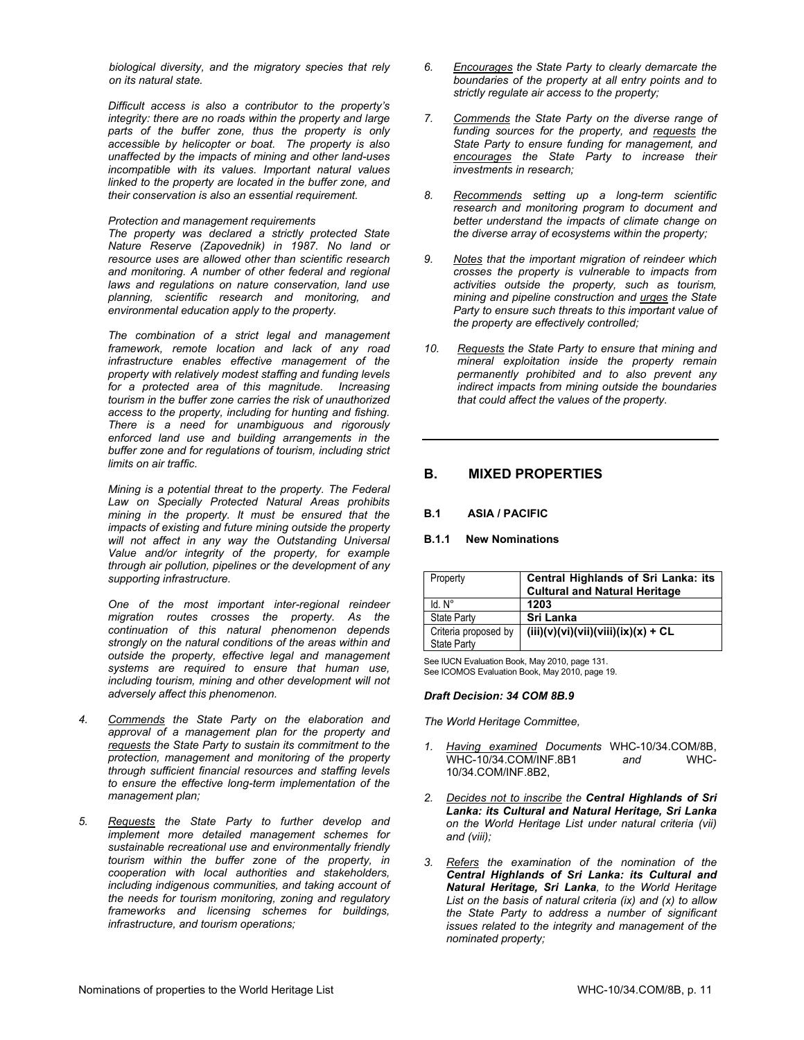*biological diversity, and the migratory species that rely on its natural state.*

*Difficult access is also a contributor to the property's integrity: there are no roads within the property and large parts of the buffer zone, thus the property is only accessible by helicopter or boat. The property is also unaffected by the impacts of mining and other land-uses incompatible with its values. Important natural values linked to the property are located in the buffer zone, and their conservation is also an essential requirement.*

*Protection and management requirements*
*The property was declared a strictly protected State Nature Reserve (Zapovednik) in 1987. No land or resource uses are allowed other than scientific research and monitoring. A number of other federal and regional laws and regulations on nature conservation, land use planning, scientific research and monitoring, and environmental education apply to the property.*

*The combination of a strict legal and management framework, remote location and lack of any road infrastructure enables effective management of the property with relatively modest staffing and funding levels for a protected area of this magnitude. Increasing tourism in the buffer zone carries the risk of unauthorized access to the property, including for hunting and fishing. There is a need for unambiguous and rigorously enforced land use and building arrangements in the buffer zone and for regulations of tourism, including strict limits on air traffic.*

*Mining is a potential threat to the property. The Federal Law on Specially Protected Natural Areas prohibits mining in the property. It must be ensured that the impacts of existing and future mining outside the property will not affect in any way the Outstanding Universal Value and/or integrity of the property, for example through air pollution, pipelines or the development of any supporting infrastructure.*

*One of the most important inter-regional reindeer migration routes crosses the property. As the continuation of this natural phenomenon depends strongly on the natural conditions of the areas within and outside the property, effective legal and management systems are required to ensure that human use, including tourism, mining and other development will not adversely affect this phenomenon.*

4. *Commends the State Party on the elaboration and approval of a management plan for the property and requests the State Party to sustain its commitment to the protection, management and monitoring of the property through sufficient financial resources and staffing levels to ensure the effective long-term implementation of the management plan;*

5. *Requests the State Party to further develop and implement more detailed management schemes for sustainable recreational use and environmentally friendly tourism within the buffer zone of the property, in cooperation with local authorities and stakeholders, including indigenous communities, and taking account of the needs for tourism monitoring, zoning and regulatory frameworks and licensing schemes for buildings, infrastructure, and tourism operations;*

6. *Encourages the State Party to clearly demarcate the boundaries of the property at all entry points and to strictly regulate air access to the property;*

7. *Commends the State Party on the diverse range of funding sources for the property, and requests the State Party to ensure funding for management, and encourages the State Party to increase their investments in research;*

8. *Recommends setting up a long-term scientific research and monitoring program to document and better understand the impacts of climate change on the diverse array of ecosystems within the property;*

9. *Notes that the important migration of reindeer which crosses the property is vulnerable to impacts from activities outside the property, such as tourism, mining and pipeline construction and urges the State Party to ensure such threats to this important value of the property are effectively controlled;*

10. *Requests the State Party to ensure that mining and mineral exploitation inside the property remain permanently prohibited and to also prevent any indirect impacts from mining outside the boundaries that could affect the values of the property.*

---

## B. MIXED PROPERTIES

### B.1 ASIA / PACIFIC

#### B.1.1 New Nominations

| Property | **Central Highlands of Sri Lanka: its Cultural and Natural Heritage** |
|---|---|
| Id. N° | **1203** |
| State Party | **Sri Lanka** |
| Criteria proposed by State Party | **(iii)(v)(vi)(vii)(viii)(ix)(x) + CL** |

See IUCN Evaluation Book, May 2010, page 131.
See ICOMOS Evaluation Book, May 2010, page 19.

***Draft Decision: 34 COM 8B.9***

*The World Heritage Committee,*

1. *Having examined Documents* WHC-10/34.COM/8B, WHC-10/34.COM/INF.8B1 *and* WHC-10/34.COM/INF.8B2,

2. *Decides not to inscribe the **Central Highlands of Sri Lanka: its Cultural and Natural Heritage, Sri Lanka** on the World Heritage List under natural criteria (vii) and (viii);*

3. *Refers the examination of the nomination of the **Central Highlands of Sri Lanka: its Cultural and Natural Heritage, Sri Lanka**, to the World Heritage List on the basis of natural criteria (ix) and (x) to allow the State Party to address a number of significant issues related to the integrity and management of the nominated property;*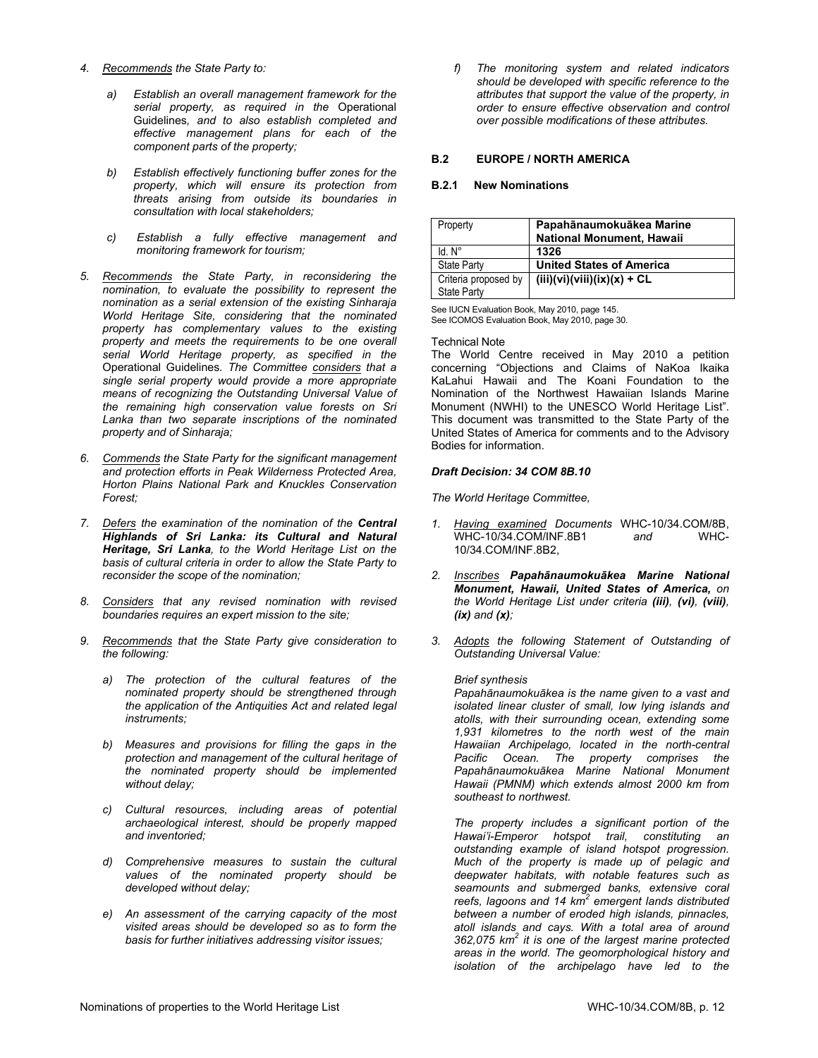4. Recommends *the State Party to:*

   a) *Establish an overall management framework for the serial property, as required in the* Operational Guidelines*, and to also establish completed and effective management plans for each of the component parts of the property;*

   b) *Establish effectively functioning buffer zones for the property, which will ensure its protection from threats arising from outside its boundaries in consultation with local stakeholders;*

   c) *Establish a fully effective management and monitoring framework for tourism;*

5. Recommends *the State Party, in reconsidering the nomination, to evaluate the possibility to represent the nomination as a serial extension of the existing Sinharaja World Heritage Site, considering that the nominated property has complementary values to the existing property and meets the requirements to be one overall serial World Heritage property, as specified in the* Operational Guidelines*. The Committee* considers *that a single serial property would provide a more appropriate means of recognizing the Outstanding Universal Value of the remaining high conservation value forests on Sri Lanka than two separate inscriptions of the nominated property and of Sinharaja;*

6. Commends *the State Party for the significant management and protection efforts in Peak Wilderness Protected Area, Horton Plains National Park and Knuckles Conservation Forest;*

7. Defers *the examination of the nomination of the* ***Central Highlands of Sri Lanka: its Cultural and Natural Heritage, Sri Lanka****, to the World Heritage List on the basis of cultural criteria in order to allow the State Party to reconsider the scope of the nomination;*

8. Considers *that any revised nomination with revised boundaries requires an expert mission to the site;*

9. Recommends *that the State Party give consideration to the following:*

   a) *The protection of the cultural features of the nominated property should be strengthened through the application of the Antiquities Act and related legal instruments;*

   b) *Measures and provisions for filling the gaps in the protection and management of the cultural heritage of the nominated property should be implemented without delay;*

   c) *Cultural resources, including areas of potential archaeological interest, should be properly mapped and inventoried;*

   d) *Comprehensive measures to sustain the cultural values of the nominated property should be developed without delay;*

   e) *An assessment of the carrying capacity of the most visited areas should be developed so as to form the basis for further initiatives addressing visitor issues;*

   f) *The monitoring system and related indicators should be developed with specific reference to the attributes that support the value of the property, in order to ensure effective observation and control over possible modifications of these attributes.*

## B.2 EUROPE / NORTH AMERICA

### B.2.1 New Nominations

| Property | **Papahānaumokuākea Marine National Monument, Hawaii** |
|---|---|
| Id. N° | **1326** |
| State Party | **United States of America** |
| Criteria proposed by State Party | **(iii)(vi)(viii)(ix)(x) + CL** |

See IUCN Evaluation Book, May 2010, page 145.
See ICOMOS Evaluation Book, May 2010, page 30.

Technical Note
The World Centre received in May 2010 a petition concerning "Objections and Claims of NaKoa Ikaika KaLahui Hawaii and The Koani Foundation to the Nomination of the Northwest Hawaiian Islands Marine Monument (NWHI) to the UNESCO World Heritage List". This document was transmitted to the State Party of the United States of America for comments and to the Advisory Bodies for information.

***Draft Decision: 34 COM 8B.10***

*The World Heritage Committee,*

1. Having examined *Documents* WHC-10/34.COM/8B, WHC-10/34.COM/INF.8B1 *and* WHC-10/34.COM/INF.8B2,

2. Inscribes ***Papahānaumokuākea Marine National Monument, Hawaii, United States of America,*** *on the World Heritage List under criteria* ***(iii)****,* ***(vi)****,* ***(viii)****,* ***(ix)*** *and* ***(x)****;*

3. Adopts *the following Statement of Outstanding of Outstanding Universal Value:*

   *Brief synthesis*
   *Papahānaumokuākea is the name given to a vast and isolated linear cluster of small, low lying islands and atolls, with their surrounding ocean, extending some 1,931 kilometres to the north west of the main Hawaiian Archipelago, located in the north-central Pacific Ocean. The property comprises the Papahānaumokuākea Marine National Monument Hawaii (PMNM) which extends almost 2000 km from southeast to northwest.*

   *The property includes a significant portion of the Hawai'i-Emperor hotspot trail, constituting an outstanding example of island hotspot progression. Much of the property is made up of pelagic and deepwater habitats, with notable features such as seamounts and submerged banks, extensive coral reefs, lagoons and 14 km² emergent lands distributed between a number of eroded high islands, pinnacles, atoll islands and cays. With a total area of around 362,075 km² it is one of the largest marine protected areas in the world. The geomorphological history and isolation of the archipelago have led to the*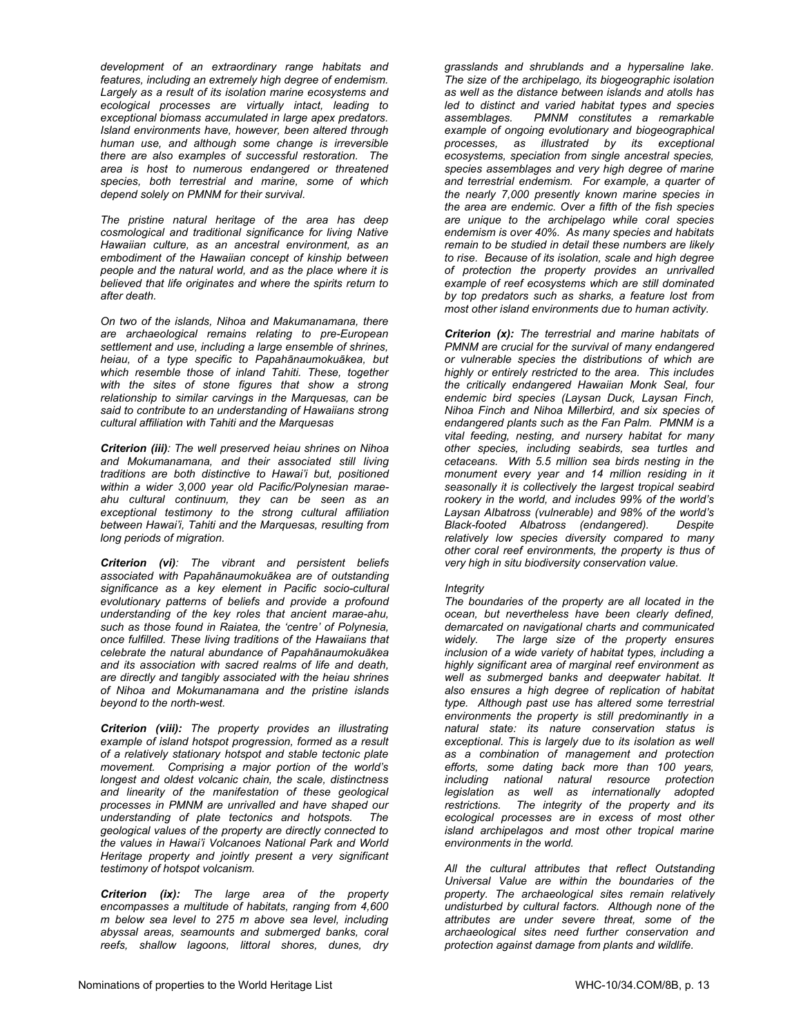*development of an extraordinary range habitats and features, including an extremely high degree of endemism. Largely as a result of its isolation marine ecosystems and ecological processes are virtually intact, leading to exceptional biomass accumulated in large apex predators. Island environments have, however, been altered through human use, and although some change is irreversible there are also examples of successful restoration. The area is host to numerous endangered or threatened species, both terrestrial and marine, some of which depend solely on PMNM for their survival.*

*The pristine natural heritage of the area has deep cosmological and traditional significance for living Native Hawaiian culture, as an ancestral environment, as an embodiment of the Hawaiian concept of kinship between people and the natural world, and as the place where it is believed that life originates and where the spirits return to after death.*

*On two of the islands, Nihoa and Makumanamana, there are archaeological remains relating to pre-European settlement and use, including a large ensemble of shrines, heiau, of a type specific to Papahānaumokuākea, but which resemble those of inland Tahiti. These, together with the sites of stone figures that show a strong relationship to similar carvings in the Marquesas, can be said to contribute to an understanding of Hawaiians strong cultural affiliation with Tahiti and the Marquesas*

***Criterion (iii)**: The well preserved heiau shrines on Nihoa and Mokumanamana, and their associated still living traditions are both distinctive to Hawai'i but, positioned within a wider 3,000 year old Pacific/Polynesian marae-ahu cultural continuum, they can be seen as an exceptional testimony to the strong cultural affiliation between Hawai'i, Tahiti and the Marquesas, resulting from long periods of migration.*

***Criterion (vi)**: The vibrant and persistent beliefs associated with Papahānaumokuākea are of outstanding significance as a key element in Pacific socio-cultural evolutionary patterns of beliefs and provide a profound understanding of the key roles that ancient marae-ahu, such as those found in Raiatea, the 'centre' of Polynesia, once fulfilled. These living traditions of the Hawaiians that celebrate the natural abundance of Papahānaumokuākea and its association with sacred realms of life and death, are directly and tangibly associated with the heiau shrines of Nihoa and Mokumanamana and the pristine islands beyond to the north-west.*

***Criterion (viii):** The property provides an illustrating example of island hotspot progression, formed as a result of a relatively stationary hotspot and stable tectonic plate movement. Comprising a major portion of the world's longest and oldest volcanic chain, the scale, distinctness and linearity of the manifestation of these geological processes in PMNM are unrivalled and have shaped our understanding of plate tectonics and hotspots. The geological values of the property are directly connected to the values in Hawai'i Volcanoes National Park and World Heritage property and jointly present a very significant testimony of hotspot volcanism.*

***Criterion (ix):** The large area of the property encompasses a multitude of habitats, ranging from 4,600 m below sea level to 275 m above sea level, including abyssal areas, seamounts and submerged banks, coral reefs, shallow lagoons, littoral shores, dunes, dry grasslands and shrublands and a hypersaline lake. The size of the archipelago, its biogeographic isolation as well as the distance between islands and atolls has led to distinct and varied habitat types and species assemblages. PMNM constitutes a remarkable example of ongoing evolutionary and biogeographical processes, as illustrated by its exceptional ecosystems, speciation from single ancestral species, species assemblages and very high degree of marine and terrestrial endemism. For example, a quarter of the nearly 7,000 presently known marine species in the area are endemic. Over a fifth of the fish species are unique to the archipelago while coral species endemism is over 40%. As many species and habitats remain to be studied in detail these numbers are likely to rise. Because of its isolation, scale and high degree of protection the property provides an unrivalled example of reef ecosystems which are still dominated by top predators such as sharks, a feature lost from most other island environments due to human activity.*

***Criterion (x):** The terrestrial and marine habitats of PMNM are crucial for the survival of many endangered or vulnerable species the distributions of which are highly or entirely restricted to the area. This includes the critically endangered Hawaiian Monk Seal, four endemic bird species (Laysan Duck, Laysan Finch, Nihoa Finch and Nihoa Millerbird, and six species of endangered plants such as the Fan Palm. PMNM is a vital feeding, nesting, and nursery habitat for many other species, including seabirds, sea turtles and cetaceans. With 5.5 million sea birds nesting in the monument every year and 14 million residing in it seasonally it is collectively the largest tropical seabird rookery in the world, and includes 99% of the world's Laysan Albatross (vulnerable) and 98% of the world's Black-footed Albatross (endangered). Despite relatively low species diversity compared to many other coral reef environments, the property is thus of very high in situ biodiversity conservation value.*

*Integrity*

*The boundaries of the property are all located in the ocean, but nevertheless have been clearly defined, demarcated on navigational charts and communicated widely. The large size of the property ensures inclusion of a wide variety of habitat types, including a highly significant area of marginal reef environment as well as submerged banks and deepwater habitat. It also ensures a high degree of replication of habitat type. Although past use has altered some terrestrial environments the property is still predominantly in a natural state: its nature conservation status is exceptional. This is largely due to its isolation as well as a combination of management and protection efforts, some dating back more than 100 years, including national natural resource protection legislation as well as internationally adopted restrictions. The integrity of the property and its ecological processes are in excess of most other island archipelagos and most other tropical marine environments in the world.*

*All the cultural attributes that reflect Outstanding Universal Value are within the boundaries of the property. The archaeological sites remain relatively undisturbed by cultural factors. Although none of the attributes are under severe threat, some of the archaeological sites need further conservation and protection against damage from plants and wildlife.*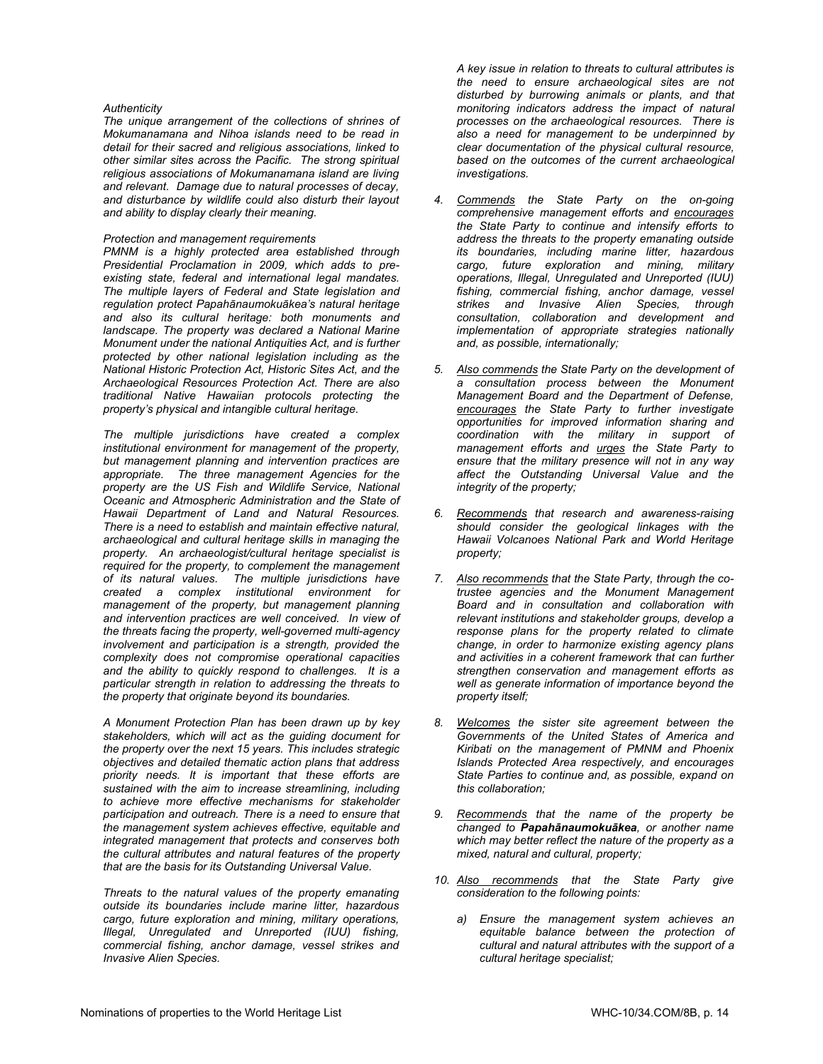*Authenticity*
*The unique arrangement of the collections of shrines of Mokumanamana and Nihoa islands need to be read in detail for their sacred and religious associations, linked to other similar sites across the Pacific. The strong spiritual religious associations of Mokumanamana island are living and relevant. Damage due to natural processes of decay, and disturbance by wildlife could also disturb their layout and ability to display clearly their meaning.*

*Protection and management requirements*
*PMNM is a highly protected area established through Presidential Proclamation in 2009, which adds to pre-existing state, federal and international legal mandates. The multiple layers of Federal and State legislation and regulation protect Papahānaumokuākea's natural heritage and also its cultural heritage: both monuments and landscape. The property was declared a National Marine Monument under the national Antiquities Act, and is further protected by other national legislation including as the National Historic Protection Act, Historic Sites Act, and the Archaeological Resources Protection Act. There are also traditional Native Hawaiian protocols protecting the property's physical and intangible cultural heritage.*

*The multiple jurisdictions have created a complex institutional environment for management of the property, but management planning and intervention practices are appropriate. The three management Agencies for the property are the US Fish and Wildlife Service, National Oceanic and Atmospheric Administration and the State of Hawaii Department of Land and Natural Resources. There is a need to establish and maintain effective natural, archaeological and cultural heritage skills in managing the property. An archaeologist/cultural heritage specialist is required for the property, to complement the management of its natural values. The multiple jurisdictions have created a complex institutional environment for management of the property, but management planning and intervention practices are well conceived. In view of the threats facing the property, well-governed multi-agency involvement and participation is a strength, provided the complexity does not compromise operational capacities and the ability to quickly respond to challenges. It is a particular strength in relation to addressing the threats to the property that originate beyond its boundaries.*

*A Monument Protection Plan has been drawn up by key stakeholders, which will act as the guiding document for the property over the next 15 years. This includes strategic objectives and detailed thematic action plans that address priority needs. It is important that these efforts are sustained with the aim to increase streamlining, including to achieve more effective mechanisms for stakeholder participation and outreach. There is a need to ensure that the management system achieves effective, equitable and integrated management that protects and conserves both the cultural attributes and natural features of the property that are the basis for its Outstanding Universal Value.*

*Threats to the natural values of the property emanating outside its boundaries include marine litter, hazardous cargo, future exploration and mining, military operations, Illegal, Unregulated and Unreported (IUU) fishing, commercial fishing, anchor damage, vessel strikes and Invasive Alien Species.*

*A key issue in relation to threats to cultural attributes is the need to ensure archaeological sites are not disturbed by burrowing animals or plants, and that monitoring indicators address the impact of natural processes on the archaeological resources. There is also a need for management to be underpinned by clear documentation of the physical cultural resource, based on the outcomes of the current archaeological investigations.*

4. *Commends the State Party on the on-going comprehensive management efforts and encourages the State Party to continue and intensify efforts to address the threats to the property emanating outside its boundaries, including marine litter, hazardous cargo, future exploration and mining, military operations, Illegal, Unregulated and Unreported (IUU) fishing, commercial fishing, anchor damage, vessel strikes and Invasive Alien Species, through consultation, collaboration and development and implementation of appropriate strategies nationally and, as possible, internationally;*

5. *Also commends the State Party on the development of a consultation process between the Monument Management Board and the Department of Defense, encourages the State Party to further investigate opportunities for improved information sharing and coordination with the military in support of management efforts and urges the State Party to ensure that the military presence will not in any way affect the Outstanding Universal Value and the integrity of the property;*

6. *Recommends that research and awareness-raising should consider the geological linkages with the Hawaii Volcanoes National Park and World Heritage property;*

7. *Also recommends that the State Party, through the co-trustee agencies and the Monument Management Board and in consultation and collaboration with relevant institutions and stakeholder groups, develop a response plans for the property related to climate change, in order to harmonize existing agency plans and activities in a coherent framework that can further strengthen conservation and management efforts as well as generate information of importance beyond the property itself;*

8. *Welcomes the sister site agreement between the Governments of the United States of America and Kiribati on the management of PMNM and Phoenix Islands Protected Area respectively, and encourages State Parties to continue and, as possible, expand on this collaboration;*

9. *Recommends that the name of the property be changed to **Papahānaumokuākea**, or another name which may better reflect the nature of the property as a mixed, natural and cultural, property;*

10. *Also recommends that the State Party give consideration to the following points:*

    a) *Ensure the management system achieves an equitable balance between the protection of cultural and natural attributes with the support of a cultural heritage specialist;*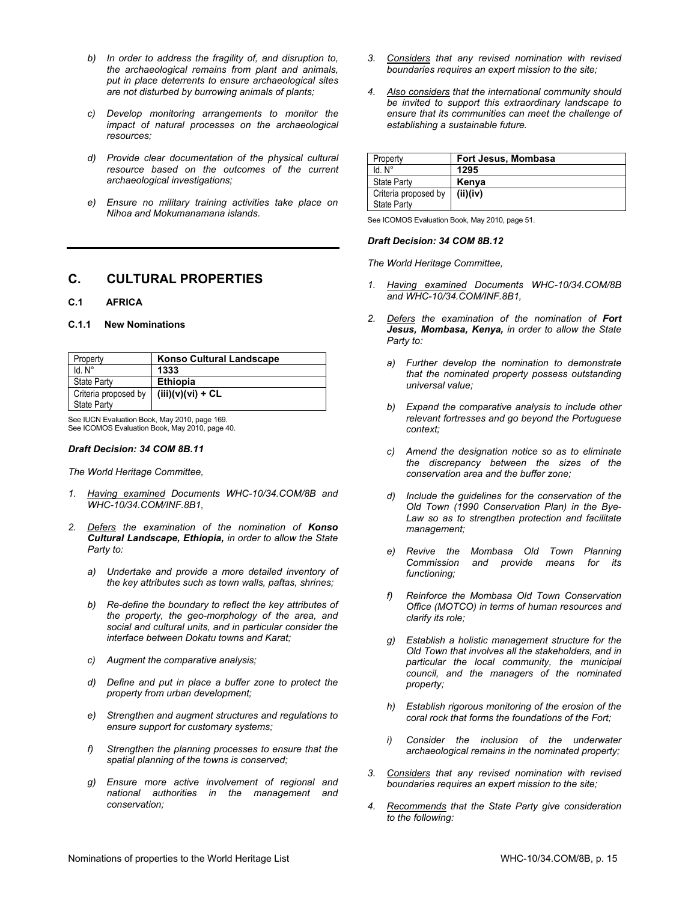b) *In order to address the fragility of, and disruption to, the archaeological remains from plant and animals, put in place deterrents to ensure archaeological sites are not disturbed by burrowing animals of plants;*

c) *Develop monitoring arrangements to monitor the impact of natural processes on the archaeological resources;*

d) *Provide clear documentation of the physical cultural resource based on the outcomes of the current archaeological investigations;*

e) *Ensure no military training activities take place on Nihoa and Mokumanamana islands.*

## C. CULTURAL PROPERTIES

### C.1 AFRICA

#### C.1.1 New Nominations

| Property | **Konso Cultural Landscape** |
|---|---|
| Id. N° | **1333** |
| State Party | **Ethiopia** |
| Criteria proposed by State Party | **(iii)(v)(vi) + CL** |

See IUCN Evaluation Book, May 2010, page 169.
See ICOMOS Evaluation Book, May 2010, page 40.

***Draft Decision: 34 COM 8B.11***

*The World Heritage Committee,*

1. *Having examined Documents WHC-10/34.COM/8B and WHC-10/34.COM/INF.8B1,*

2. *Defers the examination of the nomination of **Konso Cultural Landscape, Ethiopia,** in order to allow the State Party to:*

   a) *Undertake and provide a more detailed inventory of the key attributes such as town walls, paftas, shrines;*

   b) *Re-define the boundary to reflect the key attributes of the property, the geo-morphology of the area, and social and cultural units, and in particular consider the interface between Dokatu towns and Karat;*

   c) *Augment the comparative analysis;*

   d) *Define and put in place a buffer zone to protect the property from urban development;*

   e) *Strengthen and augment structures and regulations to ensure support for customary systems;*

   f) *Strengthen the planning processes to ensure that the spatial planning of the towns is conserved;*

   g) *Ensure more active involvement of regional and national authorities in the management and conservation;*

3. *Considers that any revised nomination with revised boundaries requires an expert mission to the site;*

4. *Also considers that the international community should be invited to support this extraordinary landscape to ensure that its communities can meet the challenge of establishing a sustainable future.*

| Property | **Fort Jesus, Mombasa** |
|---|---|
| Id. N° | **1295** |
| State Party | **Kenya** |
| Criteria proposed by State Party | **(ii)(iv)** |

See ICOMOS Evaluation Book, May 2010, page 51.

***Draft Decision: 34 COM 8B.12***

*The World Heritage Committee,*

1. *Having examined Documents WHC-10/34.COM/8B and WHC-10/34.COM/INF.8B1,*

2. *Defers the examination of the nomination of **Fort Jesus, Mombasa, Kenya,** in order to allow the State Party to:*

   a) *Further develop the nomination to demonstrate that the nominated property possess outstanding universal value;*

   b) *Expand the comparative analysis to include other relevant fortresses and go beyond the Portuguese context;*

   c) *Amend the designation notice so as to eliminate the discrepancy between the sizes of the conservation area and the buffer zone;*

   d) *Include the guidelines for the conservation of the Old Town (1990 Conservation Plan) in the Bye-Law so as to strengthen protection and facilitate management;*

   e) *Revive the Mombasa Old Town Planning Commission and provide means for its functioning;*

   f) *Reinforce the Mombasa Old Town Conservation Office (MOTCO) in terms of human resources and clarify its role;*

   g) *Establish a holistic management structure for the Old Town that involves all the stakeholders, and in particular the local community, the municipal council, and the managers of the nominated property;*

   h) *Establish rigorous monitoring of the erosion of the coral rock that forms the foundations of the Fort;*

   i) *Consider the inclusion of the underwater archaeological remains in the nominated property;*

3. *Considers that any revised nomination with revised boundaries requires an expert mission to the site;*

4. *Recommends that the State Party give consideration to the following:*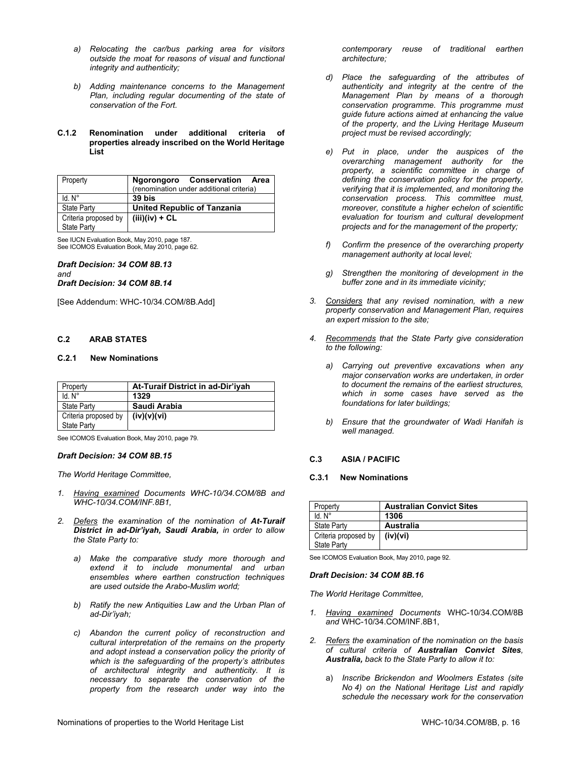*a) Relocating the car/bus parking area for visitors outside the moat for reasons of visual and functional integrity and authenticity;*

*b) Adding maintenance concerns to the Management Plan, including regular documenting of the state of conservation of the Fort.*

#### C.1.2 Renomination under additional criteria of properties already inscribed on the World Heritage List

| Property | **Ngorongoro Conservation Area** (renomination under additional criteria) |
|---|---|
| Id. N° | **39 bis** |
| State Party | **United Republic of Tanzania** |
| Criteria proposed by State Party | **(iii)(iv) + CL** |

See IUCN Evaluation Book, May 2010, page 187.
See ICOMOS Evaluation Book, May 2010, page 62.

***Draft Decision: 34 COM 8B.13***
*and*
***Draft Decision: 34 COM 8B.14***

[See Addendum: WHC-10/34.COM/8B.Add]

### C.2 ARAB STATES

#### C.2.1 New Nominations

| Property | **At-Turaif District in ad-Dir'iyah** |
|---|---|
| Id. N° | **1329** |
| State Party | **Saudi Arabia** |
| Criteria proposed by State Party | **(iv)(v)(vi)** |

See ICOMOS Evaluation Book, May 2010, page 79.

***Draft Decision: 34 COM 8B.15***

*The World Heritage Committee,*

1. *Having examined Documents WHC-10/34.COM/8B and WHC-10/34.COM/INF.8B1,*

2. *Defers the examination of the nomination of **At-Turaif District in ad-Dir'iyah, Saudi Arabia,** in order to allow the State Party to:*

   *a) Make the comparative study more thorough and extend it to include monumental and urban ensembles where earthen construction techniques are used outside the Arabo-Muslim world;*

   *b) Ratify the new Antiquities Law and the Urban Plan of ad-Dir'iyah;*

   *c) Abandon the current policy of reconstruction and cultural interpretation of the remains on the property and adopt instead a conservation policy the priority of which is the safeguarding of the property's attributes of architectural integrity and authenticity. It is necessary to separate the conservation of the property from the research under way into the contemporary reuse of traditional earthen architecture;*

   *d) Place the safeguarding of the attributes of authenticity and integrity at the centre of the Management Plan by means of a thorough conservation programme. This programme must guide future actions aimed at enhancing the value of the property, and the Living Heritage Museum project must be revised accordingly;*

   *e) Put in place, under the auspices of the overarching management authority for the property, a scientific committee in charge of defining the conservation policy for the property, verifying that it is implemented, and monitoring the conservation process. This committee must, moreover, constitute a higher echelon of scientific evaluation for tourism and cultural development projects and for the management of the property;*

   *f) Confirm the presence of the overarching property management authority at local level;*

   *g) Strengthen the monitoring of development in the buffer zone and in its immediate vicinity;*

3. *Considers that any revised nomination, with a new property conservation and Management Plan, requires an expert mission to the site;*

4. *Recommends that the State Party give consideration to the following:*

   *a) Carrying out preventive excavations when any major conservation works are undertaken, in order to document the remains of the earliest structures, which in some cases have served as the foundations for later buildings;*

   *b) Ensure that the groundwater of Wadi Hanifah is well managed.*

### C.3 ASIA / PACIFIC

#### C.3.1 New Nominations

| Property | **Australian Convict Sites** |
|---|---|
| Id. N° | **1306** |
| State Party | **Australia** |
| Criteria proposed by State Party | **(iv)(vi)** |

See ICOMOS Evaluation Book, May 2010, page 92.

***Draft Decision: 34 COM 8B.16***

*The World Heritage Committee,*

1. *Having examined Documents* WHC-10/34.COM/8B *and* WHC-10/34.COM/INF.8B1,

2. *Refers the examination of the nomination on the basis of cultural criteria of **Australian Convict Sites, Australia,** back to the State Party to allow it to:*

   a) *Inscribe Brickendon and Woolmers Estates (site No 4) on the National Heritage List and rapidly schedule the necessary work for the conservation*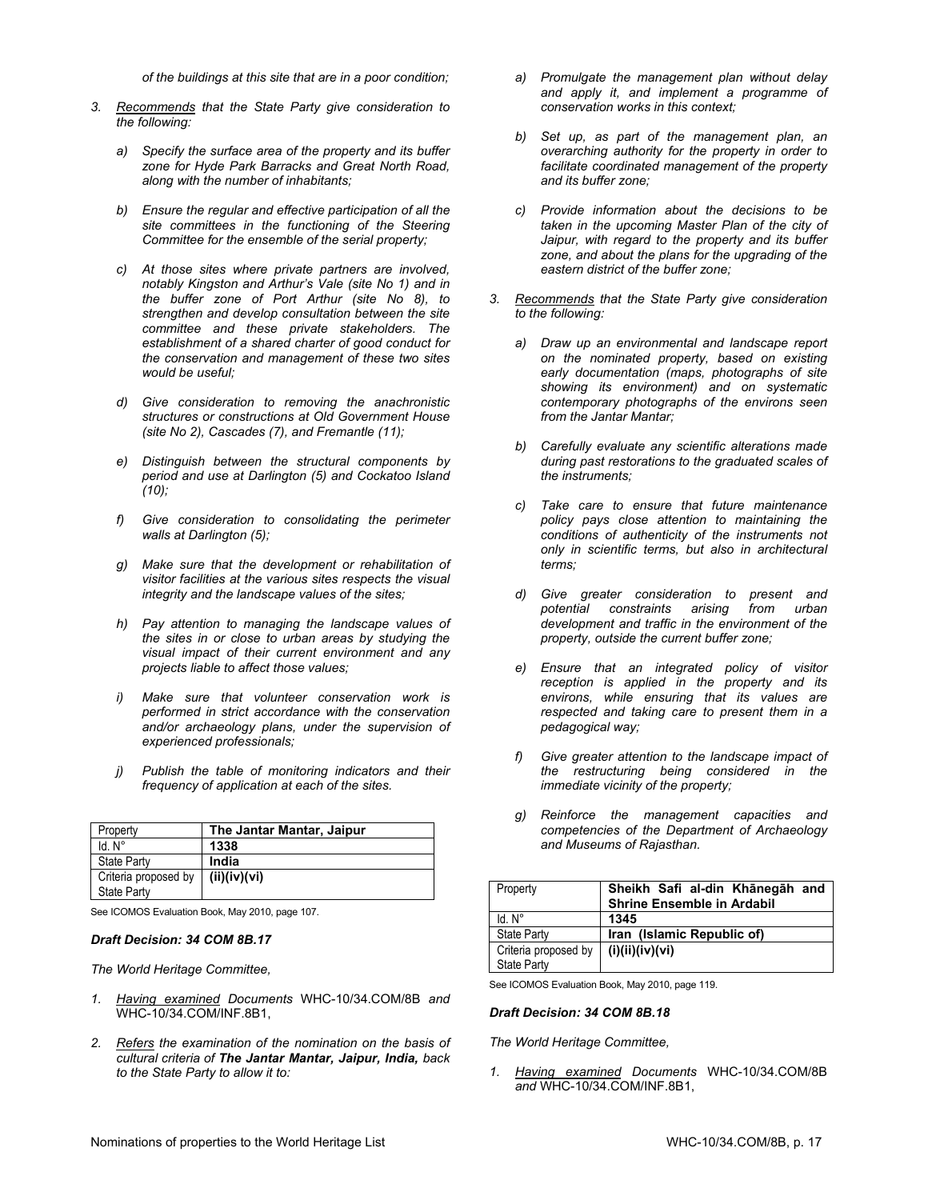*of the buildings at this site that are in a poor condition;*

3. *Recommends that the State Party give consideration to the following:*

   a) *Specify the surface area of the property and its buffer zone for Hyde Park Barracks and Great North Road, along with the number of inhabitants;*

   b) *Ensure the regular and effective participation of all the site committees in the functioning of the Steering Committee for the ensemble of the serial property;*

   c) *At those sites where private partners are involved, notably Kingston and Arthur's Vale (site No 1) and in the buffer zone of Port Arthur (site No 8), to strengthen and develop consultation between the site committee and these private stakeholders. The establishment of a shared charter of good conduct for the conservation and management of these two sites would be useful;*

   d) *Give consideration to removing the anachronistic structures or constructions at Old Government House (site No 2), Cascades (7), and Fremantle (11);*

   e) *Distinguish between the structural components by period and use at Darlington (5) and Cockatoo Island (10);*

   f) *Give consideration to consolidating the perimeter walls at Darlington (5);*

   g) *Make sure that the development or rehabilitation of visitor facilities at the various sites respects the visual integrity and the landscape values of the sites;*

   h) *Pay attention to managing the landscape values of the sites in or close to urban areas by studying the visual impact of their current environment and any projects liable to affect those values;*

   i) *Make sure that volunteer conservation work is performed in strict accordance with the conservation and/or archaeology plans, under the supervision of experienced professionals;*

   j) *Publish the table of monitoring indicators and their frequency of application at each of the sites.*

| Property | **The Jantar Mantar, Jaipur** |
|---|---|
| Id. N° | **1338** |
| State Party | **India** |
| Criteria proposed by State Party | **(ii)(iv)(vi)** |

See ICOMOS Evaluation Book, May 2010, page 107.

### *Draft Decision: 34 COM 8B.17*

*The World Heritage Committee,*

1. *Having examined Documents* WHC-10/34.COM/8B *and* WHC-10/34.COM/INF.8B1,

2. *Refers the examination of the nomination on the basis of cultural criteria of **The Jantar Mantar, Jaipur, India,** back to the State Party to allow it to:*

   a) *Promulgate the management plan without delay and apply it, and implement a programme of conservation works in this context;*

   b) *Set up, as part of the management plan, an overarching authority for the property in order to facilitate coordinated management of the property and its buffer zone;*

   c) *Provide information about the decisions to be taken in the upcoming Master Plan of the city of Jaipur, with regard to the property and its buffer zone, and about the plans for the upgrading of the eastern district of the buffer zone;*

3. *Recommends that the State Party give consideration to the following:*

   a) *Draw up an environmental and landscape report on the nominated property, based on existing early documentation (maps, photographs of site showing its environment) and on systematic contemporary photographs of the environs seen from the Jantar Mantar;*

   b) *Carefully evaluate any scientific alterations made during past restorations to the graduated scales of the instruments;*

   c) *Take care to ensure that future maintenance policy pays close attention to maintaining the conditions of authenticity of the instruments not only in scientific terms, but also in architectural terms;*

   d) *Give greater consideration to present and potential constraints arising from urban development and traffic in the environment of the property, outside the current buffer zone;*

   e) *Ensure that an integrated policy of visitor reception is applied in the property and its environs, while ensuring that its values are respected and taking care to present them in a pedagogical way;*

   f) *Give greater attention to the landscape impact of the restructuring being considered in the immediate vicinity of the property;*

   g) *Reinforce the management capacities and competencies of the Department of Archaeology and Museums of Rajasthan.*

| Property | **Sheikh Safi al-din Khānegāh and Shrine Ensemble in Ardabil** |
|---|---|
| Id. N° | **1345** |
| State Party | **Iran (Islamic Republic of)** |
| Criteria proposed by State Party | **(i)(ii)(iv)(vi)** |

See ICOMOS Evaluation Book, May 2010, page 119.

### *Draft Decision: 34 COM 8B.18*

*The World Heritage Committee,*

1. *Having examined Documents* WHC-10/34.COM/8B *and* WHC-10/34.COM/INF.8B1,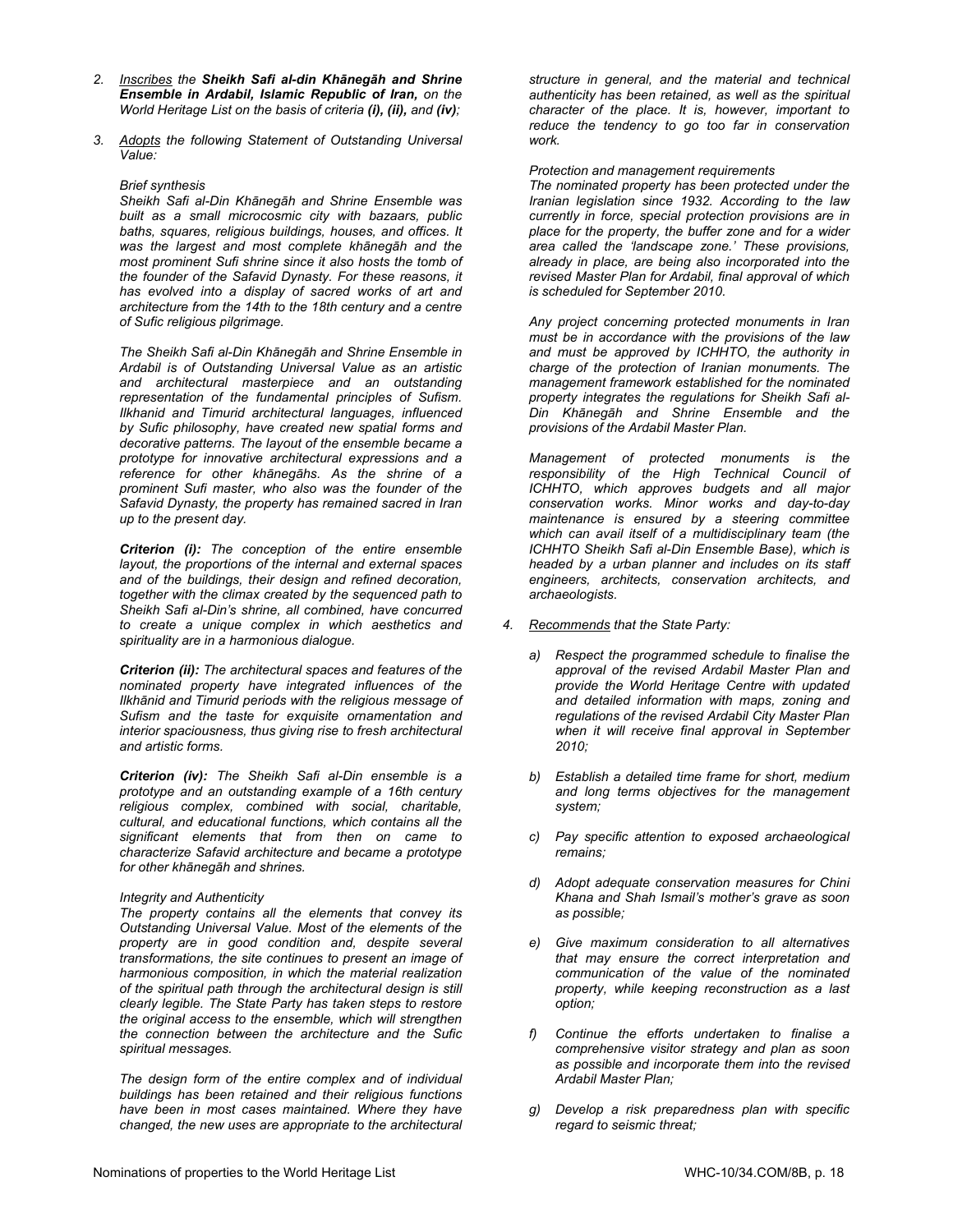2. *Inscribes the **Sheikh Safi al-din Khānegāh and Shrine Ensemble in Ardabil, Islamic Republic of Iran,** on the World Heritage List on the basis of criteria **(i), (ii),** and **(iv)**;*

3. *Adopts the following Statement of Outstanding Universal Value:*

   *Brief synthesis*

   *Sheikh Safi al-Din Khānegāh and Shrine Ensemble was built as a small microcosmic city with bazaars, public baths, squares, religious buildings, houses, and offices. It was the largest and most complete khānegāh and the most prominent Sufi shrine since it also hosts the tomb of the founder of the Safavid Dynasty. For these reasons, it has evolved into a display of sacred works of art and architecture from the 14th to the 18th century and a centre of Sufic religious pilgrimage.*

   *The Sheikh Safi al-Din Khānegāh and Shrine Ensemble in Ardabil is of Outstanding Universal Value as an artistic and architectural masterpiece and an outstanding representation of the fundamental principles of Sufism. Ilkhanid and Timurid architectural languages, influenced by Sufic philosophy, have created new spatial forms and decorative patterns. The layout of the ensemble became a prototype for innovative architectural expressions and a reference for other khānegāhs. As the shrine of a prominent Sufi master, who also was the founder of the Safavid Dynasty, the property has remained sacred in Iran up to the present day.*

   ***Criterion (i):** The conception of the entire ensemble layout, the proportions of the internal and external spaces and of the buildings, their design and refined decoration, together with the climax created by the sequenced path to Sheikh Safi al-Din's shrine, all combined, have concurred to create a unique complex in which aesthetics and spirituality are in a harmonious dialogue.*

   ***Criterion (ii):** The architectural spaces and features of the nominated property have integrated influences of the Ilkhānid and Timurid periods with the religious message of Sufism and the taste for exquisite ornamentation and interior spaciousness, thus giving rise to fresh architectural and artistic forms.*

   ***Criterion (iv):** The Sheikh Safi al-Din ensemble is a prototype and an outstanding example of a 16th century religious complex, combined with social, charitable, cultural, and educational functions, which contains all the significant elements that from then on came to characterize Safavid architecture and became a prototype for other khānegāh and shrines.*

   *Integrity and Authenticity*

   *The property contains all the elements that convey its Outstanding Universal Value. Most of the elements of the property are in good condition and, despite several transformations, the site continues to present an image of harmonious composition, in which the material realization of the spiritual path through the architectural design is still clearly legible. The State Party has taken steps to restore the original access to the ensemble, which will strengthen the connection between the architecture and the Sufic spiritual messages.*

   *The design form of the entire complex and of individual buildings has been retained and their religious functions have been in most cases maintained. Where they have changed, the new uses are appropriate to the architectural structure in general, and the material and technical authenticity has been retained, as well as the spiritual character of the place. It is, however, important to reduce the tendency to go too far in conservation work.*

   *Protection and management requirements*

   *The nominated property has been protected under the Iranian legislation since 1932. According to the law currently in force, special protection provisions are in place for the property, the buffer zone and for a wider area called the 'landscape zone.' These provisions, already in place, are being also incorporated into the revised Master Plan for Ardabil, final approval of which is scheduled for September 2010.*

   *Any project concerning protected monuments in Iran must be in accordance with the provisions of the law and must be approved by ICHHTO, the authority in charge of the protection of Iranian monuments. The management framework established for the nominated property integrates the regulations for Sheikh Safi al-Din Khānegāh and Shrine Ensemble and the provisions of the Ardabil Master Plan.*

   *Management of protected monuments is the responsibility of the High Technical Council of ICHHTO, which approves budgets and all major conservation works. Minor works and day-to-day maintenance is ensured by a steering committee which can avail itself of a multidisciplinary team (the ICHHTO Sheikh Safi al-Din Ensemble Base), which is headed by a urban planner and includes on its staff engineers, architects, conservation architects, and archaeologists.*

4. *Recommends that the State Party:*

   a) *Respect the programmed schedule to finalise the approval of the revised Ardabil Master Plan and provide the World Heritage Centre with updated and detailed information with maps, zoning and regulations of the revised Ardabil City Master Plan when it will receive final approval in September 2010;*

   b) *Establish a detailed time frame for short, medium and long terms objectives for the management system;*

   c) *Pay specific attention to exposed archaeological remains;*

   d) *Adopt adequate conservation measures for Chini Khana and Shah Ismail's mother's grave as soon as possible;*

   e) *Give maximum consideration to all alternatives that may ensure the correct interpretation and communication of the value of the nominated property, while keeping reconstruction as a last option;*

   f) *Continue the efforts undertaken to finalise a comprehensive visitor strategy and plan as soon as possible and incorporate them into the revised Ardabil Master Plan;*

   g) *Develop a risk preparedness plan with specific regard to seismic threat;*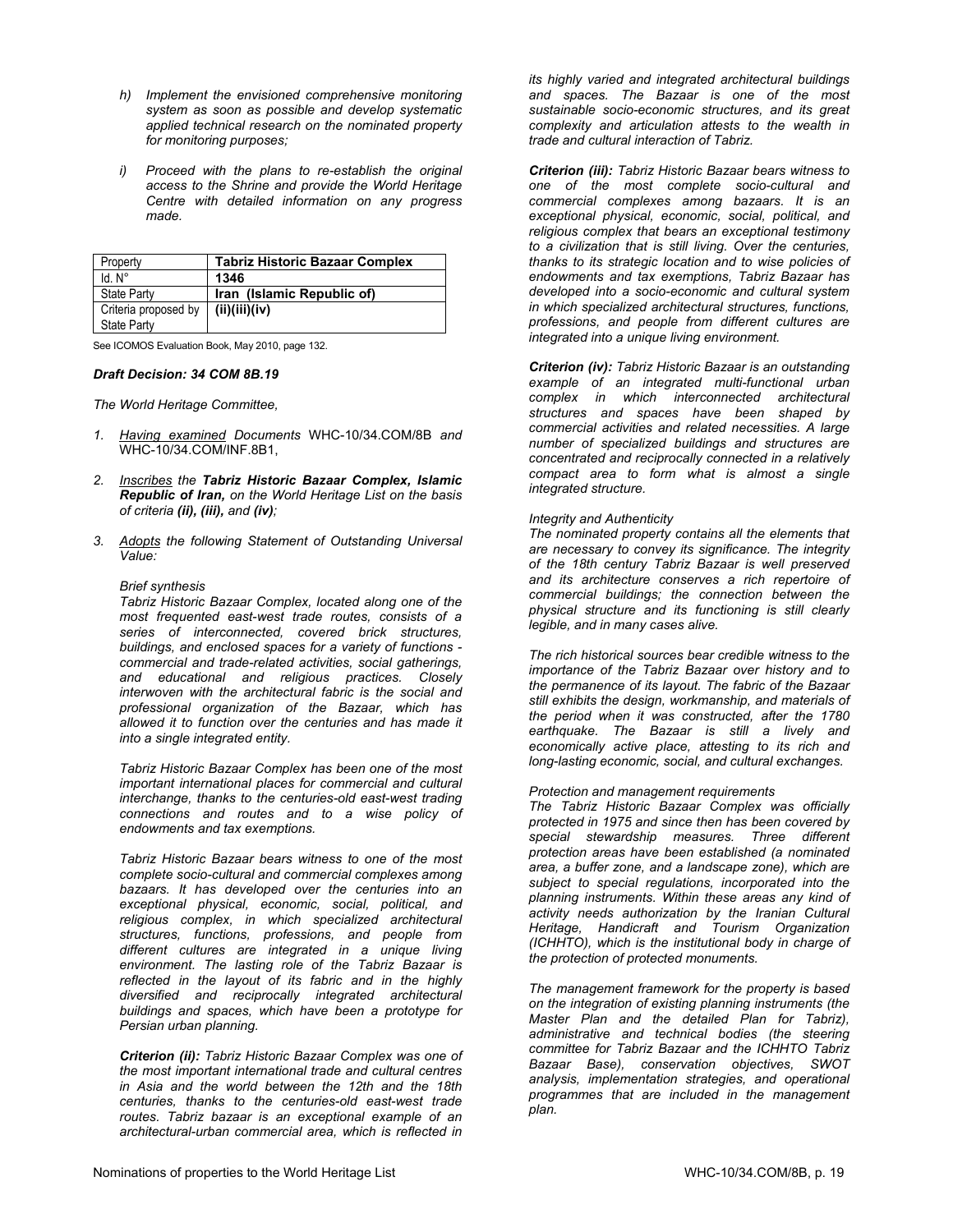*h) Implement the envisioned comprehensive monitoring system as soon as possible and develop systematic applied technical research on the nominated property for monitoring purposes;*

*i) Proceed with the plans to re-establish the original access to the Shrine and provide the World Heritage Centre with detailed information on any progress made.*

| Property | **Tabriz Historic Bazaar Complex** |
|---|---|
| Id. N° | **1346** |
| State Party | **Iran (Islamic Republic of)** |
| Criteria proposed by State Party | **(ii)(iii)(iv)** |

See ICOMOS Evaluation Book, May 2010, page 132.

***Draft Decision: 34 COM 8B.19***

*The World Heritage Committee,*

1. *Having examined Documents* WHC-10/34.COM/8B *and* WHC-10/34.COM/INF.8B1,

2. *Inscribes the **Tabriz Historic Bazaar Complex, Islamic Republic of Iran,** on the World Heritage List on the basis of criteria **(ii), (iii),** and **(iv)**;*

3. *Adopts the following Statement of Outstanding Universal Value:*

*Brief synthesis*

*Tabriz Historic Bazaar Complex, located along one of the most frequented east-west trade routes, consists of a series of interconnected, covered brick structures, buildings, and enclosed spaces for a variety of functions - commercial and trade-related activities, social gatherings, and educational and religious practices. Closely interwoven with the architectural fabric is the social and professional organization of the Bazaar, which has allowed it to function over the centuries and has made it into a single integrated entity.*

*Tabriz Historic Bazaar Complex has been one of the most important international places for commercial and cultural interchange, thanks to the centuries-old east-west trading connections and routes and to a wise policy of endowments and tax exemptions.*

*Tabriz Historic Bazaar bears witness to one of the most complete socio-cultural and commercial complexes among bazaars. It has developed over the centuries into an exceptional physical, economic, social, political, and religious complex, in which specialized architectural structures, functions, professions, and people from different cultures are integrated in a unique living environment. The lasting role of the Tabriz Bazaar is reflected in the layout of its fabric and in the highly diversified and reciprocally integrated architectural buildings and spaces, which have been a prototype for Persian urban planning.*

***Criterion (ii):** Tabriz Historic Bazaar Complex was one of the most important international trade and cultural centres in Asia and the world between the 12th and the 18th centuries, thanks to the centuries-old east-west trade routes. Tabriz bazaar is an exceptional example of an architectural-urban commercial area, which is reflected in its highly varied and integrated architectural buildings and spaces. The Bazaar is one of the most sustainable socio-economic structures, and its great complexity and articulation attests to the wealth in trade and cultural interaction of Tabriz.*

***Criterion (iii):** Tabriz Historic Bazaar bears witness to one of the most complete socio-cultural and commercial complexes among bazaars. It is an exceptional physical, economic, social, political, and religious complex that bears an exceptional testimony to a civilization that is still living. Over the centuries, thanks to its strategic location and to wise policies of endowments and tax exemptions, Tabriz Bazaar has developed into a socio-economic and cultural system in which specialized architectural structures, functions, professions, and people from different cultures are integrated into a unique living environment.*

***Criterion (iv):** Tabriz Historic Bazaar is an outstanding example of an integrated multi-functional urban complex in which interconnected architectural structures and spaces have been shaped by commercial activities and related necessities. A large number of specialized buildings and structures are concentrated and reciprocally connected in a relatively compact area to form what is almost a single integrated structure.*

*Integrity and Authenticity*

*The nominated property contains all the elements that are necessary to convey its significance. The integrity of the 18th century Tabriz Bazaar is well preserved and its architecture conserves a rich repertoire of commercial buildings; the connection between the physical structure and its functioning is still clearly legible, and in many cases alive.*

*The rich historical sources bear credible witness to the importance of the Tabriz Bazaar over history and to the permanence of its layout. The fabric of the Bazaar still exhibits the design, workmanship, and materials of the period when it was constructed, after the 1780 earthquake. The Bazaar is still a lively and economically active place, attesting to its rich and long-lasting economic, social, and cultural exchanges.*

*Protection and management requirements*

*The Tabriz Historic Bazaar Complex was officially protected in 1975 and since then has been covered by special stewardship measures. Three different protection areas have been established (a nominated area, a buffer zone, and a landscape zone), which are subject to special regulations, incorporated into the planning instruments. Within these areas any kind of activity needs authorization by the Iranian Cultural Heritage, Handicraft and Tourism Organization (ICHHTO), which is the institutional body in charge of the protection of protected monuments.*

*The management framework for the property is based on the integration of existing planning instruments (the Master Plan and the detailed Plan for Tabriz), administrative and technical bodies (the steering committee for Tabriz Bazaar and the ICHHTO Tabriz Bazaar Base), conservation objectives, SWOT analysis, implementation strategies, and operational programmes that are included in the management plan.*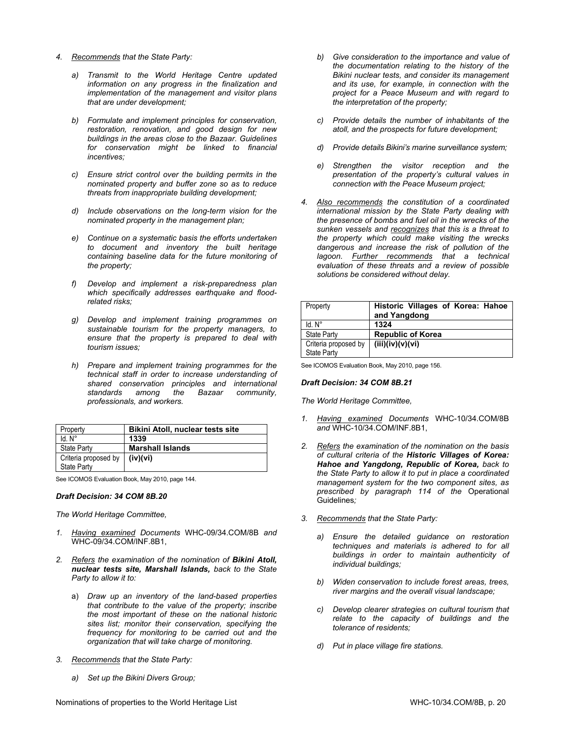4. Recommends that the State Party:

   a) *Transmit to the World Heritage Centre updated information on any progress in the finalization and implementation of the management and visitor plans that are under development;*

   b) *Formulate and implement principles for conservation, restoration, renovation, and good design for new buildings in the areas close to the Bazaar. Guidelines for conservation might be linked to financial incentives;*

   c) *Ensure strict control over the building permits in the nominated property and buffer zone so as to reduce threats from inappropriate building development;*

   d) *Include observations on the long-term vision for the nominated property in the management plan;*

   e) *Continue on a systematic basis the efforts undertaken to document and inventory the built heritage containing baseline data for the future monitoring of the property;*

   f) *Develop and implement a risk-preparedness plan which specifically addresses earthquake and flood-related risks;*

   g) *Develop and implement training programmes on sustainable tourism for the property managers, to ensure that the property is prepared to deal with tourism issues;*

   h) *Prepare and implement training programmes for the technical staff in order to increase understanding of shared conservation principles and international standards among the Bazaar community, professionals, and workers.*

| Property | **Bikini Atoll, nuclear tests site** |
|---|---|
| Id. N° | **1339** |
| State Party | **Marshall Islands** |
| Criteria proposed by State Party | **(iv)(vi)** |

See ICOMOS Evaluation Book, May 2010, page 144.

***Draft Decision: 34 COM 8B.20***

*The World Heritage Committee,*

1. *Having examined Documents* WHC-09/34.COM/8B *and* WHC-09/34.COM/INF.8B1,

2. *Refers the examination of the nomination of **Bikini Atoll, nuclear tests site, Marshall Islands,** back to the State Party to allow it to:*

   a) *Draw up an inventory of the land-based properties that contribute to the value of the property; inscribe the most important of these on the national historic sites list; monitor their conservation, specifying the frequency for monitoring to be carried out and the organization that will take charge of monitoring.*

3. *Recommends that the State Party:*

   a) *Set up the Bikini Divers Group;*

   b) *Give consideration to the importance and value of the documentation relating to the history of the Bikini nuclear tests, and consider its management and its use, for example, in connection with the project for a Peace Museum and with regard to the interpretation of the property;*

   c) *Provide details the number of inhabitants of the atoll, and the prospects for future development;*

   d) *Provide details Bikini's marine surveillance system;*

   e) *Strengthen the visitor reception and the presentation of the property's cultural values in connection with the Peace Museum project;*

4. *Also recommends the constitution of a coordinated international mission by the State Party dealing with the presence of bombs and fuel oil in the wrecks of the sunken vessels and recognizes that this is a threat to the property which could make visiting the wrecks dangerous and increase the risk of pollution of the lagoon. Further recommends that a technical evaluation of these threats and a review of possible solutions be considered without delay.*

| Property | **Historic Villages of Korea: Hahoe and Yangdong** |
|---|---|
| Id. N° | **1324** |
| State Party | **Republic of Korea** |
| Criteria proposed by State Party | **(iii)(iv)(v)(vi)** |

See ICOMOS Evaluation Book, May 2010, page 156.

***Draft Decision: 34 COM 8B.21***

*The World Heritage Committee,*

1. *Having examined Documents* WHC-10/34.COM/8B *and* WHC-10/34.COM/INF.8B1,

2. *Refers the examination of the nomination on the basis of cultural criteria of the **Historic Villages of Korea: Hahoe and Yangdong, Republic of Korea,** back to the State Party to allow it to put in place a coordinated management system for the two component sites, as prescribed by paragraph 114 of the* Operational Guidelines*;*

3. *Recommends that the State Party:*

   a) *Ensure the detailed guidance on restoration techniques and materials is adhered to for all buildings in order to maintain authenticity of individual buildings;*

   b) *Widen conservation to include forest areas, trees, river margins and the overall visual landscape;*

   c) *Develop clearer strategies on cultural tourism that relate to the capacity of buildings and the tolerance of residents;*

   d) *Put in place village fire stations.*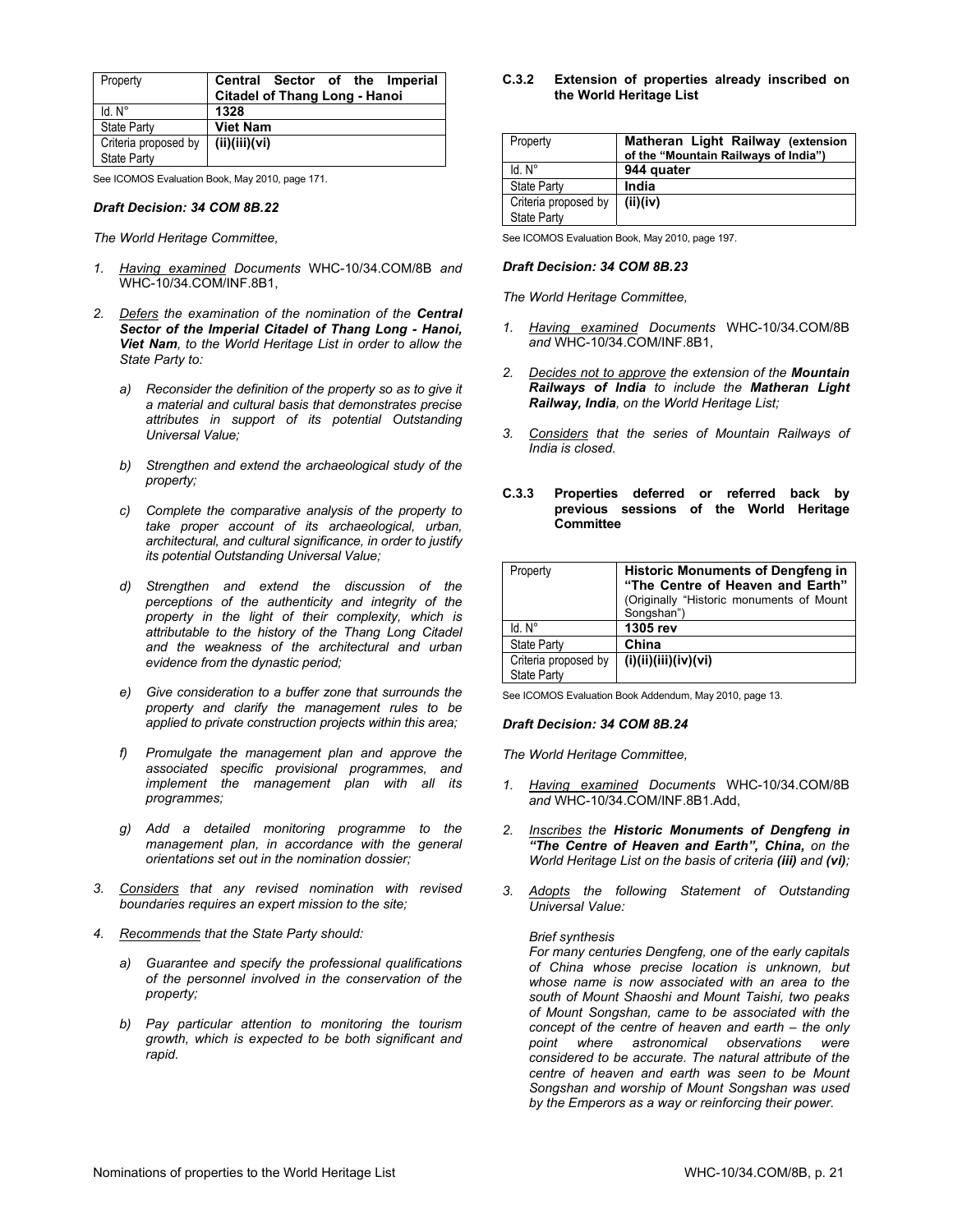| Property | **Central Sector of the Imperial Citadel of Thang Long - Hanoi** |
|---|---|
| Id. N° | **1328** |
| State Party | **Viet Nam** |
| Criteria proposed by State Party | **(ii)(iii)(vi)** |

See ICOMOS Evaluation Book, May 2010, page 171.

***Draft Decision: 34 COM 8B.22***

*The World Heritage Committee,*

1. *Having examined Documents* WHC-10/34.COM/8B *and* WHC-10/34.COM/INF.8B1,

2. *Defers the examination of the nomination of the **Central Sector of the Imperial Citadel of Thang Long - Hanoi, Viet Nam**, to the World Heritage List in order to allow the State Party to:*

   a) *Reconsider the definition of the property so as to give it a material and cultural basis that demonstrates precise attributes in support of its potential Outstanding Universal Value;*

   b) *Strengthen and extend the archaeological study of the property;*

   c) *Complete the comparative analysis of the property to take proper account of its archaeological, urban, architectural, and cultural significance, in order to justify its potential Outstanding Universal Value;*

   d) *Strengthen and extend the discussion of the perceptions of the authenticity and integrity of the property in the light of their complexity, which is attributable to the history of the Thang Long Citadel and the weakness of the architectural and urban evidence from the dynastic period;*

   e) *Give consideration to a buffer zone that surrounds the property and clarify the management rules to be applied to private construction projects within this area;*

   f) *Promulgate the management plan and approve the associated specific provisional programmes, and implement the management plan with all its programmes;*

   g) *Add a detailed monitoring programme to the management plan, in accordance with the general orientations set out in the nomination dossier;*

3. *Considers that any revised nomination with revised boundaries requires an expert mission to the site;*

4. *Recommends that the State Party should:*

   a) *Guarantee and specify the professional qualifications of the personnel involved in the conservation of the property;*

   b) *Pay particular attention to monitoring the tourism growth, which is expected to be both significant and rapid.*

#### C.3.2 Extension of properties already inscribed on the World Heritage List

| Property | **Matheran Light Railway (extension of the "Mountain Railways of India")** |
|---|---|
| Id. N° | **944 quater** |
| State Party | **India** |
| Criteria proposed by State Party | **(ii)(iv)** |

See ICOMOS Evaluation Book, May 2010, page 197.

***Draft Decision: 34 COM 8B.23***

*The World Heritage Committee,*

1. *Having examined Documents* WHC-10/34.COM/8B *and* WHC-10/34.COM/INF.8B1,

2. *Decides not to approve the extension of the **Mountain Railways of India** to include the **Matheran Light Railway, India**, on the World Heritage List;*

3. *Considers that the series of Mountain Railways of India is closed.*

#### C.3.3 Properties deferred or referred back by previous sessions of the World Heritage Committee

| Property | **Historic Monuments of Dengfeng in "The Centre of Heaven and Earth"** (Originally "Historic monuments of Mount Songshan") |
|---|---|
| Id. N° | **1305 rev** |
| State Party | **China** |
| Criteria proposed by State Party | **(i)(ii)(iii)(iv)(vi)** |

See ICOMOS Evaluation Book Addendum, May 2010, page 13.

***Draft Decision: 34 COM 8B.24***

*The World Heritage Committee,*

1. *Having examined Documents* WHC-10/34.COM/8B *and* WHC-10/34.COM/INF.8B1.Add,

2. *Inscribes the **Historic Monuments of Dengfeng in "The Centre of Heaven and Earth", China,** on the World Heritage List on the basis of criteria **(iii)** and **(vi)**;*

3. *Adopts the following Statement of Outstanding Universal Value:*

   *Brief synthesis*

   *For many centuries Dengfeng, one of the early capitals of China whose precise location is unknown, but whose name is now associated with an area to the south of Mount Shaoshi and Mount Taishi, two peaks of Mount Songshan, came to be associated with the concept of the centre of heaven and earth – the only point where astronomical observations were considered to be accurate. The natural attribute of the centre of heaven and earth was seen to be Mount Songshan and worship of Mount Songshan was used by the Emperors as a way or reinforcing their power.*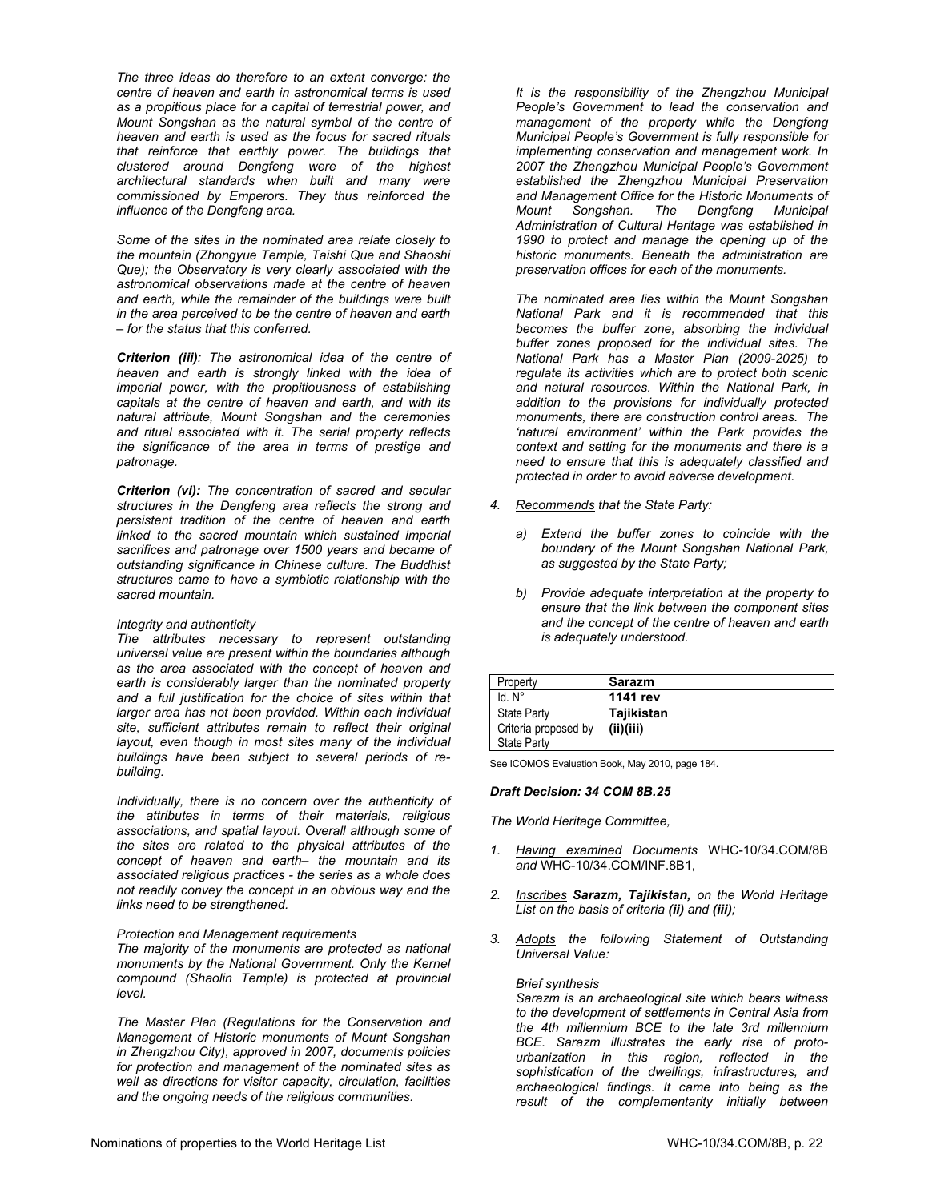*The three ideas do therefore to an extent converge: the centre of heaven and earth in astronomical terms is used as a propitious place for a capital of terrestrial power, and Mount Songshan as the natural symbol of the centre of heaven and earth is used as the focus for sacred rituals that reinforce that earthly power. The buildings that clustered around Dengfeng were of the highest architectural standards when built and many were commissioned by Emperors. They thus reinforced the influence of the Dengfeng area.*

*Some of the sites in the nominated area relate closely to the mountain (Zhongyue Temple, Taishi Que and Shaoshi Que); the Observatory is very clearly associated with the astronomical observations made at the centre of heaven and earth, while the remainder of the buildings were built in the area perceived to be the centre of heaven and earth – for the status that this conferred.*

***Criterion (iii)**: The astronomical idea of the centre of heaven and earth is strongly linked with the idea of imperial power, with the propitiousness of establishing capitals at the centre of heaven and earth, and with its natural attribute, Mount Songshan and the ceremonies and ritual associated with it. The serial property reflects the significance of the area in terms of prestige and patronage.*

***Criterion (vi):** The concentration of sacred and secular structures in the Dengfeng area reflects the strong and persistent tradition of the centre of heaven and earth linked to the sacred mountain which sustained imperial sacrifices and patronage over 1500 years and became of outstanding significance in Chinese culture. The Buddhist structures came to have a symbiotic relationship with the sacred mountain.*

*Integrity and authenticity*

*The attributes necessary to represent outstanding universal value are present within the boundaries although as the area associated with the concept of heaven and earth is considerably larger than the nominated property and a full justification for the choice of sites within that larger area has not been provided. Within each individual site, sufficient attributes remain to reflect their original layout, even though in most sites many of the individual buildings have been subject to several periods of re-building.*

*Individually, there is no concern over the authenticity of the attributes in terms of their materials, religious associations, and spatial layout. Overall although some of the sites are related to the physical attributes of the concept of heaven and earth– the mountain and its associated religious practices - the series as a whole does not readily convey the concept in an obvious way and the links need to be strengthened.*

*Protection and Management requirements*

*The majority of the monuments are protected as national monuments by the National Government. Only the Kernel compound (Shaolin Temple) is protected at provincial level.*

*The Master Plan (Regulations for the Conservation and Management of Historic monuments of Mount Songshan in Zhengzhou City), approved in 2007, documents policies for protection and management of the nominated sites as well as directions for visitor capacity, circulation, facilities and the ongoing needs of the religious communities.*

*It is the responsibility of the Zhengzhou Municipal People's Government to lead the conservation and management of the property while the Dengfeng Municipal People's Government is fully responsible for implementing conservation and management work. In 2007 the Zhengzhou Municipal People's Government established the Zhengzhou Municipal Preservation and Management Office for the Historic Monuments of Mount Songshan. The Dengfeng Municipal Administration of Cultural Heritage was established in 1990 to protect and manage the opening up of the historic monuments. Beneath the administration are preservation offices for each of the monuments.*

*The nominated area lies within the Mount Songshan National Park and it is recommended that this becomes the buffer zone, absorbing the individual buffer zones proposed for the individual sites. The National Park has a Master Plan (2009-2025) to regulate its activities which are to protect both scenic and natural resources. Within the National Park, in addition to the provisions for individually protected monuments, there are construction control areas. The 'natural environment' within the Park provides the context and setting for the monuments and there is a need to ensure that this is adequately classified and protected in order to avoid adverse development.*

4. *Recommends that the State Party:*

   a) *Extend the buffer zones to coincide with the boundary of the Mount Songshan National Park, as suggested by the State Party;*

   b) *Provide adequate interpretation at the property to ensure that the link between the component sites and the concept of the centre of heaven and earth is adequately understood.*

| Property | **Sarazm** |
|---|---|
| Id. N° | **1141 rev** |
| State Party | **Tajikistan** |
| Criteria proposed by State Party | **(ii)(iii)** |

See ICOMOS Evaluation Book, May 2010, page 184.

***Draft Decision: 34 COM 8B.25***

*The World Heritage Committee,*

1. *Having examined Documents* WHC-10/34.COM/8B *and* WHC-10/34.COM/INF.8B1,

2. *Inscribes **Sarazm, Tajikistan,** on the World Heritage List on the basis of criteria **(ii)** and **(iii)**;*

3. *Adopts the following Statement of Outstanding Universal Value:*

   *Brief synthesis*

   *Sarazm is an archaeological site which bears witness to the development of settlements in Central Asia from the 4th millennium BCE to the late 3rd millennium BCE. Sarazm illustrates the early rise of proto-urbanization in this region, reflected in the sophistication of the dwellings, infrastructures, and archaeological findings. It came into being as the result of the complementarity initially between*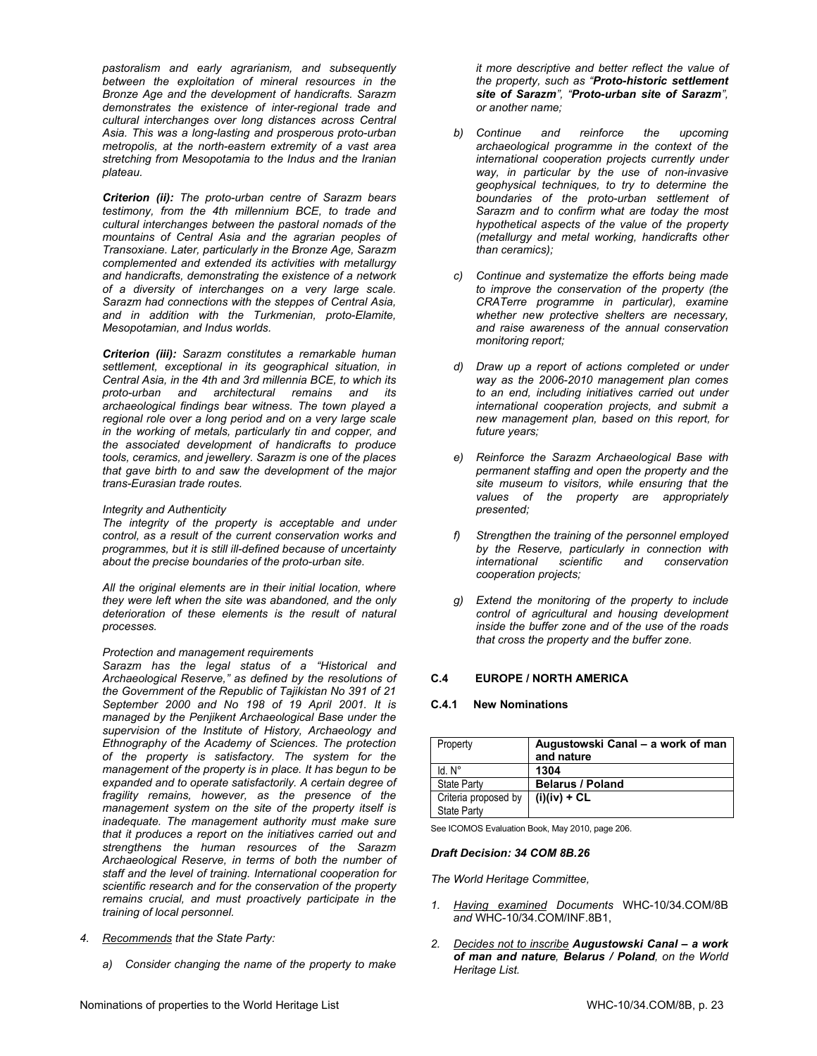*pastoralism and early agrarianism, and subsequently between the exploitation of mineral resources in the Bronze Age and the development of handicrafts. Sarazm demonstrates the existence of inter-regional trade and cultural interchanges over long distances across Central Asia. This was a long-lasting and prosperous proto-urban metropolis, at the north-eastern extremity of a vast area stretching from Mesopotamia to the Indus and the Iranian plateau.*

***Criterion (ii):*** *The proto-urban centre of Sarazm bears testimony, from the 4th millennium BCE, to trade and cultural interchanges between the pastoral nomads of the mountains of Central Asia and the agrarian peoples of Transoxiane. Later, particularly in the Bronze Age, Sarazm complemented and extended its activities with metallurgy and handicrafts, demonstrating the existence of a network of a diversity of interchanges on a very large scale. Sarazm had connections with the steppes of Central Asia, and in addition with the Turkmenian, proto-Elamite, Mesopotamian, and Indus worlds.*

***Criterion (iii):*** *Sarazm constitutes a remarkable human settlement, exceptional in its geographical situation, in Central Asia, in the 4th and 3rd millennia BCE, to which its proto-urban and architectural remains and its archaeological findings bear witness. The town played a regional role over a long period and on a very large scale in the working of metals, particularly tin and copper, and the associated development of handicrafts to produce tools, ceramics, and jewellery. Sarazm is one of the places that gave birth to and saw the development of the major trans-Eurasian trade routes.*

*Integrity and Authenticity*
*The integrity of the property is acceptable and under control, as a result of the current conservation works and programmes, but it is still ill-defined because of uncertainty about the precise boundaries of the proto-urban site.*

*All the original elements are in their initial location, where they were left when the site was abandoned, and the only deterioration of these elements is the result of natural processes.*

*Protection and management requirements*
*Sarazm has the legal status of a "Historical and Archaeological Reserve," as defined by the resolutions of the Government of the Republic of Tajikistan No 391 of 21 September 2000 and No 198 of 19 April 2001. It is managed by the Penjikent Archaeological Base under the supervision of the Institute of History, Archaeology and Ethnography of the Academy of Sciences. The protection of the property is satisfactory. The system for the management of the property is in place. It has begun to be expanded and to operate satisfactorily. A certain degree of fragility remains, however, as the presence of the management system on the site of the property itself is inadequate. The management authority must make sure that it produces a report on the initiatives carried out and strengthens the human resources of the Sarazm Archaeological Reserve, in terms of both the number of staff and the level of training. International cooperation for scientific research and for the conservation of the property remains crucial, and must proactively participate in the training of local personnel.*

4. *Recommends that the State Party:*

    a) *Consider changing the name of the property to make it more descriptive and better reflect the value of the property, such as "**Proto-historic settlement site of Sarazm**", "**Proto-urban site of Sarazm**", or another name;*

    b) *Continue and reinforce the upcoming archaeological programme in the context of the international cooperation projects currently under way, in particular by the use of non-invasive geophysical techniques, to try to determine the boundaries of the proto-urban settlement of Sarazm and to confirm what are today the most hypothetical aspects of the value of the property (metallurgy and metal working, handicrafts other than ceramics);*

    c) *Continue and systematize the efforts being made to improve the conservation of the property (the CRATerre programme in particular), examine whether new protective shelters are necessary, and raise awareness of the annual conservation monitoring report;*

    d) *Draw up a report of actions completed or under way as the 2006-2010 management plan comes to an end, including initiatives carried out under international cooperation projects, and submit a new management plan, based on this report, for future years;*

    e) *Reinforce the Sarazm Archaeological Base with permanent staffing and open the property and the site museum to visitors, while ensuring that the values of the property are appropriately presented;*

    f) *Strengthen the training of the personnel employed by the Reserve, particularly in connection with international scientific and conservation cooperation projects;*

    g) *Extend the monitoring of the property to include control of agricultural and housing development inside the buffer zone and of the use of the roads that cross the property and the buffer zone.*

## C.4 EUROPE / NORTH AMERICA

### C.4.1 New Nominations

| Property | **Augustowski Canal – a work of man and nature** |
|---|---|
| Id. N° | **1304** |
| State Party | **Belarus / Poland** |
| Criteria proposed by State Party | **(i)(iv) + CL** |

See ICOMOS Evaluation Book, May 2010, page 206.

***Draft Decision: 34 COM 8B.26***

*The World Heritage Committee,*

1. *Having examined Documents* WHC-10/34.COM/8B *and* WHC-10/34.COM/INF.8B1,

2. *Decides not to inscribe **Augustowski Canal – a work of man and nature**, **Belarus / Poland**, on the World Heritage List.*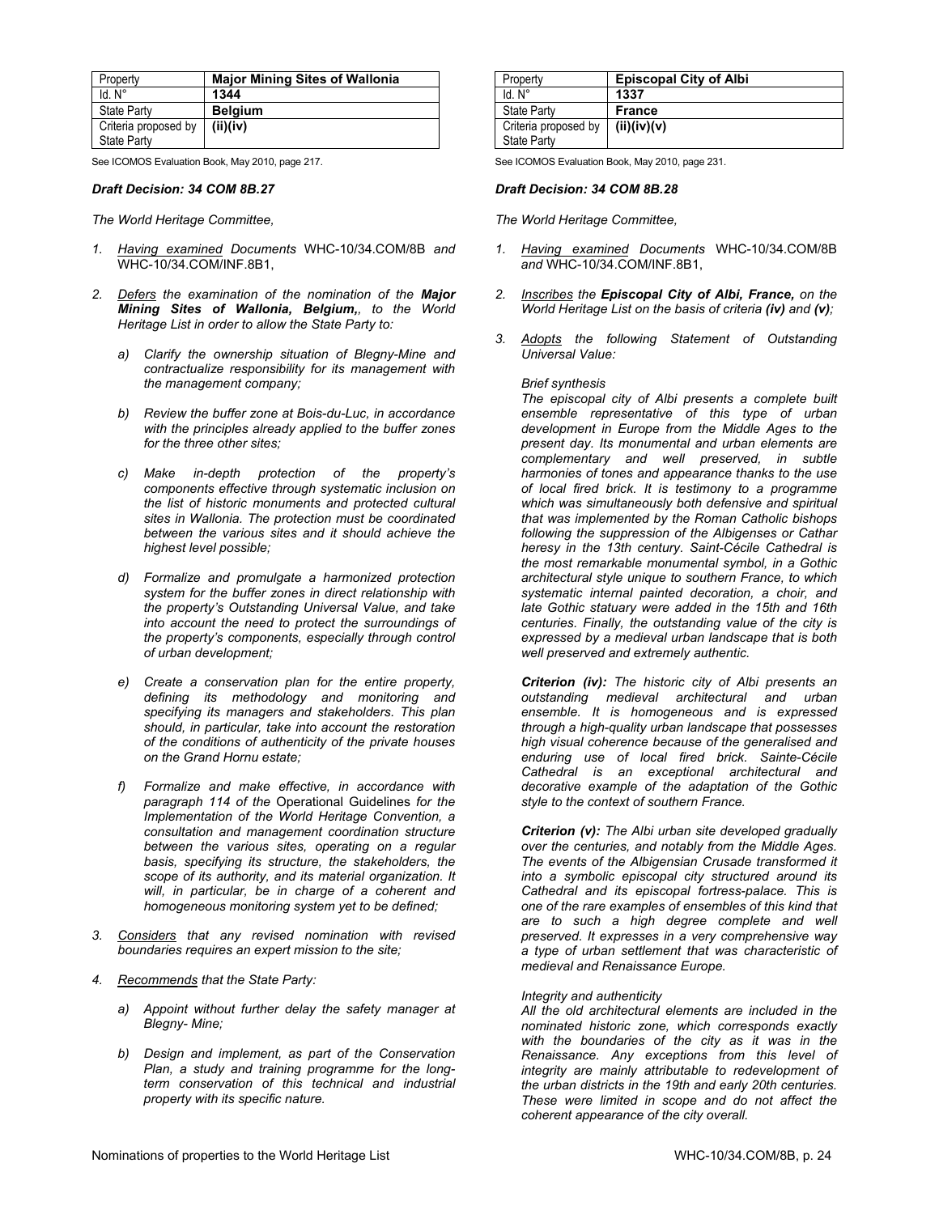| Property | Major Mining Sites of Wallonia |
| --- | --- |
| Id. N° | 1344 |
| State Party | Belgium |
| Criteria proposed by State Party | (ii)(iv) |

See ICOMOS Evaluation Book, May 2010, page 217.

### *Draft Decision: 34 COM 8B.27*

*The World Heritage Committee,*

1. *Having examined Documents* WHC-10/34.COM/8B *and* WHC-10/34.COM/INF.8B1,

2. *Defers the examination of the nomination of the **Major Mining Sites of Wallonia, Belgium,**, to the World Heritage List in order to allow the State Party to:*

   a) *Clarify the ownership situation of Blegny-Mine and contractualize responsibility for its management with the management company;*

   b) *Review the buffer zone at Bois-du-Luc, in accordance with the principles already applied to the buffer zones for the three other sites;*

   c) *Make in-depth protection of the property's components effective through systematic inclusion on the list of historic monuments and protected cultural sites in Wallonia. The protection must be coordinated between the various sites and it should achieve the highest level possible;*

   d) *Formalize and promulgate a harmonized protection system for the buffer zones in direct relationship with the property's Outstanding Universal Value, and take into account the need to protect the surroundings of the property's components, especially through control of urban development;*

   e) *Create a conservation plan for the entire property, defining its methodology and monitoring and specifying its managers and stakeholders. This plan should, in particular, take into account the restoration of the conditions of authenticity of the private houses on the Grand Hornu estate;*

   f) *Formalize and make effective, in accordance with paragraph 114 of the* Operational Guidelines *for the Implementation of the World Heritage Convention, a consultation and management coordination structure between the various sites, operating on a regular basis, specifying its structure, the stakeholders, the scope of its authority, and its material organization. It will, in particular, be in charge of a coherent and homogeneous monitoring system yet to be defined;*

3. *Considers that any revised nomination with revised boundaries requires an expert mission to the site;*

4. *Recommends that the State Party:*

   a) *Appoint without further delay the safety manager at Blegny- Mine;*

   b) *Design and implement, as part of the Conservation Plan, a study and training programme for the long-term conservation of this technical and industrial property with its specific nature.*

| Property | Episcopal City of Albi |
| --- | --- |
| Id. N° | 1337 |
| State Party | France |
| Criteria proposed by State Party | (ii)(iv)(v) |

See ICOMOS Evaluation Book, May 2010, page 231.

### *Draft Decision: 34 COM 8B.28*

*The World Heritage Committee,*

1. *Having examined Documents* WHC-10/34.COM/8B *and* WHC-10/34.COM/INF.8B1,

2. *Inscribes the **Episcopal City of Albi, France,** on the World Heritage List on the basis of criteria **(iv)** and **(v)**;*

3. *Adopts the following Statement of Outstanding Universal Value:*

   *Brief synthesis*

   *The episcopal city of Albi presents a complete built ensemble representative of this type of urban development in Europe from the Middle Ages to the present day. Its monumental and urban elements are complementary and well preserved, in subtle harmonies of tones and appearance thanks to the use of local fired brick. It is testimony to a programme which was simultaneously both defensive and spiritual that was implemented by the Roman Catholic bishops following the suppression of the Albigenses or Cathar heresy in the 13th century. Saint-Cécile Cathedral is the most remarkable monumental symbol, in a Gothic architectural style unique to southern France, to which systematic internal painted decoration, a choir, and late Gothic statuary were added in the 15th and 16th centuries. Finally, the outstanding value of the city is expressed by a medieval urban landscape that is both well preserved and extremely authentic.*

   ***Criterion (iv):** The historic city of Albi presents an outstanding medieval architectural and urban ensemble. It is homogeneous and is expressed through a high-quality urban landscape that possesses high visual coherence because of the generalised and enduring use of local fired brick. Sainte-Cécile Cathedral is an exceptional architectural and decorative example of the adaptation of the Gothic style to the context of southern France.*

   ***Criterion (v):** The Albi urban site developed gradually over the centuries, and notably from the Middle Ages. The events of the Albigensian Crusade transformed it into a symbolic episcopal city structured around its Cathedral and its episcopal fortress-palace. This is one of the rare examples of ensembles of this kind that are to such a high degree complete and well preserved. It expresses in a very comprehensive way a type of urban settlement that was characteristic of medieval and Renaissance Europe.*

   *Integrity and authenticity*

   *All the old architectural elements are included in the nominated historic zone, which corresponds exactly with the boundaries of the city as it was in the Renaissance. Any exceptions from this level of integrity are mainly attributable to redevelopment of the urban districts in the 19th and early 20th centuries. These were limited in scope and do not affect the coherent appearance of the city overall.*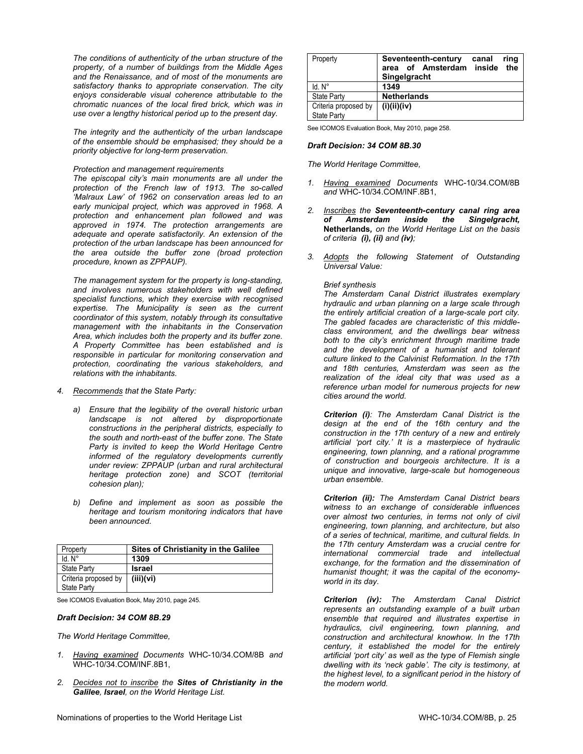*The conditions of authenticity of the urban structure of the property, of a number of buildings from the Middle Ages and the Renaissance, and of most of the monuments are satisfactory thanks to appropriate conservation. The city enjoys considerable visual coherence attributable to the chromatic nuances of the local fired brick, which was in use over a lengthy historical period up to the present day.*

*The integrity and the authenticity of the urban landscape of the ensemble should be emphasised; they should be a priority objective for long-term preservation.*

*Protection and management requirements*

*The episcopal city's main monuments are all under the protection of the French law of 1913. The so-called 'Malraux Law' of 1962 on conservation areas led to an early municipal project, which was approved in 1968. A protection and enhancement plan followed and was approved in 1974. The protection arrangements are adequate and operate satisfactorily. An extension of the protection of the urban landscape has been announced for the area outside the buffer zone (broad protection procedure, known as ZPPAUP).*

*The management system for the property is long-standing, and involves numerous stakeholders with well defined specialist functions, which they exercise with recognised expertise. The Municipality is seen as the current coordinator of this system, notably through its consultative management with the inhabitants in the Conservation Area, which includes both the property and its buffer zone. A Property Committee has been established and is responsible in particular for monitoring conservation and protection, coordinating the various stakeholders, and relations with the inhabitants.*

4. *Recommends that the State Party:*

   a) *Ensure that the legibility of the overall historic urban landscape is not altered by disproportionate constructions in the peripheral districts, especially to the south and north-east of the buffer zone. The State Party is invited to keep the World Heritage Centre informed of the regulatory developments currently under review: ZPPAUP (urban and rural architectural heritage protection zone) and SCOT (territorial cohesion plan);*

   b) *Define and implement as soon as possible the heritage and tourism monitoring indicators that have been announced.*

| Property | **Sites of Christianity in the Galilee** |
|---|---|
| Id. N° | **1309** |
| State Party | **Israel** |
| Criteria proposed by State Party | **(iii)(vi)** |

See ICOMOS Evaluation Book, May 2010, page 245.

***Draft Decision: 34 COM 8B.29***

*The World Heritage Committee,*

1. *Having examined Documents* WHC-10/34.COM/8B *and* WHC-10/34.COM/INF.8B1,

2. *Decides not to inscribe the **Sites of Christianity in the Galilee, Israel**, on the World Heritage List.*

| Property | **Seventeenth-century canal ring area of Amsterdam inside the Singelgracht** |
|---|---|
| Id. N° | **1349** |
| State Party | **Netherlands** |
| Criteria proposed by State Party | **(i)(ii)(iv)** |

See ICOMOS Evaluation Book, May 2010, page 258.

***Draft Decision: 34 COM 8B.30***

*The World Heritage Committee,*

1. *Having examined Documents* WHC-10/34.COM/8B *and* WHC-10/34.COM/INF.8B1,

2. *Inscribes the **Seventeenth-century canal ring area of Amsterdam inside the Singelgracht,*** **Netherlands,** *on the World Heritage List on the basis of criteria **(i), (ii)** and **(iv)**;*

3. *Adopts the following Statement of Outstanding Universal Value:*

   *Brief synthesis*

   *The Amsterdam Canal District illustrates exemplary hydraulic and urban planning on a large scale through the entirely artificial creation of a large-scale port city. The gabled facades are characteristic of this middle-class environment, and the dwellings bear witness both to the city's enrichment through maritime trade and the development of a humanist and tolerant culture linked to the Calvinist Reformation. In the 17th and 18th centuries, Amsterdam was seen as the realization of the ideal city that was used as a reference urban model for numerous projects for new cities around the world.*

   ***Criterion (i)**: The Amsterdam Canal District is the design at the end of the 16th century and the construction in the 17th century of a new and entirely artificial 'port city.' It is a masterpiece of hydraulic engineering, town planning, and a rational programme of construction and bourgeois architecture. It is a unique and innovative, large-scale but homogeneous urban ensemble.*

   ***Criterion (ii):** The Amsterdam Canal District bears witness to an exchange of considerable influences over almost two centuries, in terms not only of civil engineering, town planning, and architecture, but also of a series of technical, maritime, and cultural fields. In the 17th century Amsterdam was a crucial centre for international commercial trade and intellectual exchange, for the formation and the dissemination of humanist thought; it was the capital of the economy-world in its day.*

   ***Criterion (iv):** The Amsterdam Canal District represents an outstanding example of a built urban ensemble that required and illustrates expertise in hydraulics, civil engineering, town planning, and construction and architectural knowhow. In the 17th century, it established the model for the entirely artificial 'port city' as well as the type of Flemish single dwelling with its 'neck gable'. The city is testimony, at the highest level, to a significant period in the history of the modern world.*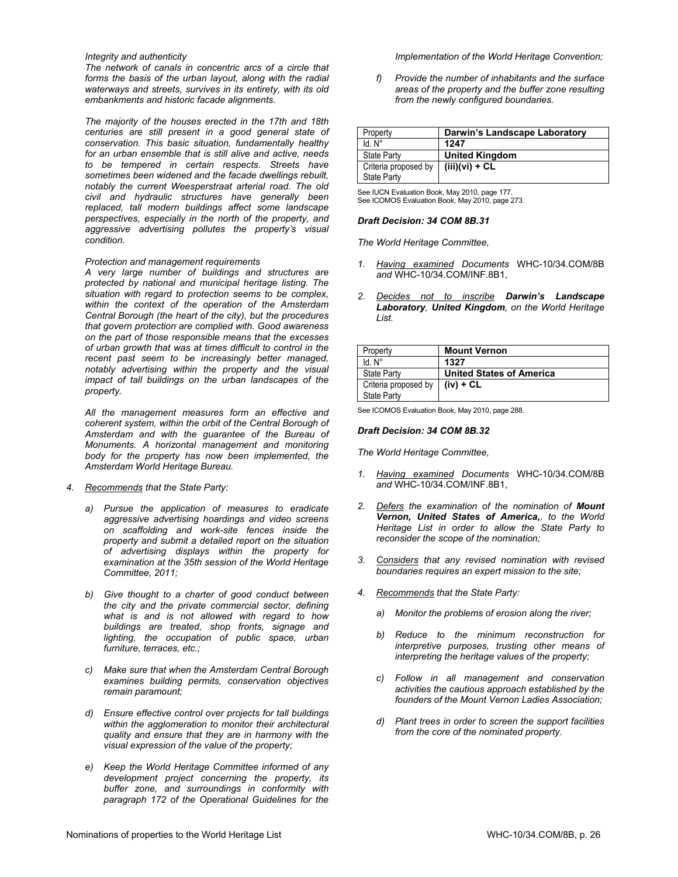*Integrity and authenticity*

*The network of canals in concentric arcs of a circle that forms the basis of the urban layout, along with the radial waterways and streets, survives in its entirety, with its old embankments and historic facade alignments.*

*The majority of the houses erected in the 17th and 18th centuries are still present in a good general state of conservation. This basic situation, fundamentally healthy for an urban ensemble that is still alive and active, needs to be tempered in certain respects. Streets have sometimes been widened and the facade dwellings rebuilt, notably the current Weesperstraat arterial road. The old civil and hydraulic structures have generally been replaced, tall modern buildings affect some landscape perspectives, especially in the north of the property, and aggressive advertising pollutes the property's visual condition.*

*Protection and management requirements*

*A very large number of buildings and structures are protected by national and municipal heritage listing. The situation with regard to protection seems to be complex, within the context of the operation of the Amsterdam Central Borough (the heart of the city), but the procedures that govern protection are complied with. Good awareness on the part of those responsible means that the excesses of urban growth that was at times difficult to control in the recent past seem to be increasingly better managed, notably advertising within the property and the visual impact of tall buildings on the urban landscapes of the property.*

*All the management measures form an effective and coherent system, within the orbit of the Central Borough of Amsterdam and with the guarantee of the Bureau of Monuments. A horizontal management and monitoring body for the property has now been implemented, the Amsterdam World Heritage Bureau.*

4. *Recommends that the State Party:*

   a) *Pursue the application of measures to eradicate aggressive advertising hoardings and video screens on scaffolding and work-site fences inside the property and submit a detailed report on the situation of advertising displays within the property for examination at the 35th session of the World Heritage Committee, 2011;*

   b) *Give thought to a charter of good conduct between the city and the private commercial sector, defining what is and is not allowed with regard to how buildings are treated, shop fronts, signage and lighting, the occupation of public space, urban furniture, terraces, etc.;*

   c) *Make sure that when the Amsterdam Central Borough examines building permits, conservation objectives remain paramount;*

   d) *Ensure effective control over projects for tall buildings within the agglomeration to monitor their architectural quality and ensure that they are in harmony with the visual expression of the value of the property;*

   e) *Keep the World Heritage Committee informed of any development project concerning the property, its buffer zone, and surroundings in conformity with paragraph 172 of the Operational Guidelines for the Implementation of the World Heritage Convention;*

   f) *Provide the number of inhabitants and the surface areas of the property and the buffer zone resulting from the newly configured boundaries.*

| Property | **Darwin's Landscape Laboratory** |
|---|---|
| Id. N° | **1247** |
| State Party | **United Kingdom** |
| Criteria proposed by State Party | **(iii)(vi) + CL** |

See IUCN Evaluation Book, May 2010, page 177.
See ICOMOS Evaluation Book, May 2010, page 273.

***Draft Decision: 34 COM 8B.31***

*The World Heritage Committee,*

1. *Having examined Documents* WHC-10/34.COM/8B *and* WHC-10/34.COM/INF.8B1,

2. *Decides not to inscribe* ***Darwin's Landscape Laboratory***, ***United Kingdom***, *on the World Heritage List.*

| Property | **Mount Vernon** |
|---|---|
| Id. N° | **1327** |
| State Party | **United States of America** |
| Criteria proposed by State Party | **(iv) + CL** |

See ICOMOS Evaluation Book, May 2010, page 288.

***Draft Decision: 34 COM 8B.32***

*The World Heritage Committee,*

1. *Having examined Documents* WHC-10/34.COM/8B *and* WHC-10/34.COM/INF.8B1,

2. *Defers the examination of the nomination of* ***Mount Vernon, United States of America,****, to the World Heritage List in order to allow the State Party to reconsider the scope of the nomination;*

3. *Considers that any revised nomination with revised boundaries requires an expert mission to the site;*

4. *Recommends that the State Party:*

   a) *Monitor the problems of erosion along the river;*

   b) *Reduce to the minimum reconstruction for interpretive purposes, trusting other means of interpreting the heritage values of the property;*

   c) *Follow in all management and conservation activities the cautious approach established by the founders of the Mount Vernon Ladies Association;*

   d) *Plant trees in order to screen the support facilities from the core of the nominated property.*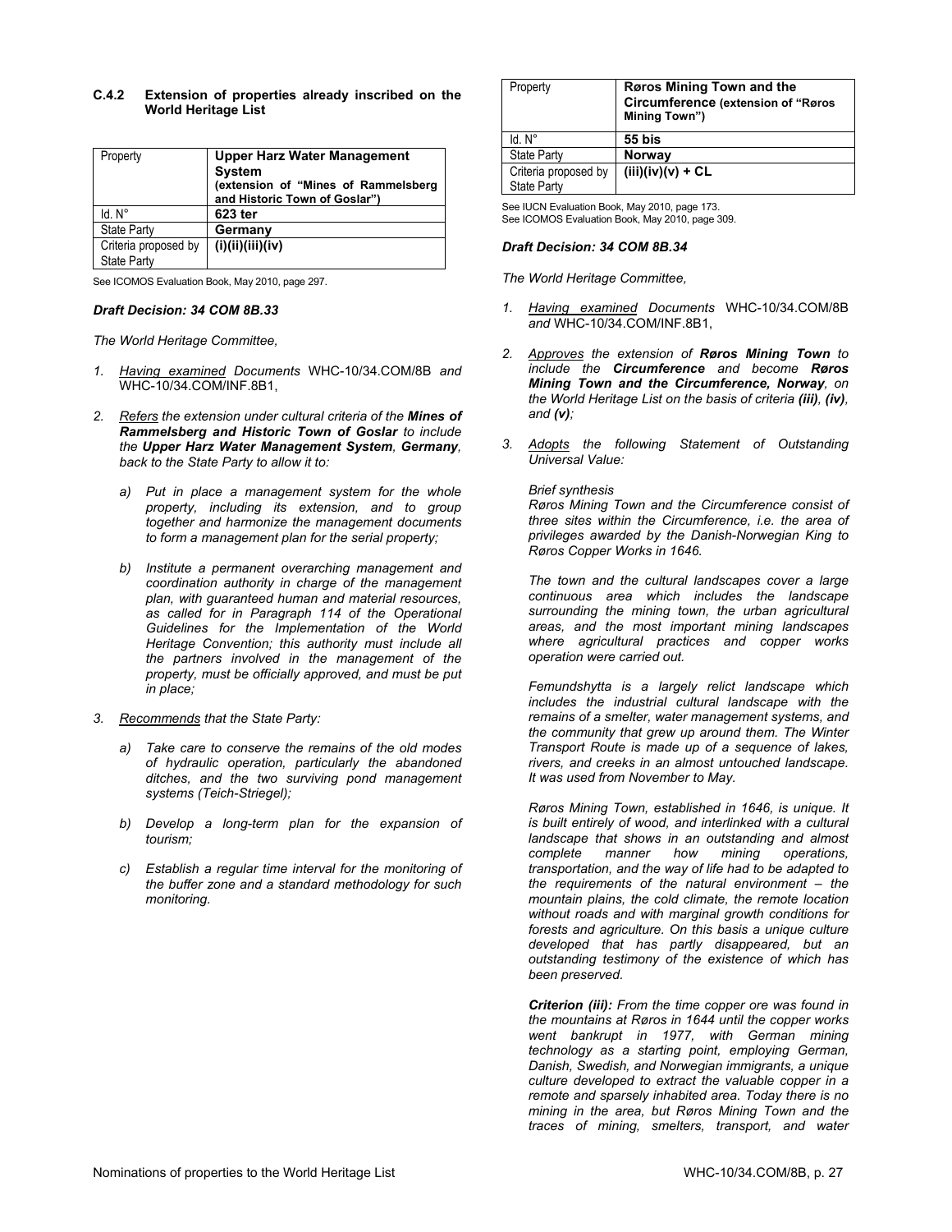### C.4.2 Extension of properties already inscribed on the World Heritage List

| Property | **Upper Harz Water Management System** **(extension of "Mines of Rammelsberg and Historic Town of Goslar")** |
|---|---|
| Id. N° | **623 ter** |
| State Party | **Germany** |
| Criteria proposed by State Party | **(i)(ii)(iii)(iv)** |

See ICOMOS Evaluation Book, May 2010, page 297.

***Draft Decision: 34 COM 8B.33***

*The World Heritage Committee,*

1. *Having examined Documents* WHC-10/34.COM/8B *and* WHC-10/34.COM/INF.8B1,

2. *Refers the extension under cultural criteria of the **Mines of Rammelsberg and Historic Town of Goslar** to include the **Upper Harz Water Management System, Germany**, back to the State Party to allow it to:*

   a) *Put in place a management system for the whole property, including its extension, and to group together and harmonize the management documents to form a management plan for the serial property;*

   b) *Institute a permanent overarching management and coordination authority in charge of the management plan, with guaranteed human and material resources, as called for in Paragraph 114 of the Operational Guidelines for the Implementation of the World Heritage Convention; this authority must include all the partners involved in the management of the property, must be officially approved, and must be put in place;*

3. *Recommends that the State Party:*

   a) *Take care to conserve the remains of the old modes of hydraulic operation, particularly the abandoned ditches, and the two surviving pond management systems (Teich-Striegel);*

   b) *Develop a long-term plan for the expansion of tourism;*

   c) *Establish a regular time interval for the monitoring of the buffer zone and a standard methodology for such monitoring.*

| Property | **Røros Mining Town and the Circumference (extension of "Røros Mining Town")** |
|---|---|
| Id. N° | **55 bis** |
| State Party | **Norway** |
| Criteria proposed by State Party | **(iii)(iv)(v) + CL** |

See IUCN Evaluation Book, May 2010, page 173.
See ICOMOS Evaluation Book, May 2010, page 309.

***Draft Decision: 34 COM 8B.34***

*The World Heritage Committee,*

1. *Having examined Documents* WHC-10/34.COM/8B *and* WHC-10/34.COM/INF.8B1,

2. *Approves the extension of **Røros Mining Town** to include the **Circumference** and become **Røros Mining Town and the Circumference, Norway**, on the World Heritage List on the basis of criteria **(iii)**, **(iv)**, and **(v)**;*

3. *Adopts the following Statement of Outstanding Universal Value:*

   *Brief synthesis*

   *Røros Mining Town and the Circumference consist of three sites within the Circumference, i.e. the area of privileges awarded by the Danish-Norwegian King to Røros Copper Works in 1646.*

   *The town and the cultural landscapes cover a large continuous area which includes the landscape surrounding the mining town, the urban agricultural areas, and the most important mining landscapes where agricultural practices and copper works operation were carried out.*

   *Femundshytta is a largely relict landscape which includes the industrial cultural landscape with the remains of a smelter, water management systems, and the community that grew up around them. The Winter Transport Route is made up of a sequence of lakes, rivers, and creeks in an almost untouched landscape. It was used from November to May.*

   *Røros Mining Town, established in 1646, is unique. It is built entirely of wood, and interlinked with a cultural landscape that shows in an outstanding and almost complete manner how mining operations, transportation, and the way of life had to be adapted to the requirements of the natural environment – the mountain plains, the cold climate, the remote location without roads and with marginal growth conditions for forests and agriculture. On this basis a unique culture developed that has partly disappeared, but an outstanding testimony of the existence of which has been preserved.*

   ***Criterion (iii):** From the time copper ore was found in the mountains at Røros in 1644 until the copper works went bankrupt in 1977, with German mining technology as a starting point, employing German, Danish, Swedish, and Norwegian immigrants, a unique culture developed to extract the valuable copper in a remote and sparsely inhabited area. Today there is no mining in the area, but Røros Mining Town and the traces of mining, smelters, transport, and water*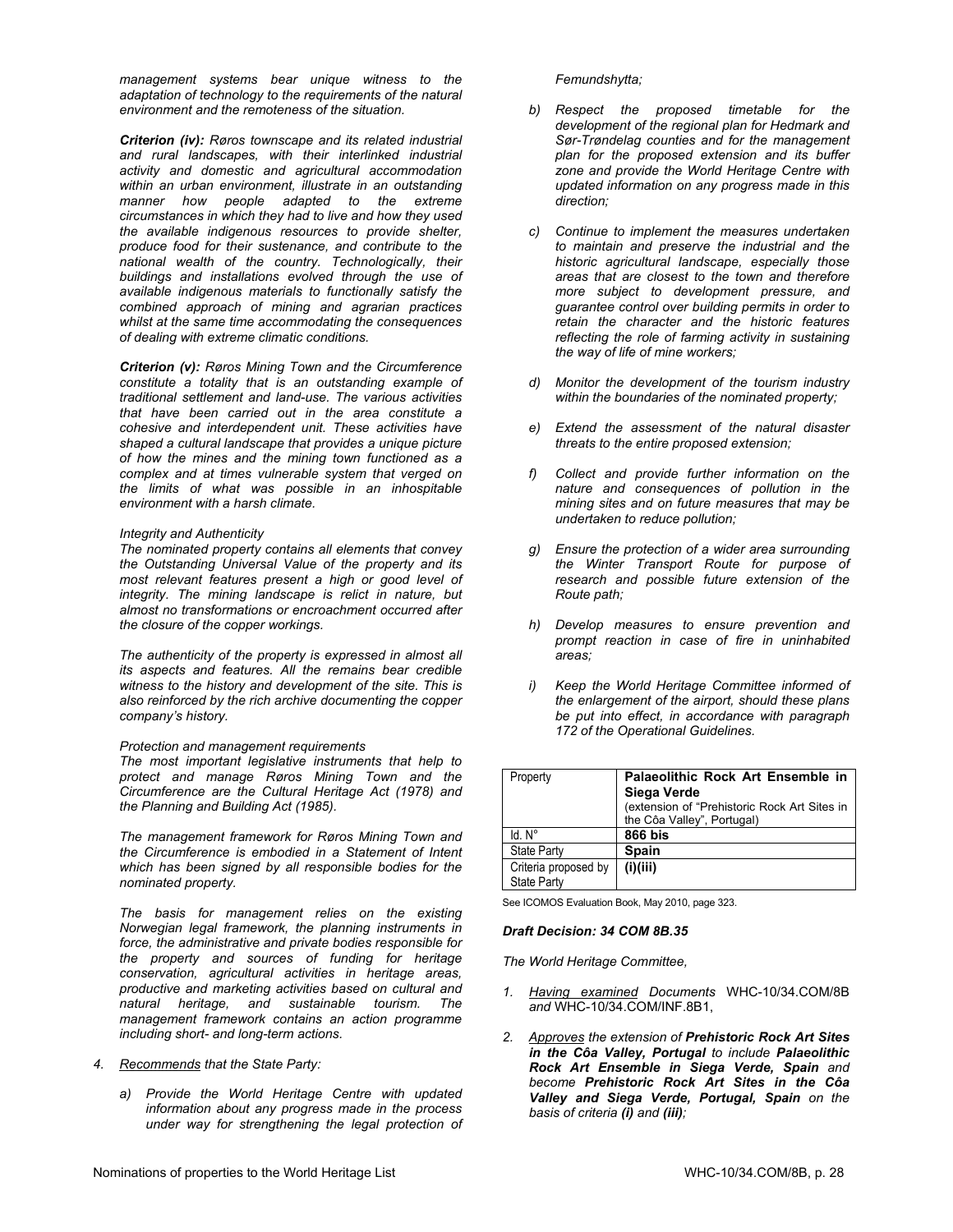*management systems bear unique witness to the adaptation of technology to the requirements of the natural environment and the remoteness of the situation.*

***Criterion (iv):** Røros townscape and its related industrial and rural landscapes, with their interlinked industrial activity and domestic and agricultural accommodation within an urban environment, illustrate in an outstanding manner how people adapted to the extreme circumstances in which they had to live and how they used the available indigenous resources to provide shelter, produce food for their sustenance, and contribute to the national wealth of the country. Technologically, their buildings and installations evolved through the use of available indigenous materials to functionally satisfy the combined approach of mining and agrarian practices whilst at the same time accommodating the consequences of dealing with extreme climatic conditions.*

***Criterion (v):** Røros Mining Town and the Circumference constitute a totality that is an outstanding example of traditional settlement and land-use. The various activities that have been carried out in the area constitute a cohesive and interdependent unit. These activities have shaped a cultural landscape that provides a unique picture of how the mines and the mining town functioned as a complex and at times vulnerable system that verged on the limits of what was possible in an inhospitable environment with a harsh climate.*

*Integrity and Authenticity*
*The nominated property contains all elements that convey the Outstanding Universal Value of the property and its most relevant features present a high or good level of integrity. The mining landscape is relict in nature, but almost no transformations or encroachment occurred after the closure of the copper workings.*

*The authenticity of the property is expressed in almost all its aspects and features. All the remains bear credible witness to the history and development of the site. This is also reinforced by the rich archive documenting the copper company's history.*

*Protection and management requirements*
*The most important legislative instruments that help to protect and manage Røros Mining Town and the Circumference are the Cultural Heritage Act (1978) and the Planning and Building Act (1985).*

*The management framework for Røros Mining Town and the Circumference is embodied in a Statement of Intent which has been signed by all responsible bodies for the nominated property.*

*The basis for management relies on the existing Norwegian legal framework, the planning instruments in force, the administrative and private bodies responsible for the property and sources of funding for heritage conservation, agricultural activities in heritage areas, productive and marketing activities based on cultural and natural heritage, and sustainable tourism. The management framework contains an action programme including short- and long-term actions.*

4. *Recommends that the State Party:*

   a) *Provide the World Heritage Centre with updated information about any progress made in the process under way for strengthening the legal protection of Femundshytta;*

   b) *Respect the proposed timetable for the development of the regional plan for Hedmark and Sør-Trøndelag counties and for the management plan for the proposed extension and its buffer zone and provide the World Heritage Centre with updated information on any progress made in this direction;*

   c) *Continue to implement the measures undertaken to maintain and preserve the industrial and the historic agricultural landscape, especially those areas that are closest to the town and therefore more subject to development pressure, and guarantee control over building permits in order to retain the character and the historic features reflecting the role of farming activity in sustaining the way of life of mine workers;*

   d) *Monitor the development of the tourism industry within the boundaries of the nominated property;*

   e) *Extend the assessment of the natural disaster threats to the entire proposed extension;*

   f) *Collect and provide further information on the nature and consequences of pollution in the mining sites and on future measures that may be undertaken to reduce pollution;*

   g) *Ensure the protection of a wider area surrounding the Winter Transport Route for purpose of research and possible future extension of the Route path;*

   h) *Develop measures to ensure prevention and prompt reaction in case of fire in uninhabited areas;*

   i) *Keep the World Heritage Committee informed of the enlargement of the airport, should these plans be put into effect, in accordance with paragraph 172 of the Operational Guidelines.*

| Property | **Palaeolithic Rock Art Ensemble in Siega Verde** (extension of "Prehistoric Rock Art Sites in the Côa Valley", Portugal) |
|---|---|
| Id. N° | **866 bis** |
| State Party | **Spain** |
| Criteria proposed by State Party | **(i)(iii)** |

See ICOMOS Evaluation Book, May 2010, page 323.

***Draft Decision: 34 COM 8B.35***

*The World Heritage Committee,*

1. *Having examined Documents* WHC-10/34.COM/8B *and* WHC-10/34.COM/INF.8B1,

2. *Approves the extension of **Prehistoric Rock Art Sites in the Côa Valley, Portugal** to include **Palaeolithic Rock Art Ensemble in Siega Verde, Spain** and become **Prehistoric Rock Art Sites in the Côa Valley and Siega Verde, Portugal, Spain** on the basis of criteria **(i)** and **(iii)**;*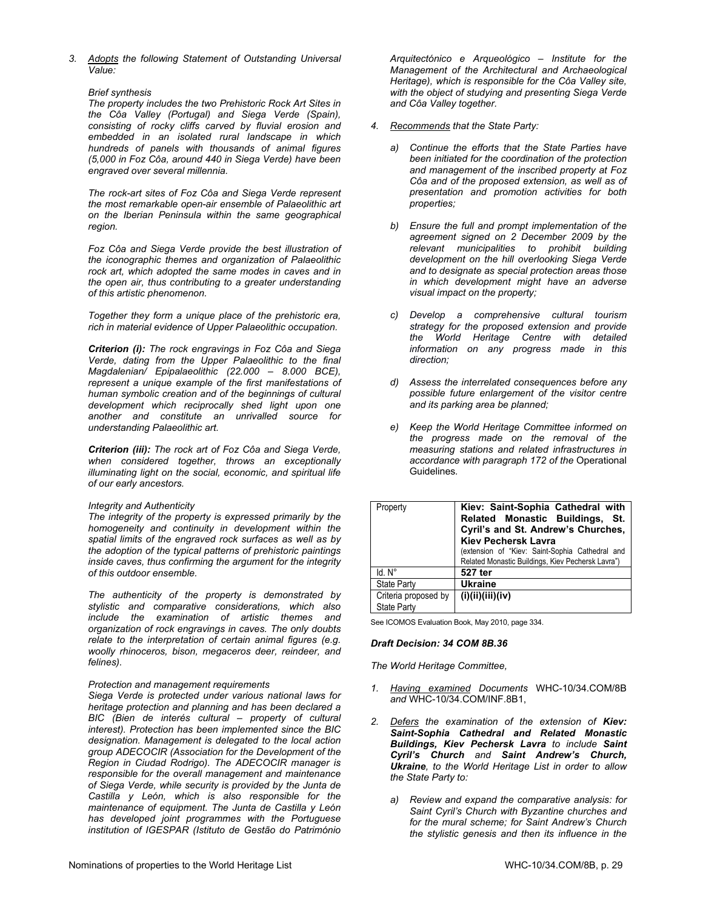3. *Adopts the following Statement of Outstanding Universal Value:*

   *Brief synthesis*

   *The property includes the two Prehistoric Rock Art Sites in the Côa Valley (Portugal) and Siega Verde (Spain), consisting of rocky cliffs carved by fluvial erosion and embedded in an isolated rural landscape in which hundreds of panels with thousands of animal figures (5,000 in Foz Côa, around 440 in Siega Verde) have been engraved over several millennia.*

   *The rock-art sites of Foz Côa and Siega Verde represent the most remarkable open-air ensemble of Palaeolithic art on the Iberian Peninsula within the same geographical region.*

   *Foz Côa and Siega Verde provide the best illustration of the iconographic themes and organization of Palaeolithic rock art, which adopted the same modes in caves and in the open air, thus contributing to a greater understanding of this artistic phenomenon.*

   *Together they form a unique place of the prehistoric era, rich in material evidence of Upper Palaeolithic occupation.*

   ***Criterion (i):*** *The rock engravings in Foz Côa and Siega Verde, dating from the Upper Palaeolithic to the final Magdalenian/ Epipalaeolithic (22.000 – 8.000 BCE), represent a unique example of the first manifestations of human symbolic creation and of the beginnings of cultural development which reciprocally shed light upon one another and constitute an unrivalled source for understanding Palaeolithic art.*

   ***Criterion (iii):*** *The rock art of Foz Côa and Siega Verde, when considered together, throws an exceptionally illuminating light on the social, economic, and spiritual life of our early ancestors.*

   *Integrity and Authenticity*

   *The integrity of the property is expressed primarily by the homogeneity and continuity in development within the spatial limits of the engraved rock surfaces as well as by the adoption of the typical patterns of prehistoric paintings inside caves, thus confirming the argument for the integrity of this outdoor ensemble.*

   *The authenticity of the property is demonstrated by stylistic and comparative considerations, which also include the examination of artistic themes and organization of rock engravings in caves. The only doubts relate to the interpretation of certain animal figures (e.g. woolly rhinoceros, bison, megaceros deer, reindeer, and felines).*

   *Protection and management requirements*

   *Siega Verde is protected under various national laws for heritage protection and planning and has been declared a BIC (Bien de interés cultural – property of cultural interest). Protection has been implemented since the BIC designation. Management is delegated to the local action group ADECOCIR (Association for the Development of the Region in Ciudad Rodrigo). The ADECOCIR manager is responsible for the overall management and maintenance of Siega Verde, while security is provided by the Junta de Castilla y León, which is also responsible for the maintenance of equipment. The Junta de Castilla y León has developed joint programmes with the Portuguese institution of IGESPAR (Istituto de Gestão do Património Arquitectónico e Arqueológico – Institute for the Management of the Architectural and Archaeological Heritage), which is responsible for the Côa Valley site, with the object of studying and presenting Siega Verde and Côa Valley together.*

4. *Recommends that the State Party:*

   a) *Continue the efforts that the State Parties have been initiated for the coordination of the protection and management of the inscribed property at Foz Côa and of the proposed extension, as well as of presentation and promotion activities for both properties;*

   b) *Ensure the full and prompt implementation of the agreement signed on 2 December 2009 by the relevant municipalities to prohibit building development on the hill overlooking Siega Verde and to designate as special protection areas those in which development might have an adverse visual impact on the property;*

   c) *Develop a comprehensive cultural tourism strategy for the proposed extension and provide the World Heritage Centre with detailed information on any progress made in this direction;*

   d) *Assess the interrelated consequences before any possible future enlargement of the visitor centre and its parking area be planned;*

   e) *Keep the World Heritage Committee informed on the progress made on the removal of the measuring stations and related infrastructures in accordance with paragraph 172 of the* Operational Guidelines*.*

| Property | **Kiev: Saint-Sophia Cathedral with Related Monastic Buildings, St. Cyril's and St. Andrew's Churches, Kiev Pechersk Lavra** (extension of "Kiev: Saint-Sophia Cathedral and Related Monastic Buildings, Kiev Pechersk Lavra") |
|---|---|
| Id. N° | **527 ter** |
| State Party | **Ukraine** |
| Criteria proposed by State Party | **(i)(ii)(iii)(iv)** |

See ICOMOS Evaluation Book, May 2010, page 334.

***Draft Decision: 34 COM 8B.36***

*The World Heritage Committee,*

1. *Having examined Documents* WHC-10/34.COM/8B *and* WHC-10/34.COM/INF.8B1,

2. *Defers the examination of the extension of **Kiev: Saint-Sophia Cathedral and Related Monastic Buildings, Kiev Pechersk Lavra** to include **Saint Cyril's Church** and **Saint Andrew's Church, Ukraine**, to the World Heritage List in order to allow the State Party to:*

   a) *Review and expand the comparative analysis: for Saint Cyril's Church with Byzantine churches and for the mural scheme; for Saint Andrew's Church the stylistic genesis and then its influence in the*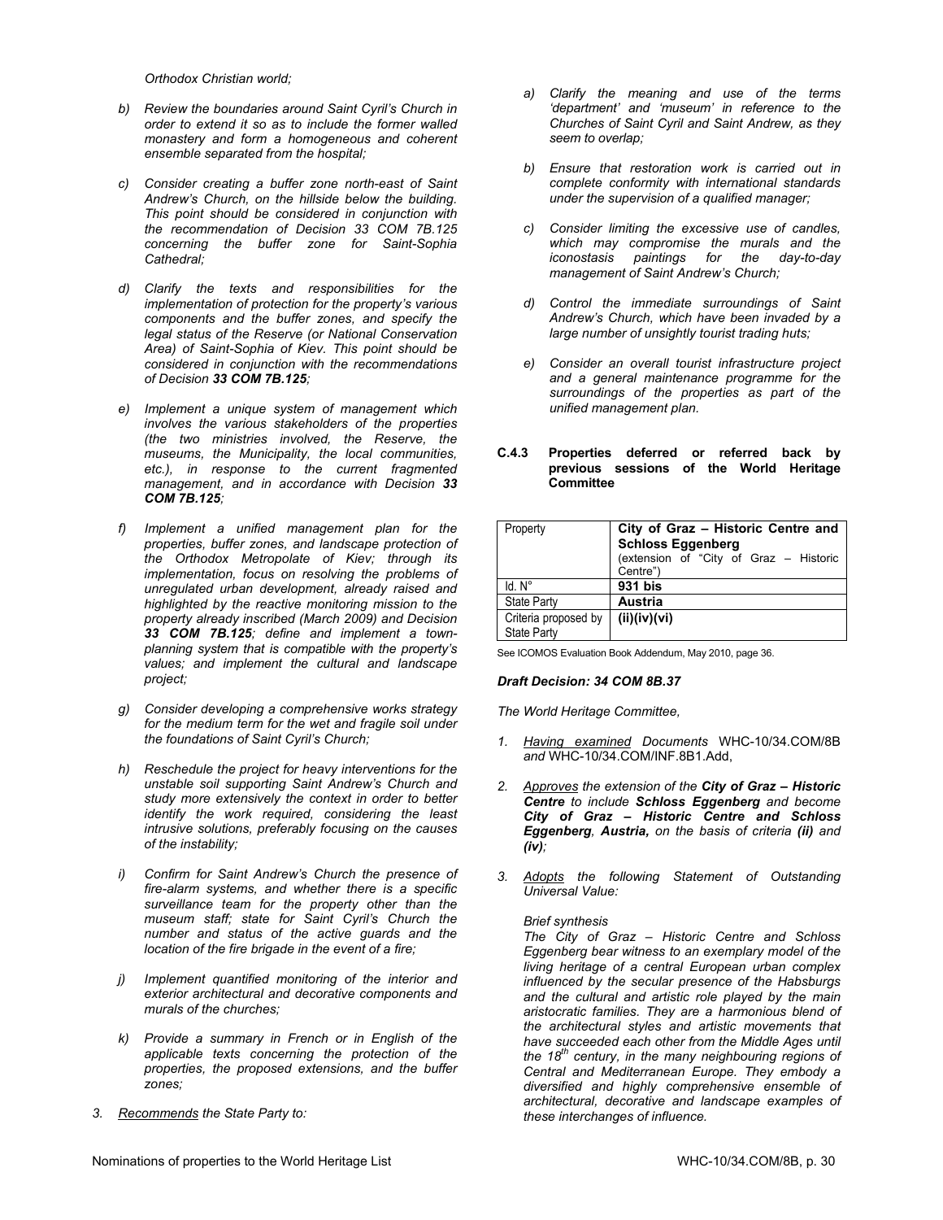*Orthodox Christian world;*

*b) Review the boundaries around Saint Cyril's Church in order to extend it so as to include the former walled monastery and form a homogeneous and coherent ensemble separated from the hospital;*

*c) Consider creating a buffer zone north-east of Saint Andrew's Church, on the hillside below the building. This point should be considered in conjunction with the recommendation of Decision 33 COM 7B.125 concerning the buffer zone for Saint-Sophia Cathedral;*

*d) Clarify the texts and responsibilities for the implementation of protection for the property's various components and the buffer zones, and specify the legal status of the Reserve (or National Conservation Area) of Saint-Sophia of Kiev. This point should be considered in conjunction with the recommendations of Decision **33 COM 7B.125**;*

*e) Implement a unique system of management which involves the various stakeholders of the properties (the two ministries involved, the Reserve, the museums, the Municipality, the local communities, etc.), in response to the current fragmented management, and in accordance with Decision **33 COM 7B.125**;*

*f) Implement a unified management plan for the properties, buffer zones, and landscape protection of the Orthodox Metropolate of Kiev; through its implementation, focus on resolving the problems of unregulated urban development, already raised and highlighted by the reactive monitoring mission to the property already inscribed (March 2009) and Decision **33 COM 7B.125**; define and implement a town-planning system that is compatible with the property's values; and implement the cultural and landscape project;*

*g) Consider developing a comprehensive works strategy for the medium term for the wet and fragile soil under the foundations of Saint Cyril's Church;*

*h) Reschedule the project for heavy interventions for the unstable soil supporting Saint Andrew's Church and study more extensively the context in order to better identify the work required, considering the least intrusive solutions, preferably focusing on the causes of the instability;*

*i) Confirm for Saint Andrew's Church the presence of fire-alarm systems, and whether there is a specific surveillance team for the property other than the museum staff; state for Saint Cyril's Church the number and status of the active guards and the location of the fire brigade in the event of a fire;*

*j) Implement quantified monitoring of the interior and exterior architectural and decorative components and murals of the churches;*

*k) Provide a summary in French or in English of the applicable texts concerning the protection of the properties, the proposed extensions, and the buffer zones;*

3. *Recommends the State Party to:*

*a) Clarify the meaning and use of the terms 'department' and 'museum' in reference to the Churches of Saint Cyril and Saint Andrew, as they seem to overlap;*

*b) Ensure that restoration work is carried out in complete conformity with international standards under the supervision of a qualified manager;*

*c) Consider limiting the excessive use of candles, which may compromise the murals and the iconostasis paintings for the day-to-day management of Saint Andrew's Church;*

*d) Control the immediate surroundings of Saint Andrew's Church, which have been invaded by a large number of unsightly tourist trading huts;*

*e) Consider an overall tourist infrastructure project and a general maintenance programme for the surroundings of the properties as part of the unified management plan.*

### C.4.3 Properties deferred or referred back by previous sessions of the World Heritage Committee

| Property | **City of Graz – Historic Centre and Schloss Eggenberg** (extension of "City of Graz – Historic Centre") |
|---|---|
| Id. N° | **931 bis** |
| State Party | **Austria** |
| Criteria proposed by State Party | **(ii)(iv)(vi)** |

See ICOMOS Evaluation Book Addendum, May 2010, page 36.

***Draft Decision: 34 COM 8B.37***

*The World Heritage Committee,*

1. *Having examined Documents* WHC-10/34.COM/8B *and* WHC-10/34.COM/INF.8B1.Add,

2. *Approves the extension of the **City of Graz – Historic Centre** to include **Schloss Eggenberg** and become **City of Graz – Historic Centre and Schloss Eggenberg, Austria,** on the basis of criteria **(ii)** and **(iv)**;*

3. *Adopts the following Statement of Outstanding Universal Value:*

   *Brief synthesis*

   *The City of Graz – Historic Centre and Schloss Eggenberg bear witness to an exemplary model of the living heritage of a central European urban complex influenced by the secular presence of the Habsburgs and the cultural and artistic role played by the main aristocratic families. They are a harmonious blend of the architectural styles and artistic movements that have succeeded each other from the Middle Ages until the 18th century, in the many neighbouring regions of Central and Mediterranean Europe. They embody a diversified and highly comprehensive ensemble of architectural, decorative and landscape examples of these interchanges of influence.*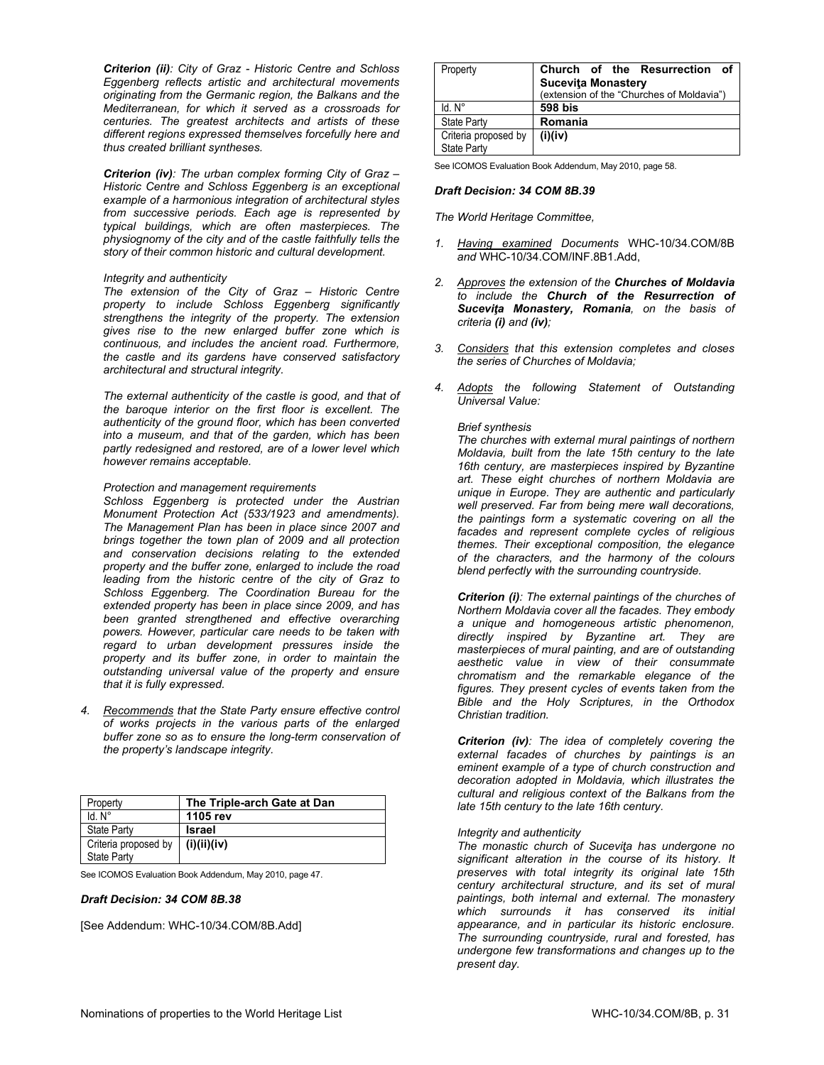***Criterion (ii)**: City of Graz - Historic Centre and Schloss Eggenberg reflects artistic and architectural movements originating from the Germanic region, the Balkans and the Mediterranean, for which it served as a crossroads for centuries. The greatest architects and artists of these different regions expressed themselves forcefully here and thus created brilliant syntheses.*

***Criterion (iv)**: The urban complex forming City of Graz – Historic Centre and Schloss Eggenberg is an exceptional example of a harmonious integration of architectural styles from successive periods. Each age is represented by typical buildings, which are often masterpieces. The physiognomy of the city and of the castle faithfully tells the story of their common historic and cultural development.*

*Integrity and authenticity*

*The extension of the City of Graz – Historic Centre property to include Schloss Eggenberg significantly strengthens the integrity of the property. The extension gives rise to the new enlarged buffer zone which is continuous, and includes the ancient road. Furthermore, the castle and its gardens have conserved satisfactory architectural and structural integrity.*

*The external authenticity of the castle is good, and that of the baroque interior on the first floor is excellent. The authenticity of the ground floor, which has been converted into a museum, and that of the garden, which has been partly redesigned and restored, are of a lower level which however remains acceptable.*

*Protection and management requirements*

*Schloss Eggenberg is protected under the Austrian Monument Protection Act (533/1923 and amendments). The Management Plan has been in place since 2007 and brings together the town plan of 2009 and all protection and conservation decisions relating to the extended property and the buffer zone, enlarged to include the road leading from the historic centre of the city of Graz to Schloss Eggenberg. The Coordination Bureau for the extended property has been in place since 2009, and has been granted strengthened and effective overarching powers. However, particular care needs to be taken with regard to urban development pressures inside the property and its buffer zone, in order to maintain the outstanding universal value of the property and ensure that it is fully expressed.*

4. *Recommends that the State Party ensure effective control of works projects in the various parts of the enlarged buffer zone so as to ensure the long-term conservation of the property's landscape integrity.*

| Property | **The Triple-arch Gate at Dan** |
|---|---|
| Id. N° | **1105 rev** |
| State Party | **Israel** |
| Criteria proposed by State Party | **(i)(ii)(iv)** |

See ICOMOS Evaluation Book Addendum, May 2010, page 47.

***Draft Decision: 34 COM 8B.38***

[See Addendum: WHC-10/34.COM/8B.Add]

| Property | **Church of the Resurrection of Suceviţa Monastery** (extension of the "Churches of Moldavia") |
|---|---|
| Id. N° | **598 bis** |
| State Party | **Romania** |
| Criteria proposed by State Party | **(i)(iv)** |

See ICOMOS Evaluation Book Addendum, May 2010, page 58.

***Draft Decision: 34 COM 8B.39***

*The World Heritage Committee,*

1. *Having examined Documents* WHC-10/34.COM/8B *and* WHC-10/34.COM/INF.8B1.Add,
2. *Approves the extension of the **Churches of Moldavia** to include the **Church of the Resurrection of Suceviţa Monastery, Romania**, on the basis of criteria **(i)** and **(iv)**;*
3. *Considers that this extension completes and closes the series of Churches of Moldavia;*
4. *Adopts the following Statement of Outstanding Universal Value:*

*Brief synthesis*

*The churches with external mural paintings of northern Moldavia, built from the late 15th century to the late 16th century, are masterpieces inspired by Byzantine art. These eight churches of northern Moldavia are unique in Europe. They are authentic and particularly well preserved. Far from being mere wall decorations, the paintings form a systematic covering on all the facades and represent complete cycles of religious themes. Their exceptional composition, the elegance of the characters, and the harmony of the colours blend perfectly with the surrounding countryside.*

***Criterion (i)**: The external paintings of the churches of Northern Moldavia cover all the facades. They embody a unique and homogeneous artistic phenomenon, directly inspired by Byzantine art. They are masterpieces of mural painting, and are of outstanding aesthetic value in view of their consummate chromatism and the remarkable elegance of the figures. They present cycles of events taken from the Bible and the Holy Scriptures, in the Orthodox Christian tradition.*

***Criterion (iv)**: The idea of completely covering the external facades of churches by paintings is an eminent example of a type of church construction and decoration adopted in Moldavia, which illustrates the cultural and religious context of the Balkans from the late 15th century to the late 16th century.*

*Integrity and authenticity*

*The monastic church of Suceviţa has undergone no significant alteration in the course of its history. It preserves with total integrity its original late 15th century architectural structure, and its set of mural paintings, both internal and external. The monastery which surrounds it has conserved its initial appearance, and in particular its historic enclosure. The surrounding countryside, rural and forested, has undergone few transformations and changes up to the present day.*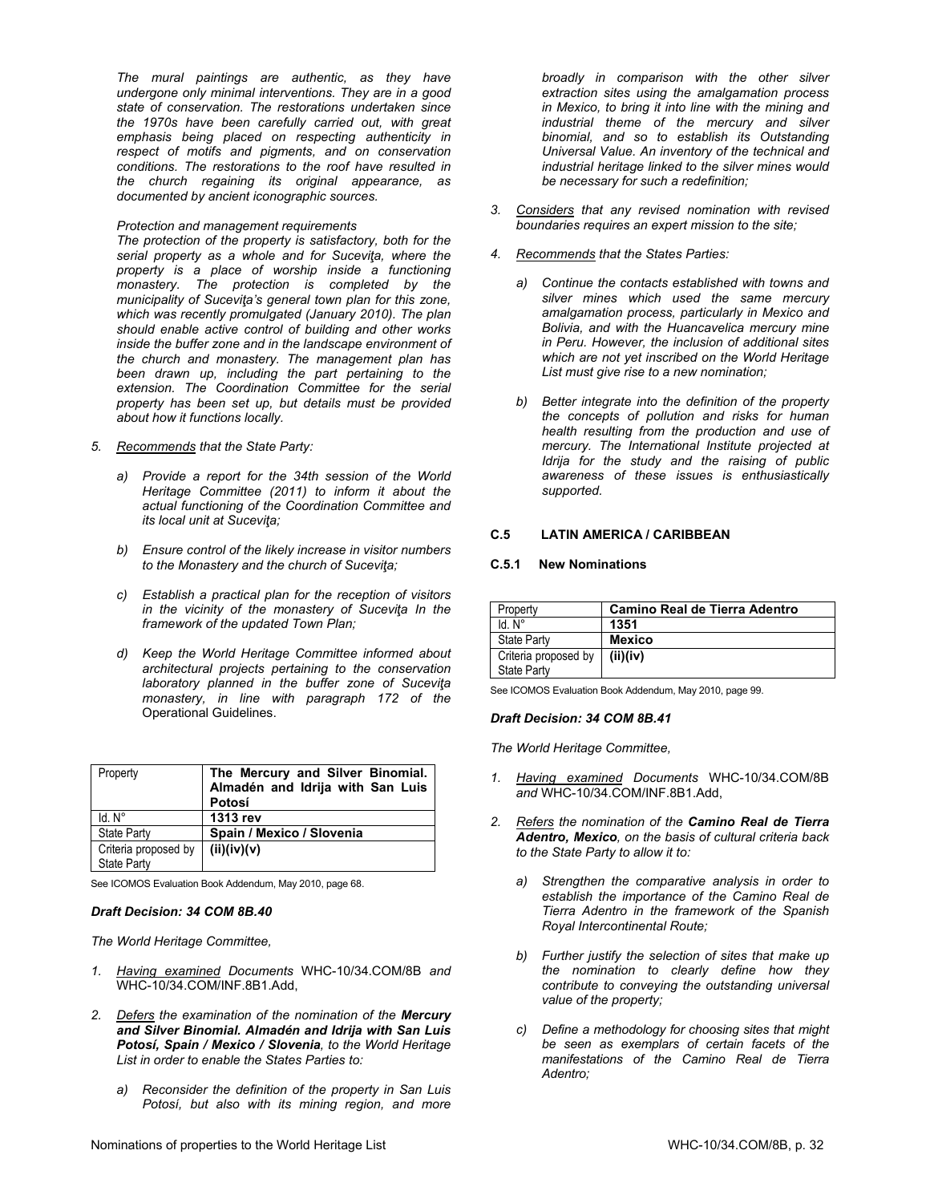*The mural paintings are authentic, as they have undergone only minimal interventions. They are in a good state of conservation. The restorations undertaken since the 1970s have been carefully carried out, with great emphasis being placed on respecting authenticity in respect of motifs and pigments, and on conservation conditions. The restorations to the roof have resulted in the church regaining its original appearance, as documented by ancient iconographic sources.*

*Protection and management requirements*

*The protection of the property is satisfactory, both for the serial property as a whole and for Suceviţa, where the property is a place of worship inside a functioning monastery. The protection is completed by the municipality of Suceviţa's general town plan for this zone, which was recently promulgated (January 2010). The plan should enable active control of building and other works inside the buffer zone and in the landscape environment of the church and monastery. The management plan has been drawn up, including the part pertaining to the extension. The Coordination Committee for the serial property has been set up, but details must be provided about how it functions locally.*

5. *Recommends that the State Party:*

   a) *Provide a report for the 34th session of the World Heritage Committee (2011) to inform it about the actual functioning of the Coordination Committee and its local unit at Suceviţa;*

   b) *Ensure control of the likely increase in visitor numbers to the Monastery and the church of Suceviţa;*

   c) *Establish a practical plan for the reception of visitors in the vicinity of the monastery of Suceviţa In the framework of the updated Town Plan;*

   d) *Keep the World Heritage Committee informed about architectural projects pertaining to the conservation laboratory planned in the buffer zone of Suceviţa monastery, in line with paragraph 172 of the* Operational Guidelines.

| Property | **The Mercury and Silver Binomial. Almadén and Idrija with San Luis Potosí** |
|---|---|
| Id. N° | **1313 rev** |
| State Party | **Spain / Mexico / Slovenia** |
| Criteria proposed by State Party | **(ii)(iv)(v)** |

See ICOMOS Evaluation Book Addendum, May 2010, page 68.

***Draft Decision: 34 COM 8B.40***

*The World Heritage Committee,*

1. *Having examined Documents* WHC-10/34.COM/8B *and* WHC-10/34.COM/INF.8B1.Add,

2. *Defers the examination of the nomination of the* ***Mercury and Silver Binomial. Almadén and Idrija with San Luis Potosí, Spain / Mexico / Slovenia****, to the World Heritage List in order to enable the States Parties to:*

   a) *Reconsider the definition of the property in San Luis Potosí, but also with its mining region, and more broadly in comparison with the other silver extraction sites using the amalgamation process in Mexico, to bring it into line with the mining and industrial theme of the mercury and silver binomial, and so to establish its Outstanding Universal Value. An inventory of the technical and industrial heritage linked to the silver mines would be necessary for such a redefinition;*

3. *Considers that any revised nomination with revised boundaries requires an expert mission to the site;*

4. *Recommends that the States Parties:*

   a) *Continue the contacts established with towns and silver mines which used the same mercury amalgamation process, particularly in Mexico and Bolivia, and with the Huancavelica mercury mine in Peru. However, the inclusion of additional sites which are not yet inscribed on the World Heritage List must give rise to a new nomination;*

   b) *Better integrate into the definition of the property the concepts of pollution and risks for human health resulting from the production and use of mercury. The International Institute projected at Idrija for the study and the raising of public awareness of these issues is enthusiastically supported.*

## C.5 LATIN AMERICA / CARIBBEAN

### C.5.1 New Nominations

| Property | **Camino Real de Tierra Adentro** |
|---|---|
| Id. N° | **1351** |
| State Party | **Mexico** |
| Criteria proposed by State Party | **(ii)(iv)** |

See ICOMOS Evaluation Book Addendum, May 2010, page 99.

***Draft Decision: 34 COM 8B.41***

*The World Heritage Committee,*

1. *Having examined Documents* WHC-10/34.COM/8B *and* WHC-10/34.COM/INF.8B1.Add,

2. *Refers the nomination of the* ***Camino Real de Tierra Adentro, Mexico****, on the basis of cultural criteria back to the State Party to allow it to:*

   a) *Strengthen the comparative analysis in order to establish the importance of the Camino Real de Tierra Adentro in the framework of the Spanish Royal Intercontinental Route;*

   b) *Further justify the selection of sites that make up the nomination to clearly define how they contribute to conveying the outstanding universal value of the property;*

   c) *Define a methodology for choosing sites that might be seen as exemplars of certain facets of the manifestations of the Camino Real de Tierra Adentro;*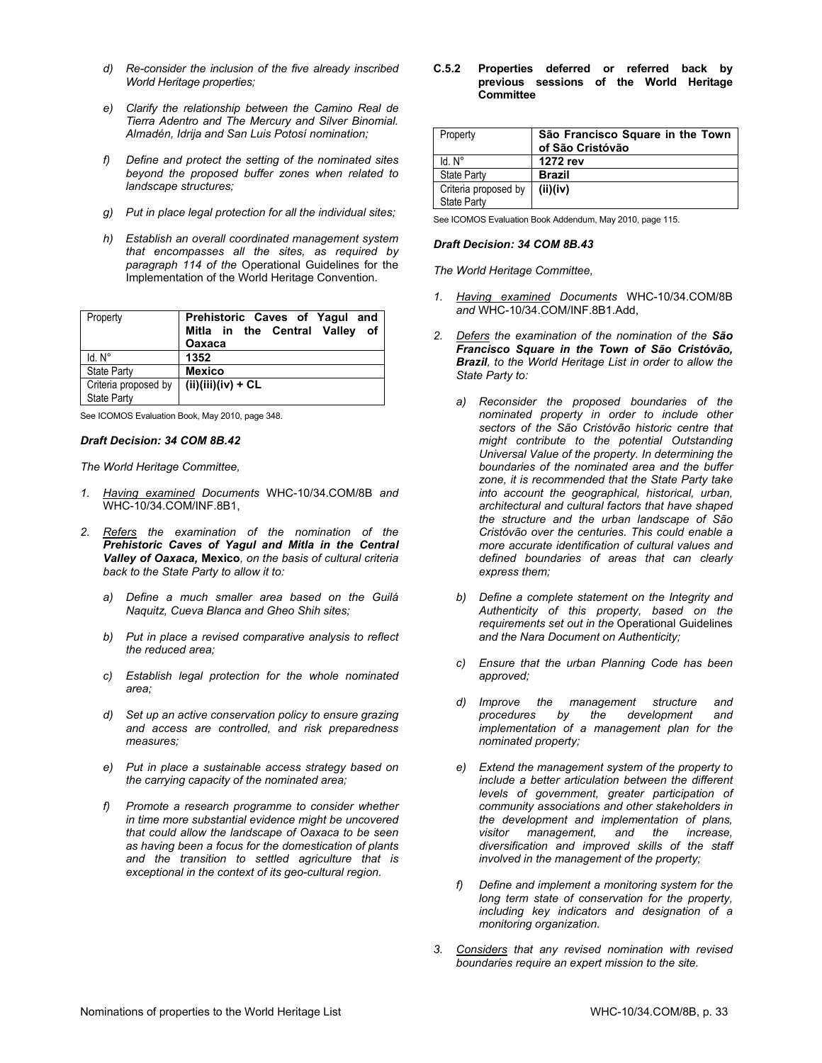*d) Re-consider the inclusion of the five already inscribed World Heritage properties;*

*e) Clarify the relationship between the Camino Real de Tierra Adentro and The Mercury and Silver Binomial. Almadén, Idrija and San Luis Potosí nomination;*

*f) Define and protect the setting of the nominated sites beyond the proposed buffer zones when related to landscape structures;*

*g) Put in place legal protection for all the individual sites;*

*h) Establish an overall coordinated management system that encompasses all the sites, as required by paragraph 114 of the* Operational Guidelines for the Implementation of the World Heritage Convention.

| Property | **Prehistoric Caves of Yagul and Mitla in the Central Valley of Oaxaca** |
|---|---|
| Id. N° | **1352** |
| State Party | **Mexico** |
| Criteria proposed by State Party | **(ii)(iii)(iv) + CL** |

See ICOMOS Evaluation Book, May 2010, page 348.

***Draft Decision: 34 COM 8B.42***

*The World Heritage Committee,*

1. *Having examined Documents* WHC-10/34.COM/8B *and* WHC-10/34.COM/INF.8B1,

2. *Refers the examination of the nomination of the* ***Prehistoric Caves of Yagul and Mitla in the Central Valley of Oaxaca,*** **Mexico***, on the basis of cultural criteria back to the State Party to allow it to:*

   *a) Define a much smaller area based on the Guilá Naquitz, Cueva Blanca and Gheo Shih sites;*

   *b) Put in place a revised comparative analysis to reflect the reduced area;*

   *c) Establish legal protection for the whole nominated area;*

   *d) Set up an active conservation policy to ensure grazing and access are controlled, and risk preparedness measures;*

   *e) Put in place a sustainable access strategy based on the carrying capacity of the nominated area;*

   *f) Promote a research programme to consider whether in time more substantial evidence might be uncovered that could allow the landscape of Oaxaca to be seen as having been a focus for the domestication of plants and the transition to settled agriculture that is exceptional in the context of its geo-cultural region.*

### C.5.2 Properties deferred or referred back by previous sessions of the World Heritage Committee

| Property | **São Francisco Square in the Town of São Cristóvão** |
|---|---|
| Id. N° | **1272 rev** |
| State Party | **Brazil** |
| Criteria proposed by State Party | **(ii)(iv)** |

See ICOMOS Evaluation Book Addendum, May 2010, page 115.

***Draft Decision: 34 COM 8B.43***

*The World Heritage Committee,*

1. *Having examined Documents* WHC-10/34.COM/8B *and* WHC-10/34.COM/INF.8B1.Add,

2. *Defers the examination of the nomination of the* ***São Francisco Square in the Town of São Cristóvão, Brazil****, to the World Heritage List in order to allow the State Party to:*

   *a) Reconsider the proposed boundaries of the nominated property in order to include other sectors of the São Cristóvão historic centre that might contribute to the potential Outstanding Universal Value of the property. In determining the boundaries of the nominated area and the buffer zone, it is recommended that the State Party take into account the geographical, historical, urban, architectural and cultural factors that have shaped the structure and the urban landscape of São Cristóvão over the centuries. This could enable a more accurate identification of cultural values and defined boundaries of areas that can clearly express them;*

   *b) Define a complete statement on the Integrity and Authenticity of this property, based on the requirements set out in the* Operational Guidelines *and the Nara Document on Authenticity;*

   *c) Ensure that the urban Planning Code has been approved;*

   *d) Improve the management structure and procedures by the development and implementation of a management plan for the nominated property;*

   *e) Extend the management system of the property to include a better articulation between the different levels of government, greater participation of community associations and other stakeholders in the development and implementation of plans, visitor management, and the increase, diversification and improved skills of the staff involved in the management of the property;*

   *f) Define and implement a monitoring system for the long term state of conservation for the property, including key indicators and designation of a monitoring organization.*

3. *Considers that any revised nomination with revised boundaries require an expert mission to the site.*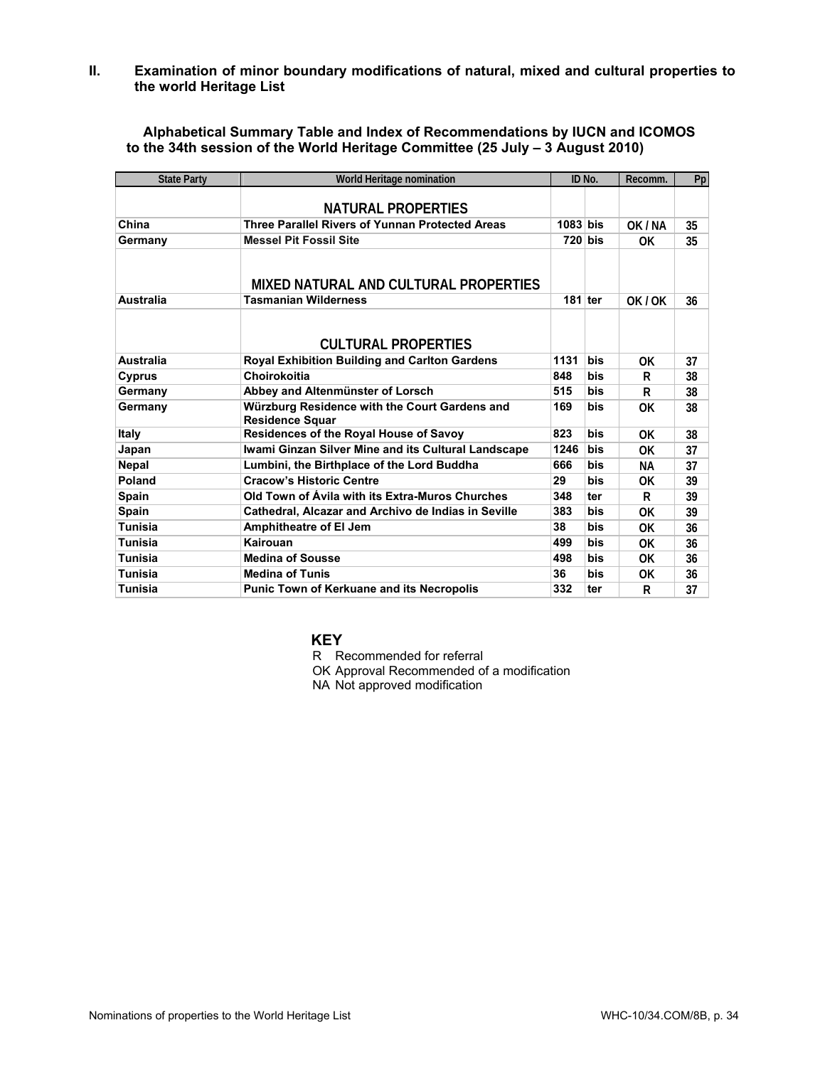## II. Examination of minor boundary modifications of natural, mixed and cultural properties to the world Heritage List

### Alphabetical Summary Table and Index of Recommendations by IUCN and ICOMOS to the 34th session of the World Heritage Committee (25 July – 3 August 2010)

| State Party | World Heritage nomination | ID No. | | Recomm. | Pp |
|---|---|---|---|---|---|
| | **NATURAL PROPERTIES** | | | | |
| **China** | **Three Parallel Rivers of Yunnan Protected Areas** | **1083** | **bis** | **OK / NA** | **35** |
| **Germany** | **Messel Pit Fossil Site** | **720** | **bis** | **OK** | **35** |
| | **MIXED NATURAL AND CULTURAL PROPERTIES** | | | | |
| **Australia** | **Tasmanian Wilderness** | **181** | **ter** | **OK / OK** | **36** |
| | **CULTURAL PROPERTIES** | | | | |
| **Australia** | **Royal Exhibition Building and Carlton Gardens** | **1131** | **bis** | **OK** | **37** |
| **Cyprus** | **Choirokoitia** | **848** | **bis** | **R** | **38** |
| **Germany** | **Abbey and Altenmünster of Lorsch** | **515** | **bis** | **R** | **38** |
| **Germany** | **Würzburg Residence with the Court Gardens and Residence Squar** | **169** | **bis** | **OK** | **38** |
| **Italy** | **Residences of the Royal House of Savoy** | **823** | **bis** | **OK** | **38** |
| **Japan** | **Iwami Ginzan Silver Mine and its Cultural Landscape** | **1246** | **bis** | **OK** | **37** |
| **Nepal** | **Lumbini, the Birthplace of the Lord Buddha** | **666** | **bis** | **NA** | **37** |
| **Poland** | **Cracow's Historic Centre** | **29** | **bis** | **OK** | **39** |
| **Spain** | **Old Town of Ávila with its Extra-Muros Churches** | **348** | **ter** | **R** | **39** |
| **Spain** | **Cathedral, Alcazar and Archivo de Indias in Seville** | **383** | **bis** | **OK** | **39** |
| **Tunisia** | **Amphitheatre of El Jem** | **38** | **bis** | **OK** | **36** |
| **Tunisia** | **Kairouan** | **499** | **bis** | **OK** | **36** |
| **Tunisia** | **Medina of Sousse** | **498** | **bis** | **OK** | **36** |
| **Tunisia** | **Medina of Tunis** | **36** | **bis** | **OK** | **36** |
| **Tunisia** | **Punic Town of Kerkuane and its Necropolis** | **332** | **ter** | **R** | **37** |

**KEY**

R Recommended for referral
OK Approval Recommended of a modification
NA Not approved modification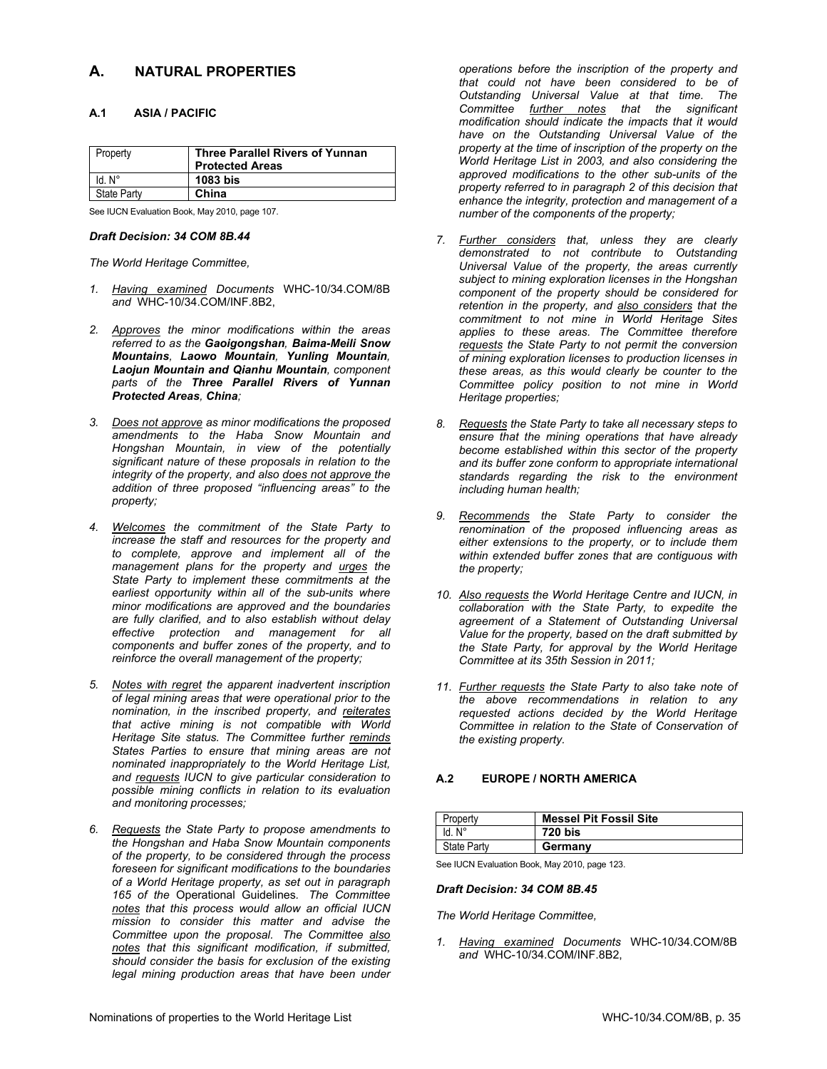# A. NATURAL PROPERTIES

## A.1 ASIA / PACIFIC

| Property | **Three Parallel Rivers of Yunnan Protected Areas** |
|---|---|
| Id. N° | **1083 bis** |
| State Party | **China** |

See IUCN Evaluation Book, May 2010, page 107.

***Draft Decision: 34 COM 8B.44***

*The World Heritage Committee,*

1. *Having examined Documents* WHC-10/34.COM/8B *and* WHC-10/34.COM/INF.8B2,

2. *Approves the minor modifications within the areas referred to as the **Gaoigongshan**, **Baima-Meili Snow Mountains**, **Laowo Mountain**, **Yunling Mountain**, **Laojun Mountain and Qianhu Mountain**, component parts of the **Three Parallel Rivers of Yunnan Protected Areas**, **China**;*

3. *Does not approve as minor modifications the proposed amendments to the Haba Snow Mountain and Hongshan Mountain, in view of the potentially significant nature of these proposals in relation to the integrity of the property, and also does not approve the addition of three proposed "influencing areas" to the property;*

4. *Welcomes the commitment of the State Party to increase the staff and resources for the property and to complete, approve and implement all of the management plans for the property and urges the State Party to implement these commitments at the earliest opportunity within all of the sub-units where minor modifications are approved and the boundaries are fully clarified, and to also establish without delay effective protection and management for all components and buffer zones of the property, and to reinforce the overall management of the property;*

5. *Notes with regret the apparent inadvertent inscription of legal mining areas that were operational prior to the nomination, in the inscribed property, and reiterates that active mining is not compatible with World Heritage Site status. The Committee further reminds States Parties to ensure that mining areas are not nominated inappropriately to the World Heritage List, and requests IUCN to give particular consideration to possible mining conflicts in relation to its evaluation and monitoring processes;*

6. *Requests the State Party to propose amendments to the Hongshan and Haba Snow Mountain components of the property, to be considered through the process foreseen for significant modifications to the boundaries of a World Heritage property, as set out in paragraph 165 of the* Operational Guidelines. *The Committee notes that this process would allow an official IUCN mission to consider this matter and advise the Committee upon the proposal. The Committee also notes that this significant modification, if submitted, should consider the basis for exclusion of the existing legal mining production areas that have been under operations before the inscription of the property and that could not have been considered to be of Outstanding Universal Value at that time. The Committee further notes that the significant modification should indicate the impacts that it would have on the Outstanding Universal Value of the property at the time of inscription of the property on the World Heritage List in 2003, and also considering the approved modifications to the other sub-units of the property referred to in paragraph 2 of this decision that enhance the integrity, protection and management of a number of the components of the property;*

7. *Further considers that, unless they are clearly demonstrated to not contribute to Outstanding Universal Value of the property, the areas currently subject to mining exploration licenses in the Hongshan component of the property should be considered for retention in the property, and also considers that the commitment to not mine in World Heritage Sites applies to these areas. The Committee therefore requests the State Party to not permit the conversion of mining exploration licenses to production licenses in these areas, as this would clearly be counter to the Committee policy position to not mine in World Heritage properties;*

8. *Requests the State Party to take all necessary steps to ensure that the mining operations that have already become established within this sector of the property and its buffer zone conform to appropriate international standards regarding the risk to the environment including human health;*

9. *Recommends the State Party to consider the renomination of the proposed influencing areas as either extensions to the property, or to include them within extended buffer zones that are contiguous with the property;*

10. *Also requests the World Heritage Centre and IUCN, in collaboration with the State Party, to expedite the agreement of a Statement of Outstanding Universal Value for the property, based on the draft submitted by the State Party, for approval by the World Heritage Committee at its 35th Session in 2011;*

11. *Further requests the State Party to also take note of the above recommendations in relation to any requested actions decided by the World Heritage Committee in relation to the State of Conservation of the existing property.*

## A.2 EUROPE / NORTH AMERICA

| Property | **Messel Pit Fossil Site** |
|---|---|
| Id. N° | **720 bis** |
| State Party | **Germany** |

See IUCN Evaluation Book, May 2010, page 123.

***Draft Decision: 34 COM 8B.45***

*The World Heritage Committee,*

1. *Having examined Documents* WHC-10/34.COM/8B *and* WHC-10/34.COM/INF.8B2,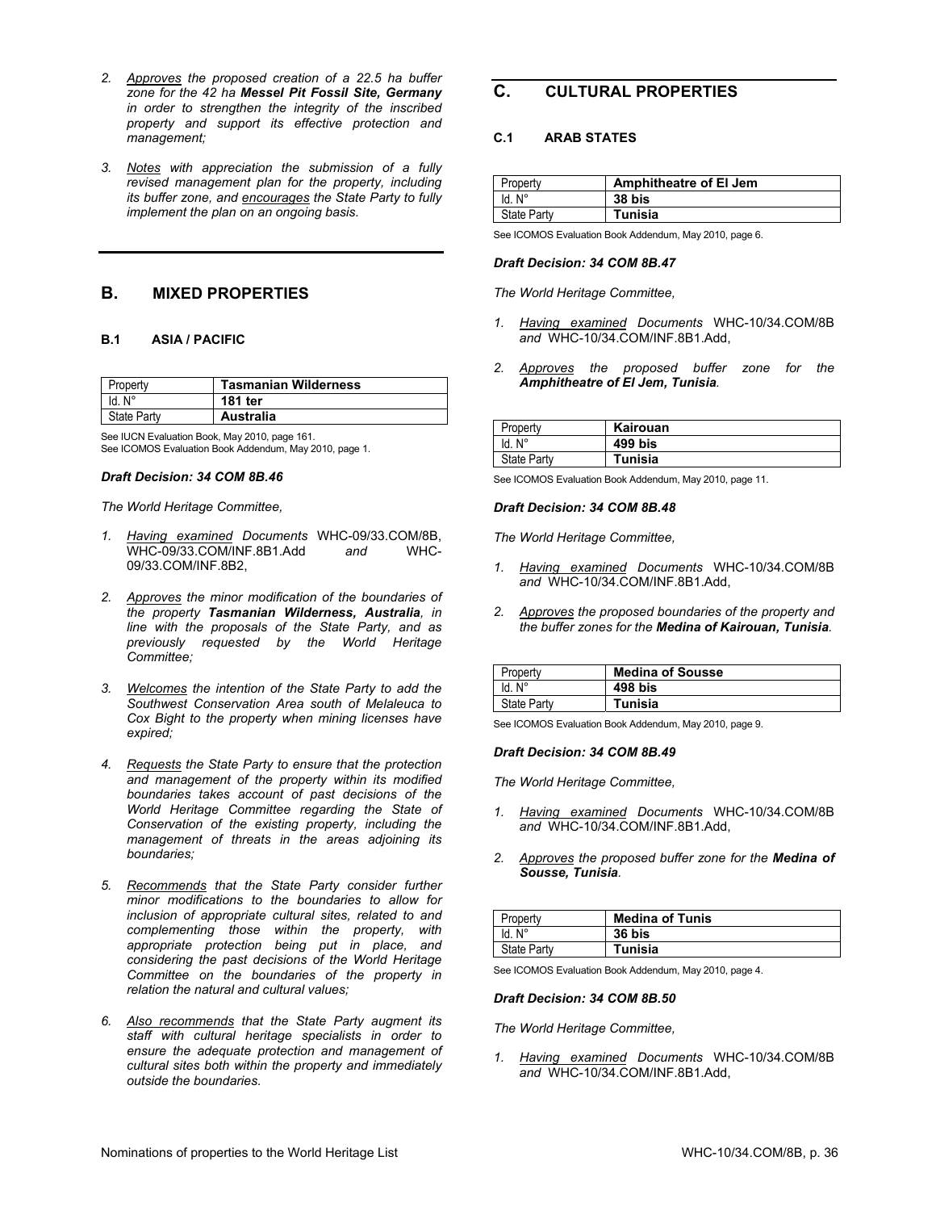2. *Approves the proposed creation of a 22.5 ha buffer zone for the 42 ha **Messel Pit Fossil Site, Germany** in order to strengthen the integrity of the inscribed property and support its effective protection and management;*

3. *Notes with appreciation the submission of a fully revised management plan for the property, including its buffer zone, and encourages the State Party to fully implement the plan on an ongoing basis.*

## B. MIXED PROPERTIES

### B.1 ASIA / PACIFIC

| Property | **Tasmanian Wilderness** |
|---|---|
| Id. N° | **181 ter** |
| State Party | **Australia** |

See IUCN Evaluation Book, May 2010, page 161.
See ICOMOS Evaluation Book Addendum, May 2010, page 1.

***Draft Decision: 34 COM 8B.46***

*The World Heritage Committee,*

1. *Having examined Documents* WHC-09/33.COM/8B, WHC-09/33.COM/INF.8B1.Add *and* WHC-09/33.COM/INF.8B2,

2. *Approves the minor modification of the boundaries of the property **Tasmanian Wilderness, Australia**, in line with the proposals of the State Party, and as previously requested by the World Heritage Committee;*

3. *Welcomes the intention of the State Party to add the Southwest Conservation Area south of Melaleuca to Cox Bight to the property when mining licenses have expired;*

4. *Requests the State Party to ensure that the protection and management of the property within its modified boundaries takes account of past decisions of the World Heritage Committee regarding the State of Conservation of the existing property, including the management of threats in the areas adjoining its boundaries;*

5. *Recommends that the State Party consider further minor modifications to the boundaries to allow for inclusion of appropriate cultural sites, related to and complementing those within the property, with appropriate protection being put in place, and considering the past decisions of the World Heritage Committee on the boundaries of the property in relation the natural and cultural values;*

6. *Also recommends that the State Party augment its staff with cultural heritage specialists in order to ensure the adequate protection and management of cultural sites both within the property and immediately outside the boundaries.*

## C. CULTURAL PROPERTIES

### C.1 ARAB STATES

| Property | **Amphitheatre of El Jem** |
|---|---|
| Id. N° | **38 bis** |
| State Party | **Tunisia** |

See ICOMOS Evaluation Book Addendum, May 2010, page 6.

***Draft Decision: 34 COM 8B.47***

*The World Heritage Committee,*

1. *Having examined Documents* WHC-10/34.COM/8B *and* WHC-10/34.COM/INF.8B1.Add,

2. *Approves the proposed buffer zone for the **Amphitheatre of El Jem, Tunisia**.*

| Property | **Kairouan** |
|---|---|
| Id. N° | **499 bis** |
| State Party | **Tunisia** |

See ICOMOS Evaluation Book Addendum, May 2010, page 11.

***Draft Decision: 34 COM 8B.48***

*The World Heritage Committee,*

1. *Having examined Documents* WHC-10/34.COM/8B *and* WHC-10/34.COM/INF.8B1.Add,

2. *Approves the proposed boundaries of the property and the buffer zones for the **Medina of Kairouan, Tunisia**.*

| Property | **Medina of Sousse** |
|---|---|
| Id. N° | **498 bis** |
| State Party | **Tunisia** |

See ICOMOS Evaluation Book Addendum, May 2010, page 9.

***Draft Decision: 34 COM 8B.49***

*The World Heritage Committee,*

1. *Having examined Documents* WHC-10/34.COM/8B *and* WHC-10/34.COM/INF.8B1.Add,

2. *Approves the proposed buffer zone for the **Medina of Sousse, Tunisia**.*

| Property | **Medina of Tunis** |
|---|---|
| Id. N° | **36 bis** |
| State Party | **Tunisia** |

See ICOMOS Evaluation Book Addendum, May 2010, page 4.

***Draft Decision: 34 COM 8B.50***

*The World Heritage Committee,*

1. *Having examined Documents* WHC-10/34.COM/8B *and* WHC-10/34.COM/INF.8B1.Add,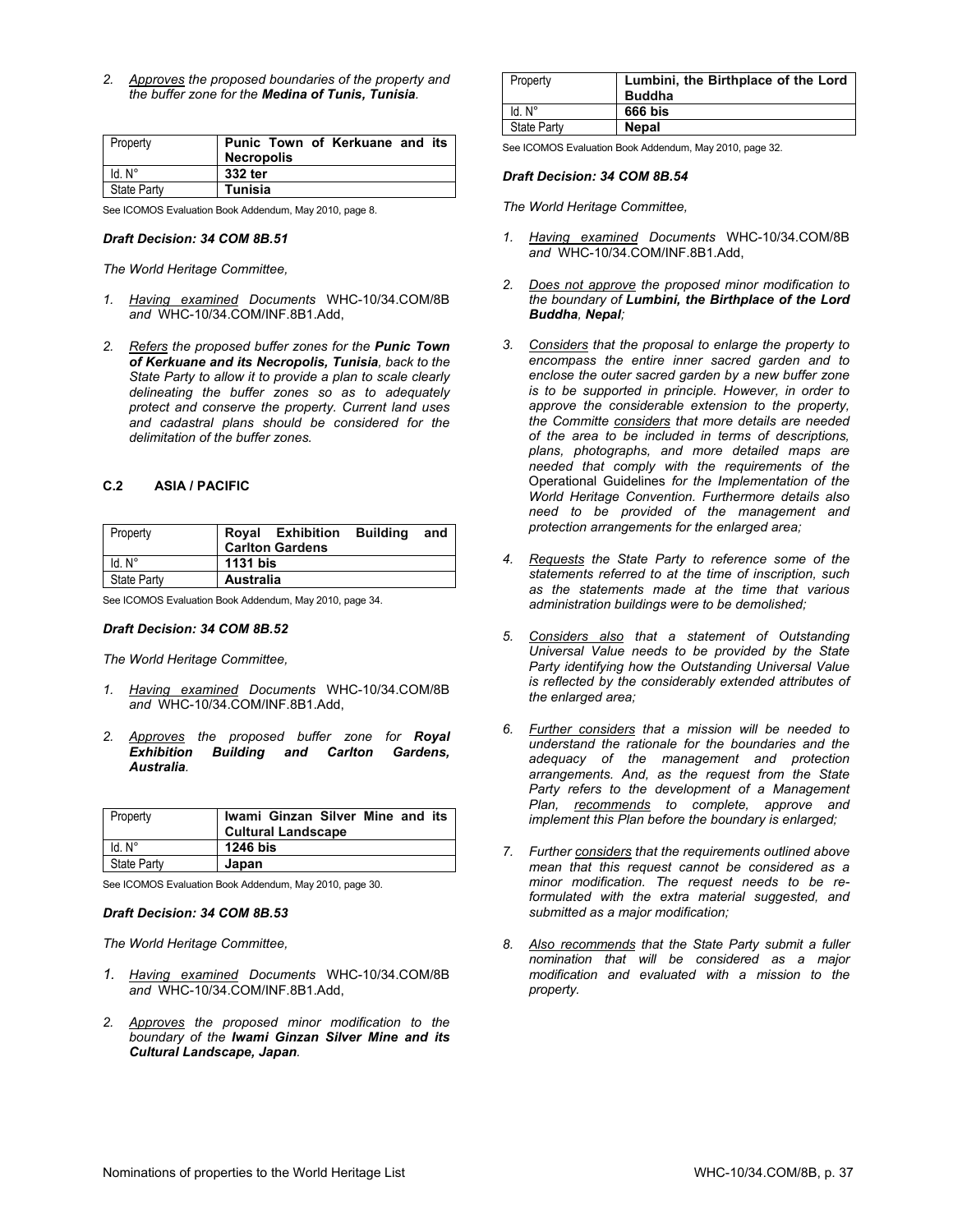2. *Approves the proposed boundaries of the property and the buffer zone for the **Medina of Tunis, Tunisia**.*

| Property | **Punic Town of Kerkuane and its Necropolis** |
|---|---|
| Id. N° | **332 ter** |
| State Party | **Tunisia** |

See ICOMOS Evaluation Book Addendum, May 2010, page 8.

***Draft Decision: 34 COM 8B.51***

*The World Heritage Committee,*

1. *Having examined Documents* WHC-10/34.COM/8B *and* WHC-10/34.COM/INF.8B1.Add,

2. *Refers the proposed buffer zones for the **Punic Town of Kerkuane and its Necropolis, Tunisia**, back to the State Party to allow it to provide a plan to scale clearly delineating the buffer zones so as to adequately protect and conserve the property. Current land uses and cadastral plans should be considered for the delimitation of the buffer zones.*

### C.2 ASIA / PACIFIC

| Property | **Royal Exhibition Building and Carlton Gardens** |
|---|---|
| Id. N° | **1131 bis** |
| State Party | **Australia** |

See ICOMOS Evaluation Book Addendum, May 2010, page 34.

***Draft Decision: 34 COM 8B.52***

*The World Heritage Committee,*

1. *Having examined Documents* WHC-10/34.COM/8B *and* WHC-10/34.COM/INF.8B1.Add,

2. *Approves the proposed buffer zone for **Royal Exhibition Building and Carlton Gardens, Australia**.*

| Property | **Iwami Ginzan Silver Mine and its Cultural Landscape** |
|---|---|
| Id. N° | **1246 bis** |
| State Party | **Japan** |

See ICOMOS Evaluation Book Addendum, May 2010, page 30.

***Draft Decision: 34 COM 8B.53***

*The World Heritage Committee,*

1. *Having examined Documents* WHC-10/34.COM/8B *and* WHC-10/34.COM/INF.8B1.Add,

2. *Approves the proposed minor modification to the boundary of the **Iwami Ginzan Silver Mine and its Cultural Landscape, Japan**.*

| Property | **Lumbini, the Birthplace of the Lord Buddha** |
|---|---|
| Id. N° | **666 bis** |
| State Party | **Nepal** |

See ICOMOS Evaluation Book Addendum, May 2010, page 32.

***Draft Decision: 34 COM 8B.54***

*The World Heritage Committee,*

1. *Having examined Documents* WHC-10/34.COM/8B *and* WHC-10/34.COM/INF.8B1.Add,

2. *Does not approve the proposed minor modification to the boundary of **Lumbini, the Birthplace of the Lord Buddha, Nepal**;*

3. *Considers that the proposal to enlarge the property to encompass the entire inner sacred garden and to enclose the outer sacred garden by a new buffer zone is to be supported in principle. However, in order to approve the considerable extension to the property, the Committe considers that more details are needed of the area to be included in terms of descriptions, plans, photographs, and more detailed maps are needed that comply with the requirements of the* Operational Guidelines *for the Implementation of the World Heritage Convention. Furthermore details also need to be provided of the management and protection arrangements for the enlarged area;*

4. *Requests the State Party to reference some of the statements referred to at the time of inscription, such as the statements made at the time that various administration buildings were to be demolished;*

5. *Considers also that a statement of Outstanding Universal Value needs to be provided by the State Party identifying how the Outstanding Universal Value is reflected by the considerably extended attributes of the enlarged area;*

6. *Further considers that a mission will be needed to understand the rationale for the boundaries and the adequacy of the management and protection arrangements. And, as the request from the State Party refers to the development of a Management Plan, recommends to complete, approve and implement this Plan before the boundary is enlarged;*

7. *Further considers that the requirements outlined above mean that this request cannot be considered as a minor modification. The request needs to be re-formulated with the extra material suggested, and submitted as a major modification;*

8. *Also recommends that the State Party submit a fuller nomination that will be considered as a major modification and evaluated with a mission to the property.*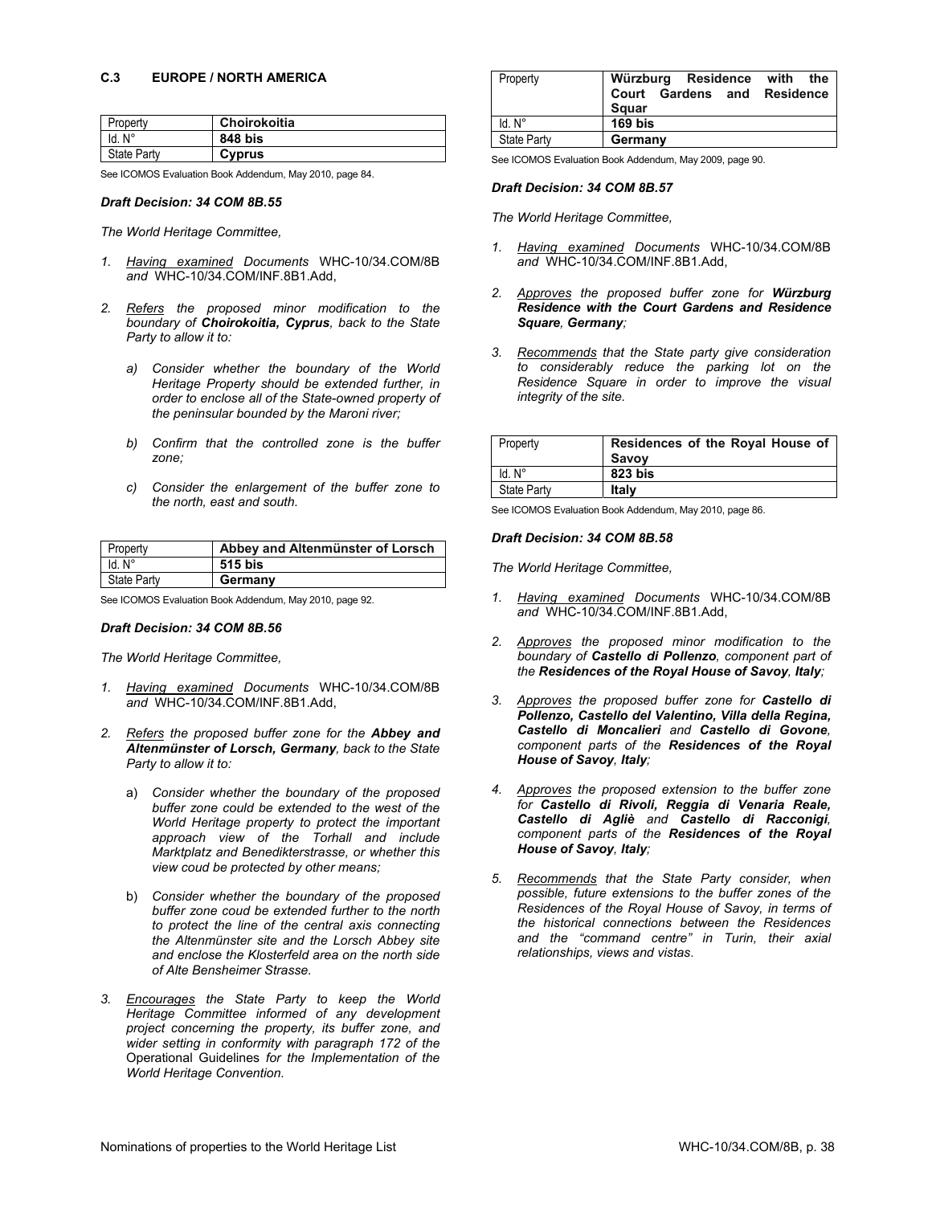### C.3 EUROPE / NORTH AMERICA

| Property | **Choirokoitia** |
|---|---|
| Id. N° | **848 bis** |
| State Party | **Cyprus** |

See ICOMOS Evaluation Book Addendum, May 2010, page 84.

***Draft Decision: 34 COM 8B.55***

*The World Heritage Committee,*

1. *Having examined Documents* WHC-10/34.COM/8B *and* WHC-10/34.COM/INF.8B1.Add,

2. *Refers the proposed minor modification to the boundary of* ***Choirokoitia, Cyprus****, back to the State Party to allow it to:*

   a) *Consider whether the boundary of the World Heritage Property should be extended further, in order to enclose all of the State-owned property of the peninsular bounded by the Maroni river;*

   b) *Confirm that the controlled zone is the buffer zone;*

   c) *Consider the enlargement of the buffer zone to the north, east and south.*

| Property | **Abbey and Altenmünster of Lorsch** |
|---|---|
| Id. N° | **515 bis** |
| State Party | **Germany** |

See ICOMOS Evaluation Book Addendum, May 2010, page 92.

***Draft Decision: 34 COM 8B.56***

*The World Heritage Committee,*

1. *Having examined Documents* WHC-10/34.COM/8B *and* WHC-10/34.COM/INF.8B1.Add,

2. *Refers the proposed buffer zone for the* ***Abbey and Altenmünster of Lorsch, Germany****, back to the State Party to allow it to:*

   a) *Consider whether the boundary of the proposed buffer zone could be extended to the west of the World Heritage property to protect the important approach view of the Torhall and include Marktplatz and Benedikterstrasse, or whether this view coud be protected by other means;*

   b) *Consider whether the boundary of the proposed buffer zone coud be extended further to the north to protect the line of the central axis connecting the Altenmünster site and the Lorsch Abbey site and enclose the Klosterfeld area on the north side of Alte Bensheimer Strasse.*

3. *Encourages the State Party to keep the World Heritage Committee informed of any development project concerning the property, its buffer zone, and wider setting in conformity with paragraph 172 of the* Operational Guidelines *for the Implementation of the World Heritage Convention.*

| Property | **Würzburg Residence with the Court Gardens and Residence Squar** |
|---|---|
| Id. N° | **169 bis** |
| State Party | **Germany** |

See ICOMOS Evaluation Book Addendum, May 2009, page 90.

***Draft Decision: 34 COM 8B.57***

*The World Heritage Committee,*

1. *Having examined Documents* WHC-10/34.COM/8B *and* WHC-10/34.COM/INF.8B1.Add,

2. *Approves the proposed buffer zone for* ***Würzburg Residence with the Court Gardens and Residence Square, Germany****;*

3. *Recommends that the State party give consideration to considerably reduce the parking lot on the Residence Square in order to improve the visual integrity of the site.*

| Property | **Residences of the Royal House of Savoy** |
|---|---|
| Id. N° | **823 bis** |
| State Party | **Italy** |

See ICOMOS Evaluation Book Addendum, May 2010, page 86.

***Draft Decision: 34 COM 8B.58***

*The World Heritage Committee,*

1. *Having examined Documents* WHC-10/34.COM/8B *and* WHC-10/34.COM/INF.8B1.Add,

2. *Approves the proposed minor modification to the boundary of* ***Castello di Pollenzo****, component part of the* ***Residences of the Royal House of Savoy****,* ***Italy****;*

3. *Approves the proposed buffer zone for* ***Castello di Pollenzo, Castello del Valentino, Villa della Regina, Castello di Moncalieri*** *and* ***Castello di Govone****, component parts of the* ***Residences of the Royal House of Savoy****,* ***Italy****;*

4. *Approves the proposed extension to the buffer zone for* ***Castello di Rivoli, Reggia di Venaria Reale, Castello di Agliè*** *and* ***Castello di Racconigi****, component parts of the* ***Residences of the Royal House of Savoy****,* ***Italy****;*

5. *Recommends that the State Party consider, when possible, future extensions to the buffer zones of the Residences of the Royal House of Savoy, in terms of the historical connections between the Residences and the "command centre" in Turin, their axial relationships, views and vistas.*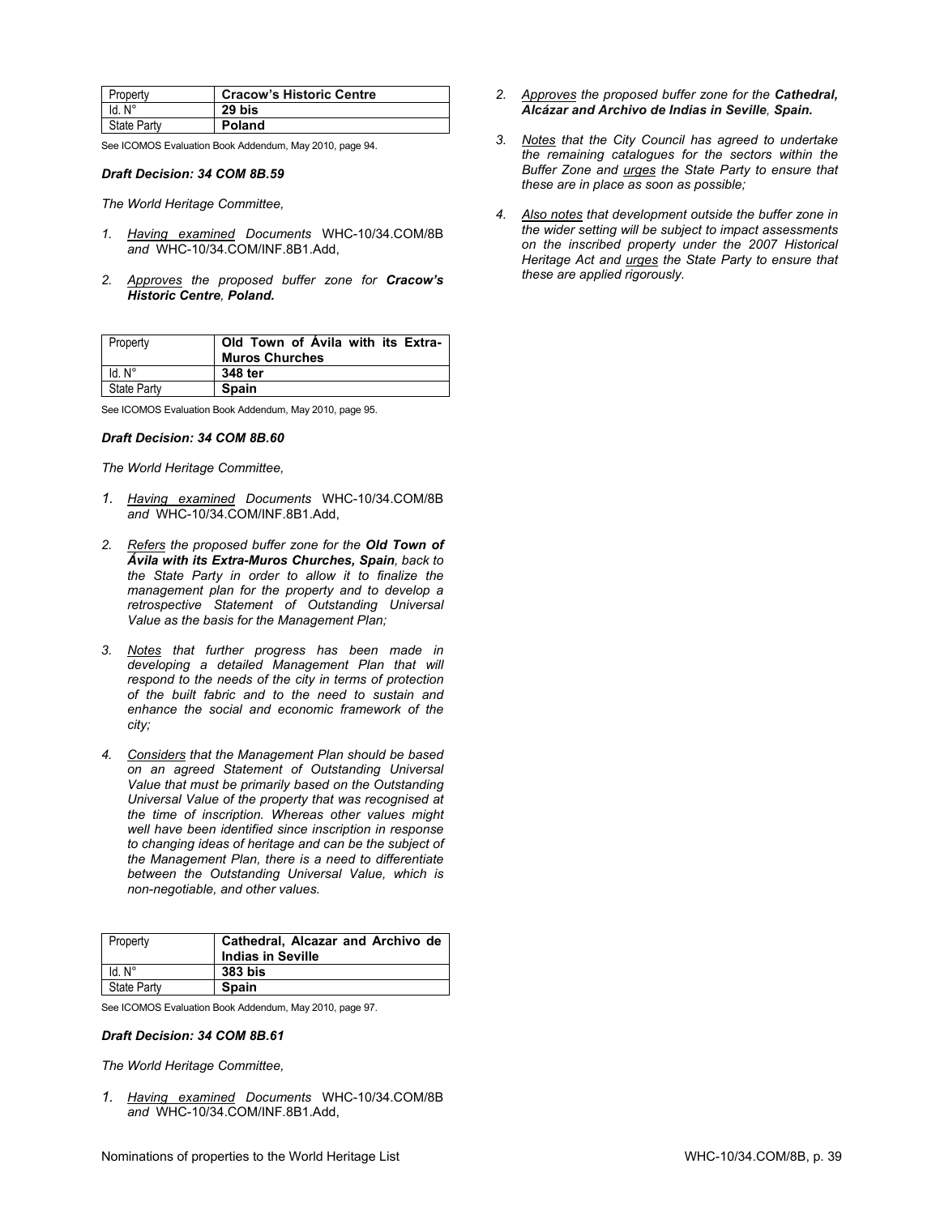| Property | **Cracow's Historic Centre** |
|---|---|
| Id. N° | **29 bis** |
| State Party | **Poland** |

See ICOMOS Evaluation Book Addendum, May 2010, page 94.

### *Draft Decision: 34 COM 8B.59*

*The World Heritage Committee,*

1. *Having examined Documents* WHC-10/34.COM/8B *and* WHC-10/34.COM/INF.8B1.Add,

2. *Approves the proposed buffer zone for **Cracow's Historic Centre, Poland.***

| Property | **Old Town of Ávila with its Extra-Muros Churches** |
|---|---|
| Id. N° | **348 ter** |
| State Party | **Spain** |

See ICOMOS Evaluation Book Addendum, May 2010, page 95.

### *Draft Decision: 34 COM 8B.60*

*The World Heritage Committee,*

1. *Having examined Documents* WHC-10/34.COM/8B *and* WHC-10/34.COM/INF.8B1.Add,

2. *Refers the proposed buffer zone for the **Old Town of Ávila with its Extra-Muros Churches, Spain**, back to the State Party in order to allow it to finalize the management plan for the property and to develop a retrospective Statement of Outstanding Universal Value as the basis for the Management Plan;*

3. *Notes that further progress has been made in developing a detailed Management Plan that will respond to the needs of the city in terms of protection of the built fabric and to the need to sustain and enhance the social and economic framework of the city;*

4. *Considers that the Management Plan should be based on an agreed Statement of Outstanding Universal Value that must be primarily based on the Outstanding Universal Value of the property that was recognised at the time of inscription. Whereas other values might well have been identified since inscription in response to changing ideas of heritage and can be the subject of the Management Plan, there is a need to differentiate between the Outstanding Universal Value, which is non-negotiable, and other values.*

| Property | **Cathedral, Alcazar and Archivo de Indias in Seville** |
|---|---|
| Id. N° | **383 bis** |
| State Party | **Spain** |

See ICOMOS Evaluation Book Addendum, May 2010, page 97.

### *Draft Decision: 34 COM 8B.61*

*The World Heritage Committee,*

1. *Having examined Documents* WHC-10/34.COM/8B *and* WHC-10/34.COM/INF.8B1.Add,

2. *Approves the proposed buffer zone for the **Cathedral, Alcázar and Archivo de Indias in Seville, Spain.***

3. *Notes that the City Council has agreed to undertake the remaining catalogues for the sectors within the Buffer Zone and urges the State Party to ensure that these are in place as soon as possible;*

4. *Also notes that development outside the buffer zone in the wider setting will be subject to impact assessments on the inscribed property under the 2007 Historical Heritage Act and urges the State Party to ensure that these are applied rigorously.*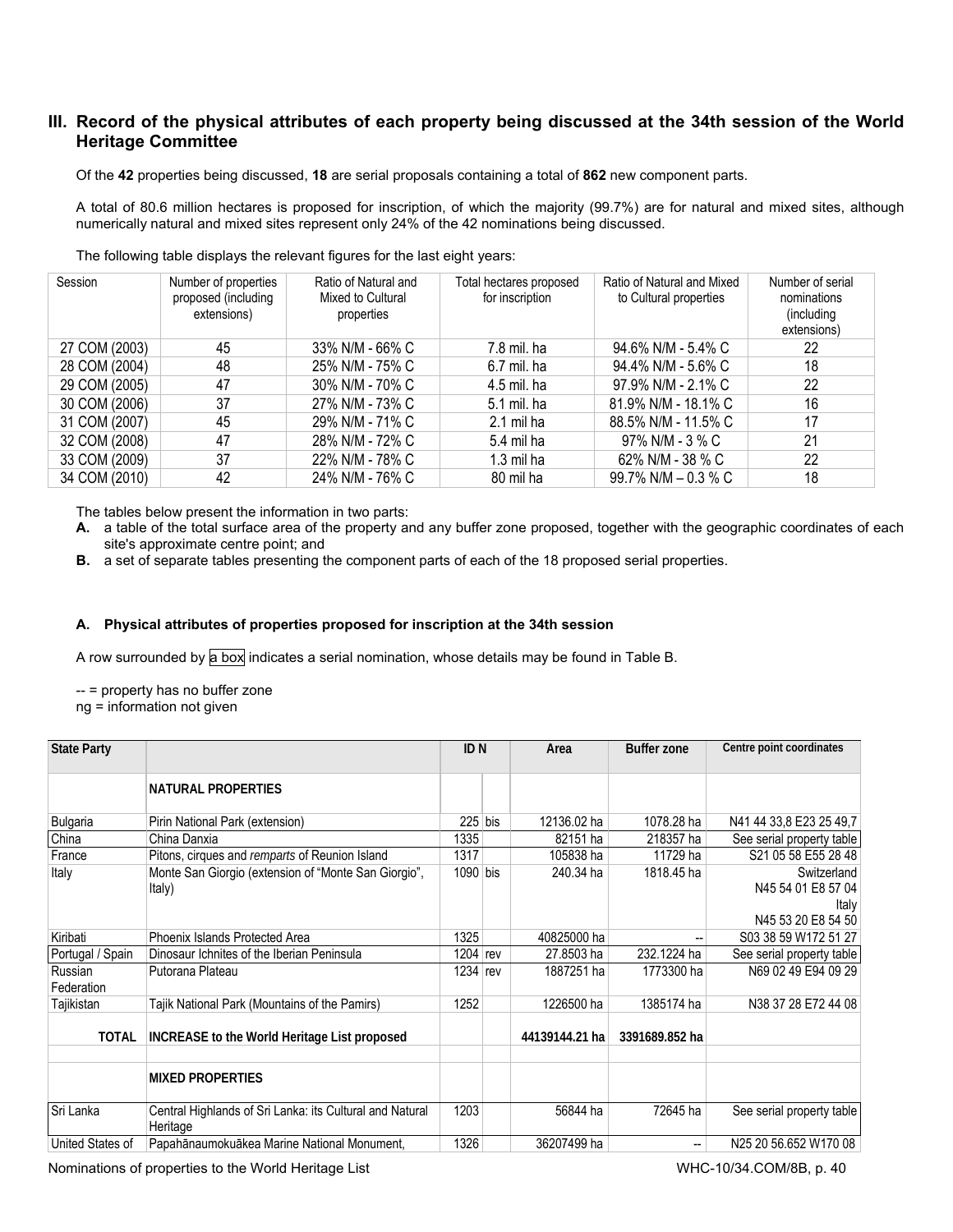## III. Record of the physical attributes of each property being discussed at the 34th session of the World Heritage Committee

Of the **42** properties being discussed, **18** are serial proposals containing a total of **862** new component parts.

A total of 80.6 million hectares is proposed for inscription, of which the majority (99.7%) are for natural and mixed sites, although numerically natural and mixed sites represent only 24% of the 42 nominations being discussed.

The following table displays the relevant figures for the last eight years:

| Session | Number of properties proposed (including extensions) | Ratio of Natural and Mixed to Cultural properties | Total hectares proposed for inscription | Ratio of Natural and Mixed to Cultural properties | Number of serial nominations (including extensions) |
|---|---|---|---|---|---|
| 27 COM (2003) | 45 | 33% N/M - 66% C | 7.8 mil. ha | 94.6% N/M - 5.4% C | 22 |
| 28 COM (2004) | 48 | 25% N/M - 75% C | 6.7 mil. ha | 94.4% N/M - 5.6% C | 18 |
| 29 COM (2005) | 47 | 30% N/M - 70% C | 4.5 mil. ha | 97.9% N/M - 2.1% C | 22 |
| 30 COM (2006) | 37 | 27% N/M - 73% C | 5.1 mil. ha | 81.9% N/M - 18.1% C | 16 |
| 31 COM (2007) | 45 | 29% N/M - 71% C | 2.1 mil ha | 88.5% N/M - 11.5% C | 17 |
| 32 COM (2008) | 47 | 28% N/M - 72% C | 5.4 mil ha | 97% N/M - 3 % C | 21 |
| 33 COM (2009) | 37 | 22% N/M - 78% C | 1.3 mil ha | 62% N/M - 38 % C | 22 |
| 34 COM (2010) | 42 | 24% N/M - 76% C | 80 mil ha | 99.7% N/M – 0.3 % C | 18 |

The tables below present the information in two parts:

**A.** a table of the total surface area of the property and any buffer zone proposed, together with the geographic coordinates of each site's approximate centre point; and

**B.** a set of separate tables presenting the component parts of each of the 18 proposed serial properties.

#### A. Physical attributes of properties proposed for inscription at the 34th session

A row surrounded by a box indicates a serial nomination, whose details may be found in Table B.

-- = property has no buffer zone
ng = information not given

| State Party | | ID N | | Area | Buffer zone | Centre point coordinates |
|---|---|---|---|---|---|---|
| | **NATURAL PROPERTIES** | | | | | |
| Bulgaria | Pirin National Park (extension) | 225 | bis | 12136.02 ha | 1078.28 ha | N41 44 33,8 E23 25 49,7 |
| China | China Danxia | 1335 | | 82151 ha | 218357 ha | See serial property table |
| France | Pitons, cirques and *remparts* of Reunion Island | 1317 | | 105838 ha | 11729 ha | S21 05 58 E55 28 48 |
| Italy | Monte San Giorgio (extension of “Monte San Giorgio”, Italy) | 1090 | bis | 240.34 ha | 1818.45 ha | Switzerland N45 54 01 E8 57 04 Italy N45 53 20 E8 54 50 |
| Kiribati | Phoenix Islands Protected Area | 1325 | | 40825000 ha | -- | S03 38 59 W172 51 27 |
| Portugal / Spain | Dinosaur Ichnites of the Iberian Peninsula | 1204 | rev | 27.8503 ha | 232.1224 ha | See serial property table |
| Russian Federation | Putorana Plateau | 1234 | rev | 1887251 ha | 1773300 ha | N69 02 49 E94 09 29 |
| Tajikistan | Tajik National Park (Mountains of the Pamirs) | 1252 | | 1226500 ha | 1385174 ha | N38 37 28 E72 44 08 |
| **TOTAL** | **INCREASE to the World Heritage List proposed** | | | **44139144.21 ha** | **3391689.852 ha** | |
| | | | | | | |
| | **MIXED PROPERTIES** | | | | | |
| Sri Lanka | Central Highlands of Sri Lanka: its Cultural and Natural Heritage | 1203 | | 56844 ha | 72645 ha | See serial property table |
| United States of | Papahānaumokuākea Marine National Monument, | 1326 | | 36207499 ha | -- | N25 20 56.652 W170 08 |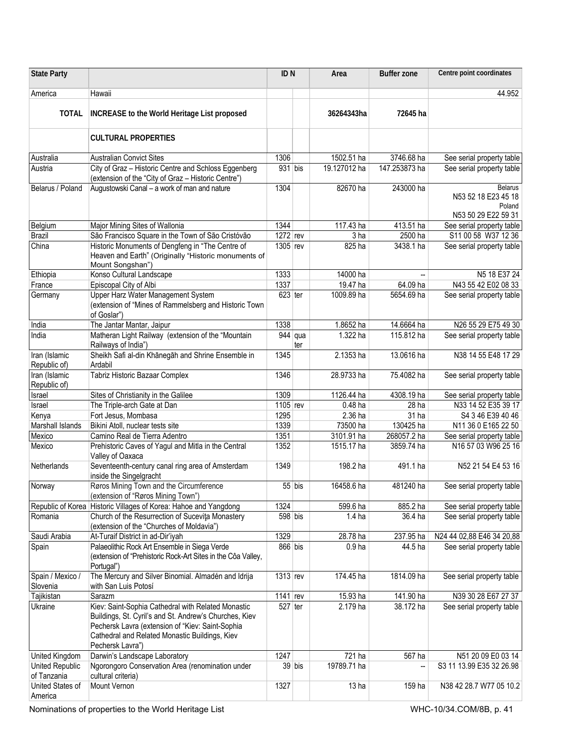| State Party | | ID N | | Area | Buffer zone | Centre point coordinates |
|---|---|---|---|---|---|---|
| America | Hawaii | | | | | 44.952 |
| **TOTAL** | **INCREASE to the World Heritage List proposed** | | | **36264343ha** | **72645 ha** | |
| | **CULTURAL PROPERTIES** | | | | | |
| Australia | Australian Convict Sites | 1306 | | 1502.51 ha | 3746.68 ha | See serial property table |
| Austria | City of Graz – Historic Centre and Schloss Eggenberg (extension of the "City of Graz – Historic Centre") | 931 | bis | 19.127012 ha | 147.253873 ha | See serial property table |
| Belarus / Poland | Augustowski Canal – a work of man and nature | 1304 | | 82670 ha | 243000 ha | Belarus N53 52 18 E23 45 18 Poland N53 50 29 E22 59 31 |
| Belgium | Major Mining Sites of Wallonia | 1344 | | 117.43 ha | 413.51 ha | See serial property table |
| Brazil | São Francisco Square in the Town of São Cristóvão | 1272 | rev | 3 ha | 2500 ha | S11 00 58 W37 12 36 |
| China | Historic Monuments of Dengfeng in "The Centre of Heaven and Earth" (Originally "Historic monuments of Mount Songshan") | 1305 | rev | 825 ha | 3438.1 ha | See serial property table |
| Ethiopia | Konso Cultural Landscape | 1333 | | 14000 ha | -- | N5 18 E37 24 |
| France | Episcopal City of Albi | 1337 | | 19.47 ha | 64.09 ha | N43 55 42 E02 08 33 |
| Germany | Upper Harz Water Management System (extension of "Mines of Rammelsberg and Historic Town of Goslar") | 623 | ter | 1009.89 ha | 5654.69 ha | See serial property table |
| India | The Jantar Mantar, Jaipur | 1338 | | 1.8652 ha | 14.6664 ha | N26 55 29 E75 49 30 |
| India | Matheran Light Railway (extension of the "Mountain Railways of India") | 944 | quater | 1.322 ha | 115.812 ha | See serial property table |
| Iran (Islamic Republic of) | Sheikh Safi al-din Khānegāh and Shrine Ensemble in Ardabil | 1345 | | 2.1353 ha | 13.0616 ha | N38 14 55 E48 17 29 |
| Iran (Islamic Republic of) | Tabriz Historic Bazaar Complex | 1346 | | 28.9733 ha | 75.4082 ha | See serial property table |
| Israel | Sites of Christianity in the Galilee | 1309 | | 1126.44 ha | 4308.19 ha | See serial property table |
| Israel | The Triple-arch Gate at Dan | 1105 | rev | 0.48 ha | 28 ha | N33 14 52 E35 39 17 |
| Kenya | Fort Jesus, Mombasa | 1295 | | 2.36 ha | 31 ha | S4 3 46 E39 40 46 |
| Marshall Islands | Bikini Atoll, nuclear tests site | 1339 | | 73500 ha | 130425 ha | N11 36 0 E165 22 50 |
| Mexico | Camino Real de Tierra Adentro | 1351 | | 3101.91 ha | 268057.2 ha | See serial property table |
| Mexico | Prehistoric Caves of Yagul and Mitla in the Central Valley of Oaxaca | 1352 | | 1515.17 ha | 3859.74 ha | N16 57 03 W96 25 16 |
| Netherlands | Seventeenth-century canal ring area of Amsterdam inside the Singelgracht | 1349 | | 198.2 ha | 491.1 ha | N52 21 54 E4 53 16 |
| Norway | Røros Mining Town and the Circumference (extension of "Røros Mining Town") | 55 | bis | 16458.6 ha | 481240 ha | See serial property table |
| Republic of Korea | Historic Villages of Korea: Hahoe and Yangdong | 1324 | | 599.6 ha | 885.2 ha | See serial property table |
| Romania | Church of the Resurrection of Suceviţa Monastery (extension of the "Churches of Moldavia") | 598 | bis | 1.4 ha | 36.4 ha | See serial property table |
| Saudi Arabia | At-Turaif District in ad-Dir'iyah | 1329 | | 28.78 ha | 237.95 ha | N24 44 02,88 E46 34 20,88 |
| Spain | Palaeolithic Rock Art Ensemble in Siega Verde (extension of "Prehistoric Rock-Art Sites in the Côa Valley, Portugal") | 866 | bis | 0.9 ha | 44.5 ha | See serial property table |
| Spain / Mexico / Slovenia | The Mercury and Silver Binomial. Almadén and Idrija with San Luis Potosí | 1313 | rev | 174.45 ha | 1814.09 ha | See serial property table |
| Tajikistan | Sarazm | 1141 | rev | 15.93 ha | 141.90 ha | N39 30 28 E67 27 37 |
| Ukraine | Kiev: Saint-Sophia Cathedral with Related Monastic Buildings, St. Cyril's and St. Andrew's Churches, Kiev Pechersk Lavra (extension of "Kiev: Saint-Sophia Cathedral and Related Monastic Buildings, Kiev Pechersk Lavra") | 527 | ter | 2.179 ha | 38.172 ha | See serial property table |
| United Kingdom | Darwin's Landscape Laboratory | 1247 | | 721 ha | 567 ha | N51 20 09 E0 03 14 |
| United Republic of Tanzania | Ngorongoro Conservation Area (renomination under cultural criteria) | 39 | bis | 19789.71 ha | -- | S3 11 13.99 E35 32 26.98 |
| United States of America | Mount Vernon | 1327 | | 13 ha | 159 ha | N38 42 28.7 W77 05 10.2 |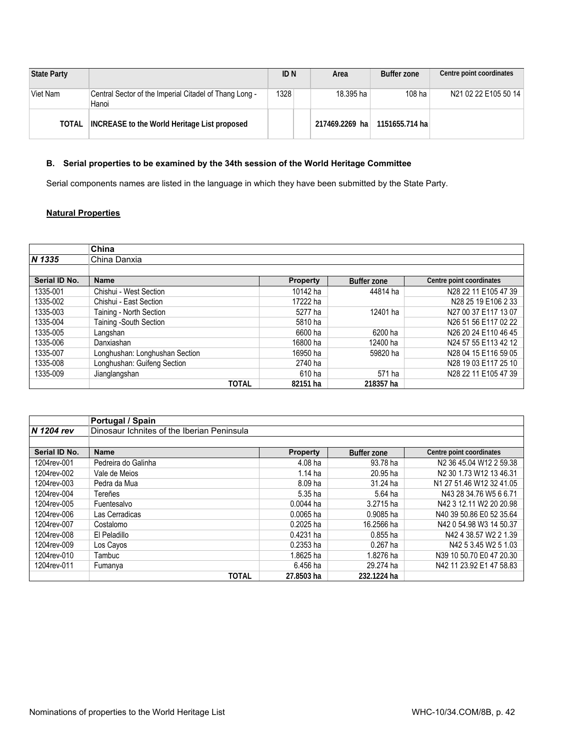| State Party | | ID N | Area | Buffer zone | Centre point coordinates |
|---|---|---|---|---|---|
| Viet Nam | Central Sector of the Imperial Citadel of Thang Long - Hanoi | 1328 | 18.395 ha | 108 ha | N21 02 22 E105 50 14 |
| TOTAL | INCREASE to the World Heritage List proposed | | 217469.2269 ha | 1151655.714 ha | |

#### B. Serial properties to be examined by the 34th session of the World Heritage Committee

Serial components names are listed in the language in which they have been submitted by the State Party.

**Natural Properties**

| | China | | | |
|---|---|---|---|---|
| *N 1335* | China Danxia | | | |
| | | | | |
| Serial ID No. | Name | Property | Buffer zone | Centre point coordinates |
| 1335-001 | Chishui - West Section | 10142 ha | 44814 ha | N28 22 11 E105 47 39 |
| 1335-002 | Chishui - East Section | 17222 ha | | N28 25 19 E106 2 33 |
| 1335-003 | Taining - North Section | 5277 ha | 12401 ha | N27 00 37 E117 13 07 |
| 1335-004 | Taining -South Section | 5810 ha | | N26 51 56 E117 02 22 |
| 1335-005 | Langshan | 6600 ha | 6200 ha | N26 20 24 E110 46 45 |
| 1335-006 | Danxiashan | 16800 ha | 12400 ha | N24 57 55 E113 42 12 |
| 1335-007 | Longhushan: Longhushan Section | 16950 ha | 59820 ha | N28 04 15 E116 59 05 |
| 1335-008 | Longhushan: Guifeng Section | 2740 ha | | N28 19 03 E117 25 10 |
| 1335-009 | Jianglangshan | 610 ha | 571 ha | N28 22 11 E105 47 39 |
| | TOTAL | 82151 ha | 218357 ha | |

| | Portugal / Spain | | | |
|---|---|---|---|---|
| *N 1204 rev* | Dinosaur Ichnites of the Iberian Peninsula | | | |
| | | | | |
| Serial ID No. | Name | Property | Buffer zone | Centre point coordinates |
| 1204rev-001 | Pedreira do Galinha | 4.08 ha | 93.78 ha | N2 36 45.04 W12 2 59.38 |
| 1204rev-002 | Vale de Meios | 1.14 ha | 20.95 ha | N2 30 1.73 W12 13 46.31 |
| 1204rev-003 | Pedra da Mua | 8.09 ha | 31.24 ha | N1 27 51.46 W12 32 41.05 |
| 1204rev-004 | Tereñes | 5.35 ha | 5.64 ha | N43 28 34.76 W5 6 6.71 |
| 1204rev-005 | Fuentesalvo | 0.0044 ha | 3.2715 ha | N42 3 12.11 W2 20 20.98 |
| 1204rev-006 | Las Cerradicas | 0.0065 ha | 0.9085 ha | N40 39 50.86 E0 52 35.64 |
| 1204rev-007 | Costalomo | 0.2025 ha | 16.2566 ha | N42 0 54.98 W3 14 50.37 |
| 1204rev-008 | El Peladillo | 0.4231 ha | 0.855 ha | N42 4 38.57 W2 2 1.39 |
| 1204rev-009 | Los Cayos | 0.2353 ha | 0.267 ha | N42 5 3.45 W2 5 1.03 |
| 1204rev-010 | Tambuc | 1.8625 ha | 1.8276 ha | N39 10 50.70 E0 47 20.30 |
| 1204rev-011 | Fumanya | 6.456 ha | 29.274 ha | N42 11 23.92 E1 47 58.83 |
| | TOTAL | 27.8503 ha | 232.1224 ha | |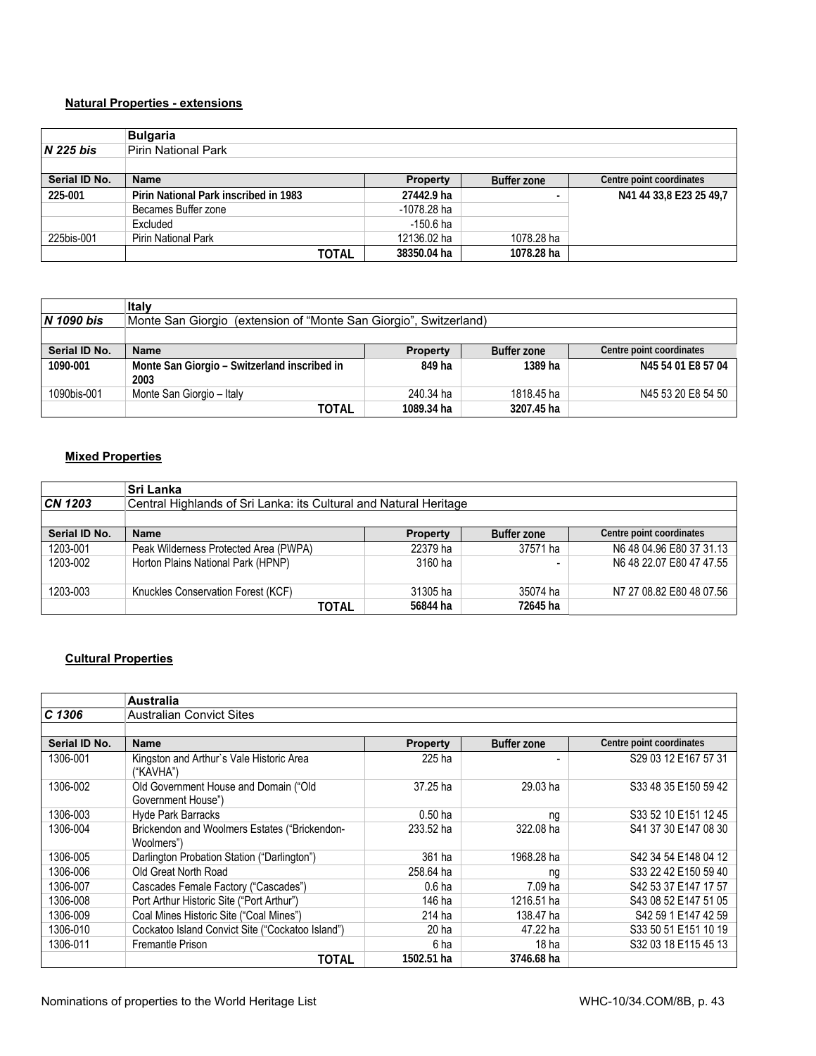**Natural Properties - extensions**

| | **Bulgaria** | | | |
|---|---|---|---|---|
| ***N 225 bis*** | Pirin National Park | | | |
| | | | | |
| **Serial ID No.** | **Name** | **Property** | **Buffer zone** | **Centre point coordinates** |
| **225-001** | **Pirin National Park inscribed in 1983** | **27442.9 ha** | **-** | **N41 44 33,8 E23 25 49,7** |
| | Becames Buffer zone | -1078.28 ha | | |
| | Excluded | -150.6 ha | | |
| 225bis-001 | Pirin National Park | 12136.02 ha | 1078.28 ha | |
| | **TOTAL** | **38350.04 ha** | **1078.28 ha** | |

| | **Italy** | | | |
|---|---|---|---|---|
| ***N 1090 bis*** | Monte San Giorgio (extension of "Monte San Giorgio", Switzerland) | | | |
| | | | | |
| **Serial ID No.** | **Name** | **Property** | **Buffer zone** | **Centre point coordinates** |
| **1090-001** | **Monte San Giorgio – Switzerland inscribed in 2003** | **849 ha** | **1389 ha** | **N45 54 01 E8 57 04** |
| 1090bis-001 | Monte San Giorgio – Italy | 240.34 ha | 1818.45 ha | N45 53 20 E8 54 50 |
| | **TOTAL** | **1089.34 ha** | **3207.45 ha** | |

**Mixed Properties**

| | **Sri Lanka** | | | |
|---|---|---|---|---|
| ***CN 1203*** | Central Highlands of Sri Lanka: its Cultural and Natural Heritage | | | |
| | | | | |
| **Serial ID No.** | **Name** | **Property** | **Buffer zone** | **Centre point coordinates** |
| 1203-001 | Peak Wilderness Protected Area (PWPA) | 22379 ha | 37571 ha | N6 48 04.96 E80 37 31.13 |
| 1203-002 | Horton Plains National Park (HPNP) | 3160 ha | - | N6 48 22.07 E80 47 47.55 |
| 1203-003 | Knuckles Conservation Forest (KCF) | 31305 ha | 35074 ha | N7 27 08.82 E80 48 07.56 |
| | **TOTAL** | **56844 ha** | **72645 ha** | |

**Cultural Properties**

| | **Australia** | | | |
|---|---|---|---|---|
| ***C 1306*** | Australian Convict Sites | | | |
| | | | | |
| **Serial ID No.** | **Name** | **Property** | **Buffer zone** | **Centre point coordinates** |
| 1306-001 | Kingston and Arthur`s Vale Historic Area ("KAVHA") | 225 ha | - | S29 03 12 E167 57 31 |
| 1306-002 | Old Government House and Domain ("Old Government House") | 37.25 ha | 29.03 ha | S33 48 35 E150 59 42 |
| 1306-003 | Hyde Park Barracks | 0.50 ha | ng | S33 52 10 E151 12 45 |
| 1306-004 | Brickendon and Woolmers Estates ("Brickendon-Woolmers") | 233.52 ha | 322.08 ha | S41 37 30 E147 08 30 |
| 1306-005 | Darlington Probation Station ("Darlington") | 361 ha | 1968.28 ha | S42 34 54 E148 04 12 |
| 1306-006 | Old Great North Road | 258.64 ha | ng | S33 22 42 E150 59 40 |
| 1306-007 | Cascades Female Factory ("Cascades") | 0.6 ha | 7.09 ha | S42 53 37 E147 17 57 |
| 1306-008 | Port Arthur Historic Site ("Port Arthur") | 146 ha | 1216.51 ha | S43 08 52 E147 51 05 |
| 1306-009 | Coal Mines Historic Site ("Coal Mines") | 214 ha | 138.47 ha | S42 59 1 E147 42 59 |
| 1306-010 | Cockatoo Island Convict Site ("Cockatoo Island") | 20 ha | 47.22 ha | S33 50 51 E151 10 19 |
| 1306-011 | Fremantle Prison | 6 ha | 18 ha | S32 03 18 E115 45 13 |
| | **TOTAL** | **1502.51 ha** | **3746.68 ha** | |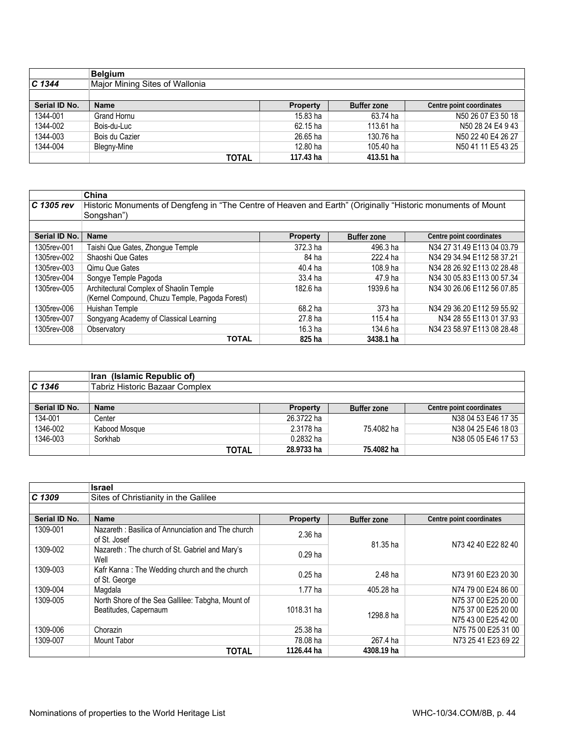| | Belgium | | | |
|---|---|---|---|---|
| *C 1344* | Major Mining Sites of Wallonia | | | |
| | | | | |
| **Serial ID No.** | **Name** | **Property** | **Buffer zone** | **Centre point coordinates** |
| 1344-001 | Grand Hornu | 15.83 ha | 63.74 ha | N50 26 07 E3 50 18 |
| 1344-002 | Bois-du-Luc | 62.15 ha | 113.61 ha | N50 28 24 E4 9 43 |
| 1344-003 | Bois du Cazier | 26.65 ha | 130.76 ha | N50 22 40 E4 26 27 |
| 1344-004 | Blegny-Mine | 12.80 ha | 105.40 ha | N50 41 11 E5 43 25 |
| | **TOTAL** | **117.43 ha** | **413.51 ha** | |

| | China | | | |
|---|---|---|---|---|
| *C 1305 rev* | Historic Monuments of Dengfeng in "The Centre of Heaven and Earth" (Originally "Historic monuments of Mount Songshan") | | | |
| | | | | |
| **Serial ID No.** | **Name** | **Property** | **Buffer zone** | **Centre point coordinates** |
| 1305rev-001 | Taishi Que Gates, Zhongue Temple | 372.3 ha | 496.3 ha | N34 27 31.49 E113 04 03.79 |
| 1305rev-002 | Shaoshi Que Gates | 84 ha | 222.4 ha | N34 29 34.94 E112 58 37.21 |
| 1305rev-003 | Qimu Que Gates | 40.4 ha | 108.9 ha | N34 28 26.92 E113 02 28.48 |
| 1305rev-004 | Songye Temple Pagoda | 33.4 ha | 47.9 ha | N34 30 05.83 E113 00 57.34 |
| 1305rev-005 | Architectural Complex of Shaolin Temple (Kernel Compound, Chuzu Temple, Pagoda Forest) | 182.6 ha | 1939.6 ha | N34 30 26.06 E112 56 07.85 |
| 1305rev-006 | Huishan Temple | 68.2 ha | 373 ha | N34 29 36.20 E112 59 55.92 |
| 1305rev-007 | Songyang Academy of Classical Learning | 27.8 ha | 115.4 ha | N34 28 55 E113 01 37.93 |
| 1305rev-008 | Observatory | 16.3 ha | 134.6 ha | N34 23 58.97 E113 08 28.48 |
| | **TOTAL** | **825 ha** | **3438.1 ha** | |

| | Iran (Islamic Republic of) | | | |
|---|---|---|---|---|
| *C 1346* | Tabriz Historic Bazaar Complex | | | |
| | | | | |
| **Serial ID No.** | **Name** | **Property** | **Buffer zone** | **Centre point coordinates** |
| 134-001 | Center | 26.3722 ha | | N38 04 53 E46 17 35 |
| 1346-002 | Kabood Mosque | 2.3178 ha | 75.4082 ha | N38 04 25 E46 18 03 |
| 1346-003 | Sorkhab | 0.2832 ha | | N38 05 05 E46 17 53 |
| | **TOTAL** | **28.9733 ha** | **75.4082 ha** | |

| | Israel | | | |
|---|---|---|---|---|
| *C 1309* | Sites of Christianity in the Galilee | | | |
| | | | | |
| **Serial ID No.** | **Name** | **Property** | **Buffer zone** | **Centre point coordinates** |
| 1309-001 | Nazareth : Basilica of Annunciation and The church of St. Josef | 2.36 ha | 81.35 ha | N73 42 40 E22 82 40 |
| 1309-002 | Nazareth : The church of St. Gabriel and Mary's Well | 0.29 ha | | |
| 1309-003 | Kafr Kanna : The Wedding church and the church of St. George | 0.25 ha | 2.48 ha | N73 91 60 E23 20 30 |
| 1309-004 | Magdala | 1.77 ha | 405.28 ha | N74 79 00 E24 86 00 |
| 1309-005 | North Shore of the Sea Gallilee: Tabgha, Mount of Beatitudes, Capernaum | 1018.31 ha | 1298.8 ha | N75 37 00 E25 20 00<br>N75 37 00 E25 20 00<br>N75 43 00 E25 42 00 |
| 1309-006 | Chorazin | 25.38 ha | | N75 75 00 E25 31 00 |
| 1309-007 | Mount Tabor | 78.08 ha | 267.4 ha | N73 25 41 E23 69 22 |
| | **TOTAL** | **1126.44 ha** | **4308.19 ha** | |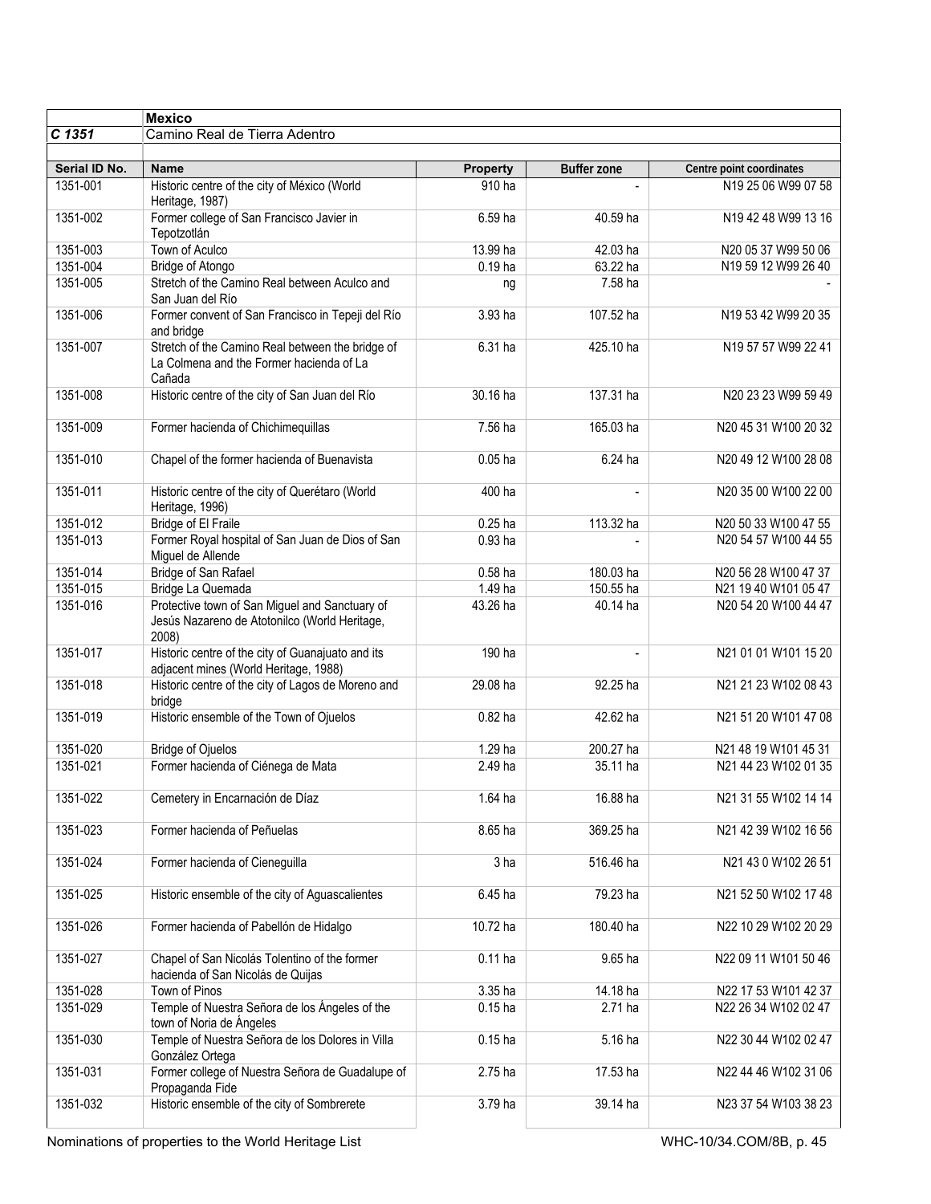| | **Mexico** | | | |
|---|---|---|---|---|
| ***C 1351*** | Camino Real de Tierra Adentro | | | |
| **Serial ID No.** | **Name** | **Property** | **Buffer zone** | **Centre point coordinates** |
| 1351-001 | Historic centre of the city of México (World Heritage, 1987) | 910 ha | - | N19 25 06 W99 07 58 |
| 1351-002 | Former college of San Francisco Javier in Tepotzotlán | 6.59 ha | 40.59 ha | N19 42 48 W99 13 16 |
| 1351-003 | Town of Aculco | 13.99 ha | 42.03 ha | N20 05 37 W99 50 06 |
| 1351-004 | Bridge of Atongo | 0.19 ha | 63.22 ha | N19 59 12 W99 26 40 |
| 1351-005 | Stretch of the Camino Real between Aculco and San Juan del Río | ng | 7.58 ha | - |
| 1351-006 | Former convent of San Francisco in Tepeji del Río and bridge | 3.93 ha | 107.52 ha | N19 53 42 W99 20 35 |
| 1351-007 | Stretch of the Camino Real between the bridge of La Colmena and the Former hacienda of La Cañada | 6.31 ha | 425.10 ha | N19 57 57 W99 22 41 |
| 1351-008 | Historic centre of the city of San Juan del Río | 30.16 ha | 137.31 ha | N20 23 23 W99 59 49 |
| 1351-009 | Former hacienda of Chichimequillas | 7.56 ha | 165.03 ha | N20 45 31 W100 20 32 |
| 1351-010 | Chapel of the former hacienda of Buenavista | 0.05 ha | 6.24 ha | N20 49 12 W100 28 08 |
| 1351-011 | Historic centre of the city of Querétaro (World Heritage, 1996) | 400 ha | - | N20 35 00 W100 22 00 |
| 1351-012 | Bridge of El Fraile | 0.25 ha | 113.32 ha | N20 50 33 W100 47 55 |
| 1351-013 | Former Royal hospital of San Juan de Dios of San Miguel de Allende | 0.93 ha | - | N20 54 57 W100 44 55 |
| 1351-014 | Bridge of San Rafael | 0.58 ha | 180.03 ha | N20 56 28 W100 47 37 |
| 1351-015 | Bridge La Quemada | 1.49 ha | 150.55 ha | N21 19 40 W101 05 47 |
| 1351-016 | Protective town of San Miguel and Sanctuary of Jesús Nazareno de Atotonilco (World Heritage, 2008) | 43.26 ha | 40.14 ha | N20 54 20 W100 44 47 |
| 1351-017 | Historic centre of the city of Guanajuato and its adjacent mines (World Heritage, 1988) | 190 ha | - | N21 01 01 W101 15 20 |
| 1351-018 | Historic centre of the city of Lagos de Moreno and bridge | 29.08 ha | 92.25 ha | N21 21 23 W102 08 43 |
| 1351-019 | Historic ensemble of the Town of Ojuelos | 0.82 ha | 42.62 ha | N21 51 20 W101 47 08 |
| 1351-020 | Bridge of Ojuelos | 1.29 ha | 200.27 ha | N21 48 19 W101 45 31 |
| 1351-021 | Former hacienda of Ciénega de Mata | 2.49 ha | 35.11 ha | N21 44 23 W102 01 35 |
| 1351-022 | Cemetery in Encarnación de Díaz | 1.64 ha | 16.88 ha | N21 31 55 W102 14 14 |
| 1351-023 | Former hacienda of Peñuelas | 8.65 ha | 369.25 ha | N21 42 39 W102 16 56 |
| 1351-024 | Former hacienda of Cieneguilla | 3 ha | 516.46 ha | N21 43 0 W102 26 51 |
| 1351-025 | Historic ensemble of the city of Aguascalientes | 6.45 ha | 79.23 ha | N21 52 50 W102 17 48 |
| 1351-026 | Former hacienda of Pabellón de Hidalgo | 10.72 ha | 180.40 ha | N22 10 29 W102 20 29 |
| 1351-027 | Chapel of San Nicolás Tolentino of the former hacienda of San Nicolás de Quijas | 0.11 ha | 9.65 ha | N22 09 11 W101 50 46 |
| 1351-028 | Town of Pinos | 3.35 ha | 14.18 ha | N22 17 53 W101 42 37 |
| 1351-029 | Temple of Nuestra Señora de los Ángeles of the town of Noria de Ángeles | 0.15 ha | 2.71 ha | N22 26 34 W102 02 47 |
| 1351-030 | Temple of Nuestra Señora de los Dolores in Villa González Ortega | 0.15 ha | 5.16 ha | N22 30 44 W102 02 47 |
| 1351-031 | Former college of Nuestra Señora de Guadalupe of Propaganda Fide | 2.75 ha | 17.53 ha | N22 44 46 W102 31 06 |
| 1351-032 | Historic ensemble of the city of Sombrerete | 3.79 ha | 39.14 ha | N23 37 54 W103 38 23 |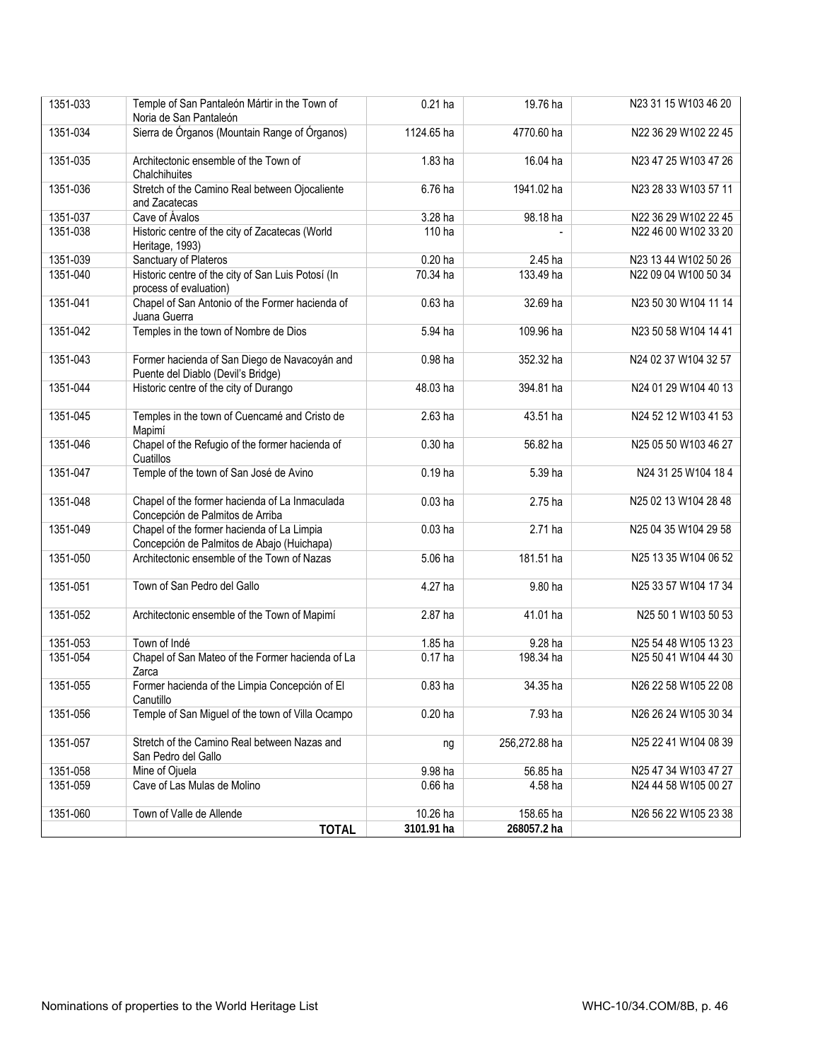| | | | | |
|---|---|---|---|---|
| 1351-033 | Temple of San Pantaleón Mártir in the Town of Noria de San Pantaleón | 0.21 ha | 19.76 ha | N23 31 15 W103 46 20 |
| 1351-034 | Sierra de Órganos (Mountain Range of Órganos) | 1124.65 ha | 4770.60 ha | N22 36 29 W102 22 45 |
| 1351-035 | Architectonic ensemble of the Town of Chalchihuites | 1.83 ha | 16.04 ha | N23 47 25 W103 47 26 |
| 1351-036 | Stretch of the Camino Real between Ojocaliente and Zacatecas | 6.76 ha | 1941.02 ha | N23 28 33 W103 57 11 |
| 1351-037 | Cave of Ávalos | 3.28 ha | 98.18 ha | N22 36 29 W102 22 45 |
| 1351-038 | Historic centre of the city of Zacatecas (World Heritage, 1993) | 110 ha | - | N22 46 00 W102 33 20 |
| 1351-039 | Sanctuary of Plateros | 0.20 ha | 2.45 ha | N23 13 44 W102 50 26 |
| 1351-040 | Historic centre of the city of San Luis Potosí (In process of evaluation) | 70.34 ha | 133.49 ha | N22 09 04 W100 50 34 |
| 1351-041 | Chapel of San Antonio of the Former hacienda of Juana Guerra | 0.63 ha | 32.69 ha | N23 50 30 W104 11 14 |
| 1351-042 | Temples in the town of Nombre de Dios | 5.94 ha | 109.96 ha | N23 50 58 W104 14 41 |
| 1351-043 | Former hacienda of San Diego de Navacoyán and Puente del Diablo (Devil's Bridge) | 0.98 ha | 352.32 ha | N24 02 37 W104 32 57 |
| 1351-044 | Historic centre of the city of Durango | 48.03 ha | 394.81 ha | N24 01 29 W104 40 13 |
| 1351-045 | Temples in the town of Cuencamé and Cristo de Mapimí | 2.63 ha | 43.51 ha | N24 52 12 W103 41 53 |
| 1351-046 | Chapel of the Refugio of the former hacienda of Cuatillos | 0.30 ha | 56.82 ha | N25 05 50 W103 46 27 |
| 1351-047 | Temple of the town of San José de Avino | 0.19 ha | 5.39 ha | N24 31 25 W104 18 4 |
| 1351-048 | Chapel of the former hacienda of La Inmaculada Concepción de Palmitos de Arriba | 0.03 ha | 2.75 ha | N25 02 13 W104 28 48 |
| 1351-049 | Chapel of the former hacienda of La Limpia Concepción de Palmitos de Abajo (Huichapa) | 0.03 ha | 2.71 ha | N25 04 35 W104 29 58 |
| 1351-050 | Architectonic ensemble of the Town of Nazas | 5.06 ha | 181.51 ha | N25 13 35 W104 06 52 |
| 1351-051 | Town of San Pedro del Gallo | 4.27 ha | 9.80 ha | N25 33 57 W104 17 34 |
| 1351-052 | Architectonic ensemble of the Town of Mapimí | 2.87 ha | 41.01 ha | N25 50 1 W103 50 53 |
| 1351-053 | Town of Indé | 1.85 ha | 9.28 ha | N25 54 48 W105 13 23 |
| 1351-054 | Chapel of San Mateo of the Former hacienda of La Zarca | 0.17 ha | 198.34 ha | N25 50 41 W104 44 30 |
| 1351-055 | Former hacienda of the Limpia Concepción of El Canutillo | 0.83 ha | 34.35 ha | N26 22 58 W105 22 08 |
| 1351-056 | Temple of San Miguel of the town of Villa Ocampo | 0.20 ha | 7.93 ha | N26 26 24 W105 30 34 |
| 1351-057 | Stretch of the Camino Real between Nazas and San Pedro del Gallo | ng | 256,272.88 ha | N25 22 41 W104 08 39 |
| 1351-058 | Mine of Ojuela | 9.98 ha | 56.85 ha | N25 47 34 W103 47 27 |
| 1351-059 | Cave of Las Mulas de Molino | 0.66 ha | 4.58 ha | N24 44 58 W105 00 27 |
| 1351-060 | Town of Valle de Allende | 10.26 ha | 158.65 ha | N26 56 22 W105 23 38 |
| | **TOTAL** | **3101.91 ha** | **268057.2 ha** | |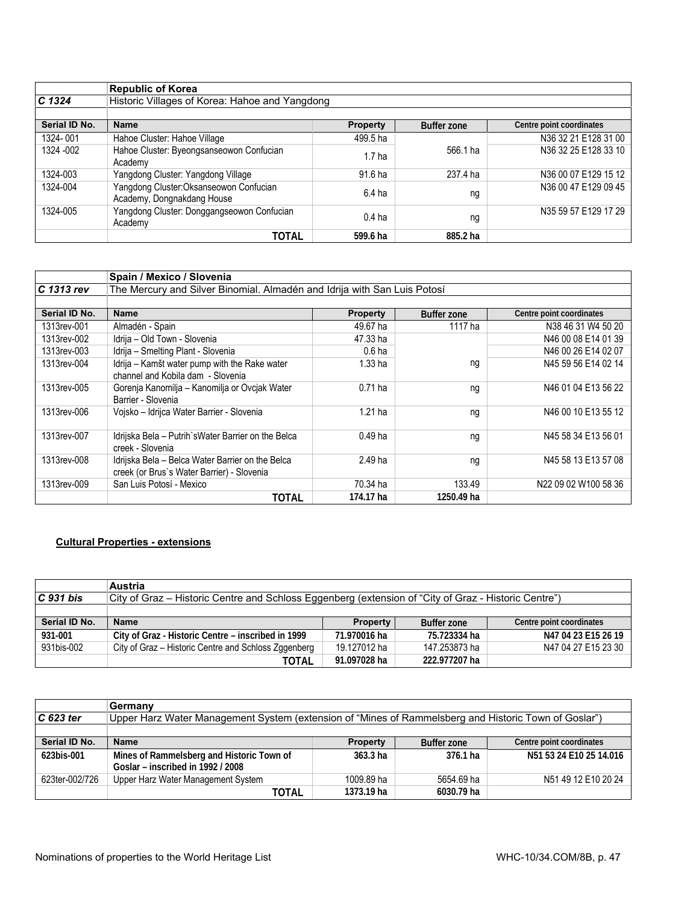| | Republic of Korea | | | |
|---|---|---|---|---|
| *C 1324* | Historic Villages of Korea: Hahoe and Yangdong | | | |
| | | | | |
| **Serial ID No.** | **Name** | **Property** | **Buffer zone** | **Centre point coordinates** |
| 1324- 001 | Hahoe Cluster: Hahoe Village | 499.5 ha | 566.1 ha | N36 32 21 E128 31 00 |
| 1324 -002 | Hahoe Cluster: Byeongsanseowon Confucian Academy | 1.7 ha | | N36 32 25 E128 33 10 |
| 1324-003 | Yangdong Cluster: Yangdong Village | 91.6 ha | 237.4 ha | N36 00 07 E129 15 12 |
| 1324-004 | Yangdong Cluster:Oksanseowon Confucian Academy, Dongnakdang House | 6.4 ha | ng | N36 00 47 E129 09 45 |
| 1324-005 | Yangdong Cluster: Donggangseowon Confucian Academy | 0.4 ha | ng | N35 59 57 E129 17 29 |
| | **TOTAL** | **599.6 ha** | **885.2 ha** | |

| | Spain / Mexico / Slovenia | | | |
|---|---|---|---|---|
| *C 1313 rev* | The Mercury and Silver Binomial. Almadén and Idrija with San Luis Potosí | | | |
| | | | | |
| **Serial ID No.** | **Name** | **Property** | **Buffer zone** | **Centre point coordinates** |
| 1313rev-001 | Almadén - Spain | 49.67 ha | 1117 ha | N38 46 31 W4 50 20 |
| 1313rev-002 | Idrija – Old Town - Slovenia | 47.33 ha | ng | N46 00 08 E14 01 39 |
| 1313rev-003 | Idrija – Smelting Plant - Slovenia | 0.6 ha | | N46 00 26 E14 02 07 |
| 1313rev-004 | Idrija – Kamšt water pump with the Rake water channel and Kobila dam - Slovenia | 1.33 ha | | N45 59 56 E14 02 14 |
| 1313rev-005 | Gorenja Kanomilja – Kanomilja or Ovcjak Water Barrier - Slovenia | 0.71 ha | ng | N46 01 04 E13 56 22 |
| 1313rev-006 | Vojsko – Idrijca Water Barrier - Slovenia | 1.21 ha | ng | N46 00 10 E13 55 12 |
| 1313rev-007 | Idrijska Bela – Putrih`sWater Barrier on the Belca creek - Slovenia | 0.49 ha | ng | N45 58 34 E13 56 01 |
| 1313rev-008 | Idrijska Bela – Belca Water Barrier on the Belca creek (or Brus`s Water Barrier) - Slovenia | 2.49 ha | ng | N45 58 13 E13 57 08 |
| 1313rev-009 | San Luis Potosí - Mexico | 70.34 ha | 133.49 | N22 09 02 W100 58 36 |
| | **TOTAL** | **174.17 ha** | **1250.49 ha** | |

**Cultural Properties - extensions**

| | Austria | | | |
|---|---|---|---|---|
| *C 931 bis* | City of Graz – Historic Centre and Schloss Eggenberg (extension of "City of Graz - Historic Centre") | | | |
| | | | | |
| **Serial ID No.** | **Name** | **Property** | **Buffer zone** | **Centre point coordinates** |
| **931-001** | **City of Graz - Historic Centre – inscribed in 1999** | **71.970016 ha** | **75.723334 ha** | **N47 04 23 E15 26 19** |
| 931bis-002 | City of Graz – Historic Centre and Schloss Zggenberg | 19.127012 ha | 147.253873 ha | N47 04 27 E15 23 30 |
| | **TOTAL** | **91.097028 ha** | **222.977207 ha** | |

| | Germany | | | |
|---|---|---|---|---|
| *C 623 ter* | Upper Harz Water Management System (extension of "Mines of Rammelsberg and Historic Town of Goslar") | | | |
| | | | | |
| **Serial ID No.** | **Name** | **Property** | **Buffer zone** | **Centre point coordinates** |
| **623bis-001** | **Mines of Rammelsberg and Historic Town of Goslar – inscribed in 1992 / 2008** | **363.3 ha** | **376.1 ha** | **N51 53 24 E10 25 14.016** |
| 623ter-002/726 | Upper Harz Water Management System | 1009.89 ha | 5654.69 ha | N51 49 12 E10 20 24 |
| | **TOTAL** | **1373.19 ha** | **6030.79 ha** | |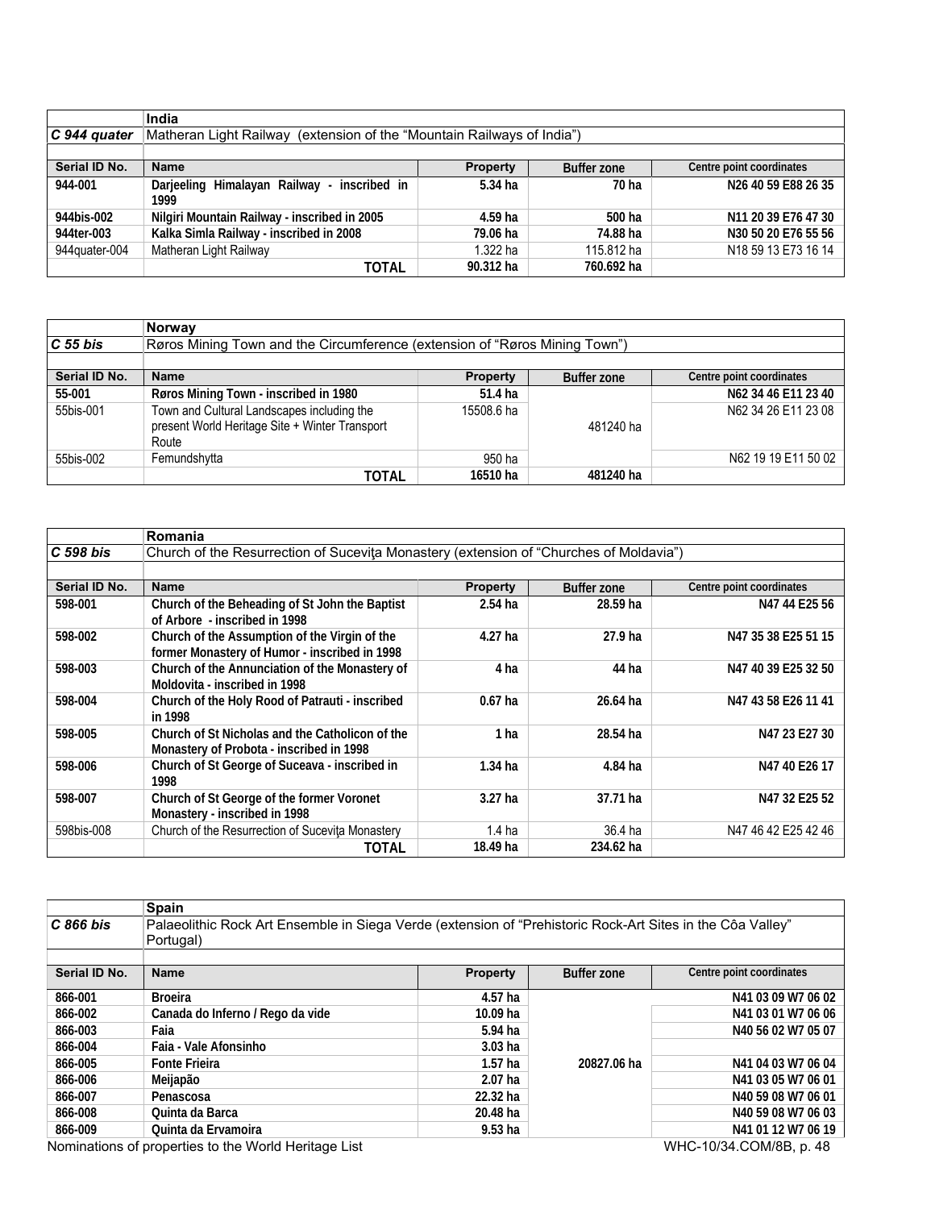| | India | | | |
|---|---|---|---|---|
| *C 944 quater* | Matheran Light Railway (extension of the "Mountain Railways of India") | | | |
| | | | | |
| **Serial ID No.** | **Name** | **Property** | **Buffer zone** | **Centre point coordinates** |
| **944-001** | **Darjeeling Himalayan Railway - inscribed in 1999** | **5.34 ha** | **70 ha** | **N26 40 59 E88 26 35** |
| **944bis-002** | **Nilgiri Mountain Railway - inscribed in 2005** | **4.59 ha** | **500 ha** | **N11 20 39 E76 47 30** |
| **944ter-003** | **Kalka Simla Railway - inscribed in 2008** | **79.06 ha** | **74.88 ha** | **N30 50 20 E76 55 56** |
| 944quater-004 | Matheran Light Railway | 1.322 ha | 115.812 ha | N18 59 13 E73 16 14 |
| | **TOTAL** | **90.312 ha** | **760.692 ha** | |

| | Norway | | | |
|---|---|---|---|---|
| *C 55 bis* | Røros Mining Town and the Circumference (extension of "Røros Mining Town") | | | |
| | | | | |
| **Serial ID No.** | **Name** | **Property** | **Buffer zone** | **Centre point coordinates** |
| **55-001** | **Røros Mining Town - inscribed in 1980** | **51.4 ha** | | **N62 34 46 E11 23 40** |
| 55bis-001 | Town and Cultural Landscapes including the present World Heritage Site + Winter Transport Route | 15508.6 ha | 481240 ha | N62 34 26 E11 23 08 |
| 55bis-002 | Femundshytta | 950 ha | | N62 19 19 E11 50 02 |
| | **TOTAL** | **16510 ha** | **481240 ha** | |

| | Romania | | | |
|---|---|---|---|---|
| *C 598 bis* | Church of the Resurrection of Suceviţa Monastery (extension of "Churches of Moldavia") | | | |
| | | | | |
| **Serial ID No.** | **Name** | **Property** | **Buffer zone** | **Centre point coordinates** |
| **598-001** | **Church of the Beheading of St John the Baptist of Arbore - inscribed in 1998** | **2.54 ha** | **28.59 ha** | **N47 44 E25 56** |
| **598-002** | **Church of the Assumption of the Virgin of the former Monastery of Humor - inscribed in 1998** | **4.27 ha** | **27.9 ha** | **N47 35 38 E25 51 15** |
| **598-003** | **Church of the Annunciation of the Monastery of Moldovita - inscribed in 1998** | **4 ha** | **44 ha** | **N47 40 39 E25 32 50** |
| **598-004** | **Church of the Holy Rood of Patrauti - inscribed in 1998** | **0.67 ha** | **26.64 ha** | **N47 43 58 E26 11 41** |
| **598-005** | **Church of St Nicholas and the Catholicon of the Monastery of Probota - inscribed in 1998** | **1 ha** | **28.54 ha** | **N47 23 E27 30** |
| **598-006** | **Church of St George of Suceava - inscribed in 1998** | **1.34 ha** | **4.84 ha** | **N47 40 E26 17** |
| **598-007** | **Church of St George of the former Voronet Monastery - inscribed in 1998** | **3.27 ha** | **37.71 ha** | **N47 32 E25 52** |
| 598bis-008 | Church of the Resurrection of Suceviţa Monastery | 1.4 ha | 36.4 ha | N47 46 42 E25 42 46 |
| | **TOTAL** | **18.49 ha** | **234.62 ha** | |

| | Spain | | | |
|---|---|---|---|---|
| *C 866 bis* | Palaeolithic Rock Art Ensemble in Siega Verde (extension of "Prehistoric Rock-Art Sites in the Côa Valley" Portugal) | | | |
| | | | | |
| **Serial ID No.** | **Name** | **Property** | **Buffer zone** | **Centre point coordinates** |
| **866-001** | **Broeira** | **4.57 ha** | | **N41 03 09 W7 06 02** |
| **866-002** | **Canada do Inferno / Rego da vide** | **10.09 ha** | | **N41 03 01 W7 06 06** |
| **866-003** | **Faia** | **5.94 ha** | | **N40 56 02 W7 05 07** |
| **866-004** | **Faia - Vale Afonsinho** | **3.03 ha** | | |
| **866-005** | **Fonte Frieira** | **1.57 ha** | **20827.06 ha** | **N41 04 03 W7 06 04** |
| **866-006** | **Meijapão** | **2.07 ha** | | **N41 03 05 W7 06 01** |
| **866-007** | **Penascosa** | **22.32 ha** | | **N40 59 08 W7 06 01** |
| **866-008** | **Quinta da Barca** | **20.48 ha** | | **N40 59 08 W7 06 03** |
| **866-009** | **Quinta da Ervamoira** | **9.53 ha** | | **N41 01 12 W7 06 19** |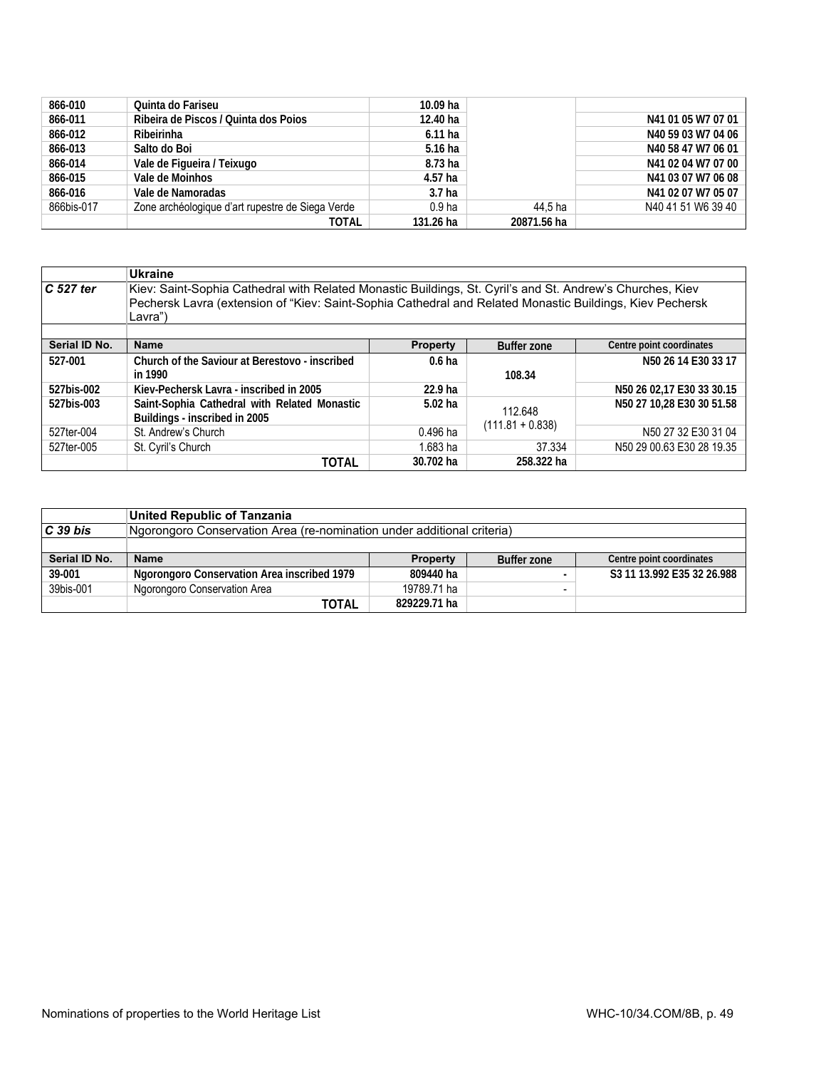| | | | | |
|---|---|---|---|---|
| **866-010** | **Quinta do Fariseu** | **10.09 ha** | | |
| **866-011** | **Ribeira de Piscos / Quinta dos Poios** | **12.40 ha** | | **N41 01 05 W7 07 01** |
| **866-012** | **Ribeirinha** | **6.11 ha** | | **N40 59 03 W7 04 06** |
| **866-013** | **Salto do Boi** | **5.16 ha** | | **N40 58 47 W7 06 01** |
| **866-014** | **Vale de Figueira / Teixugo** | **8.73 ha** | | **N41 02 04 W7 07 00** |
| **866-015** | **Vale de Moinhos** | **4.57 ha** | | **N41 03 07 W7 06 08** |
| **866-016** | **Vale de Namoradas** | **3.7 ha** | | **N41 02 07 W7 05 07** |
| 866bis-017 | Zone archéologique d'art rupestre de Siega Verde | 0.9 ha | 44,5 ha | N40 41 51 W6 39 40 |
| | **TOTAL** | **131.26 ha** | **20871.56 ha** | |

| | **Ukraine** | | | |
|---|---|---|---|---|
| ***C 527 ter*** | Kiev: Saint-Sophia Cathedral with Related Monastic Buildings, St. Cyril's and St. Andrew's Churches, Kiev Pechersk Lavra (extension of "Kiev: Saint-Sophia Cathedral and Related Monastic Buildings, Kiev Pechersk Lavra") | | | |
| | | | | |
| **Serial ID No.** | **Name** | **Property** | **Buffer zone** | **Centre point coordinates** |
| **527-001** | **Church of the Saviour at Berestovo - inscribed in 1990** | **0.6 ha** | **108.34** | **N50 26 14 E30 33 17** |
| **527bis-002** | **Kiev-Pechersk Lavra - inscribed in 2005** | **22.9 ha** | | **N50 26 02,17 E30 33 30.15** |
| **527bis-003** | **Saint-Sophia Cathedral with Related Monastic Buildings - inscribed in 2005** | **5.02 ha** | 112.648 (111.81 + 0.838) | **N50 27 10,28 E30 30 51.58** |
| 527ter-004 | St. Andrew's Church | 0.496 ha | | N50 27 32 E30 31 04 |
| 527ter-005 | St. Cyril's Church | 1.683 ha | 37.334 | N50 29 00.63 E30 28 19.35 |
| | **TOTAL** | **30.702 ha** | **258.322 ha** | |

| | **United Republic of Tanzania** | | | |
|---|---|---|---|---|
| ***C 39 bis*** | Ngorongoro Conservation Area (re-nomination under additional criteria) | | | |
| | | | | |
| **Serial ID No.** | **Name** | **Property** | **Buffer zone** | **Centre point coordinates** |
| **39-001** | **Ngorongoro Conservation Area inscribed 1979** | **809440 ha** | **-** | **S3 11 13.992 E35 32 26.988** |
| 39bis-001 | Ngorongoro Conservation Area | 19789.71 ha | - | |
| | **TOTAL** | **829229.71 ha** | | |